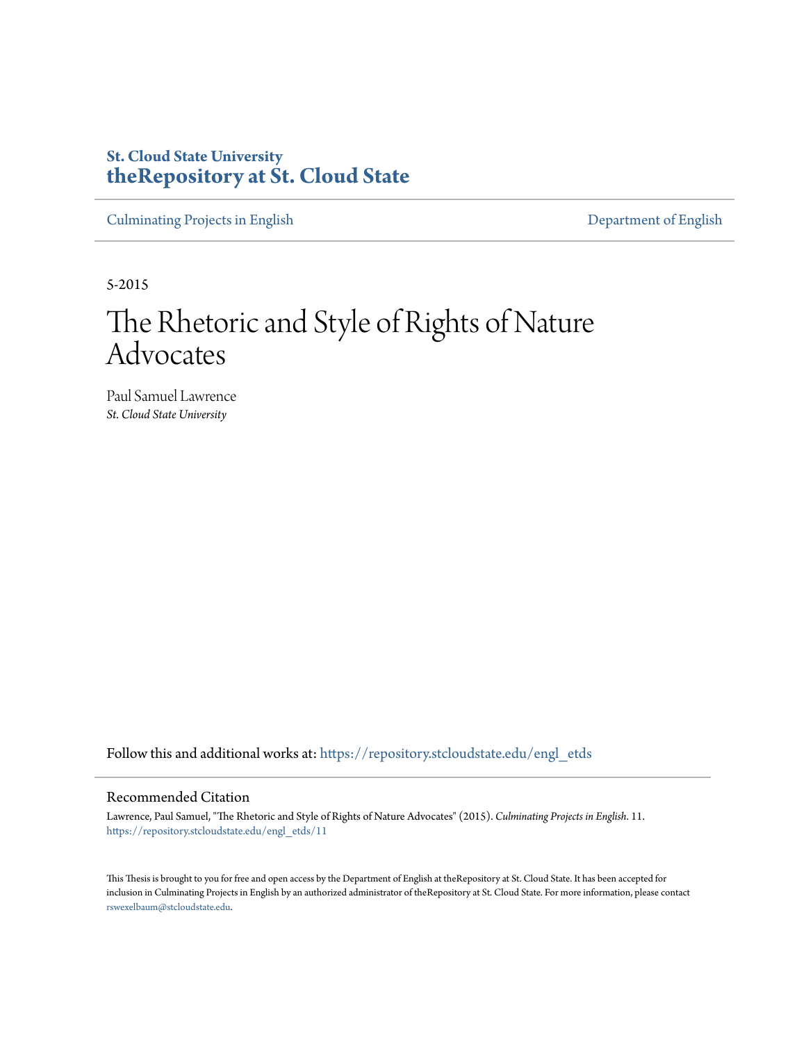**St. Cloud State University**
**theRepository at St. Cloud State**

Culminating Projects in English | Department of English

5-2015

# The Rhetoric and Style of Rights of Nature Advocates

Paul Samuel Lawrence
*St. Cloud State University*

Follow this and additional works at: https://repository.stcloudstate.edu/engl_etds

## Recommended Citation

Lawrence, Paul Samuel, "The Rhetoric and Style of Rights of Nature Advocates" (2015). *Culminating Projects in English*. 11. https://repository.stcloudstate.edu/engl_etds/11

This Thesis is brought to you for free and open access by the Department of English at theRepository at St. Cloud State. It has been accepted for inclusion in Culminating Projects in English by an authorized administrator of theRepository at St. Cloud State. For more information, please contact rswexelbaum@stcloudstate.edu.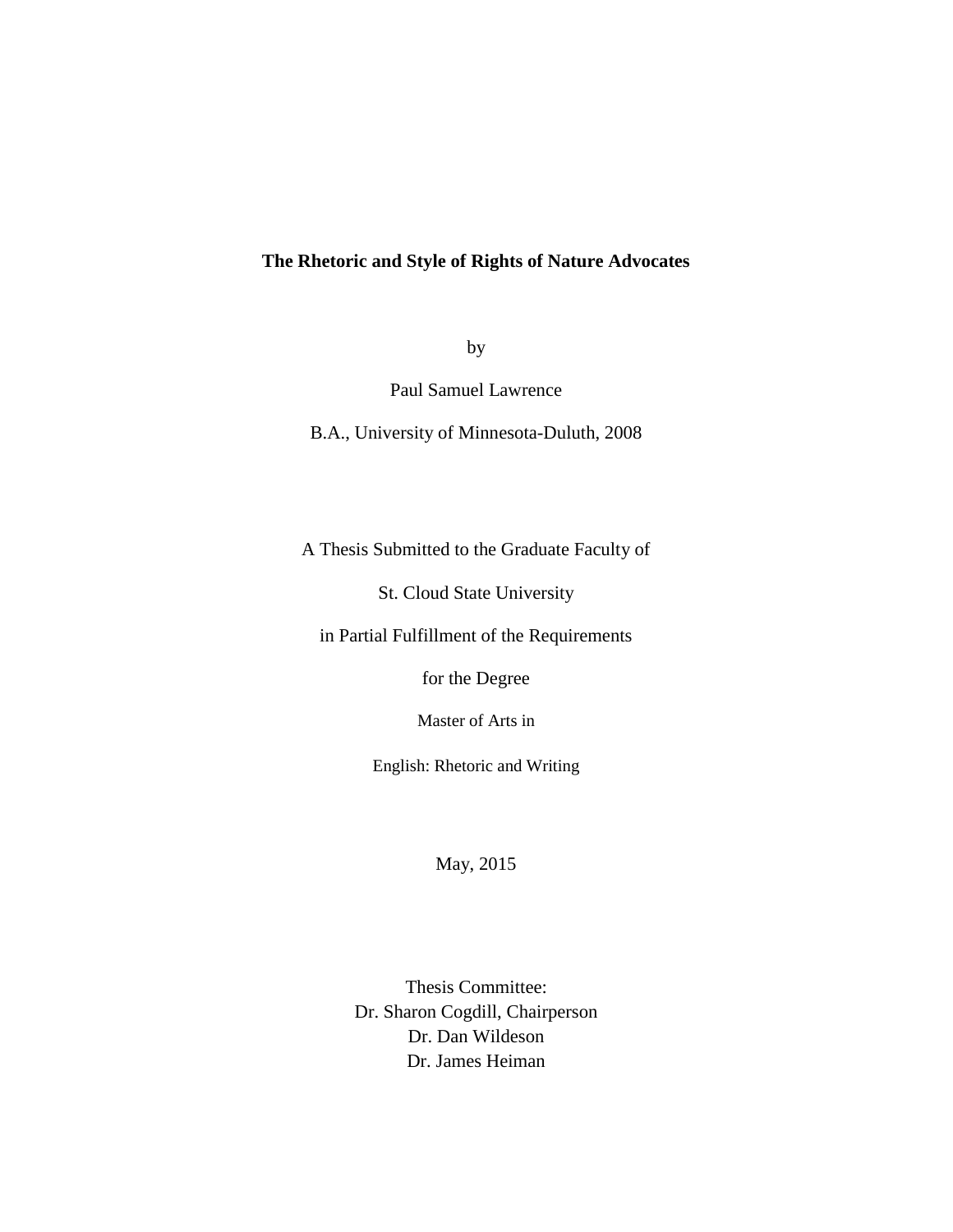**The Rhetoric and Style of Rights of Nature Advocates**

by

Paul Samuel Lawrence

B.A., University of Minnesota-Duluth, 2008

A Thesis Submitted to the Graduate Faculty of

St. Cloud State University

in Partial Fulfillment of the Requirements

for the Degree

Master of Arts in

English: Rhetoric and Writing

May, 2015

Thesis Committee:
Dr. Sharon Cogdill, Chairperson
Dr. Dan Wildeson
Dr. James Heiman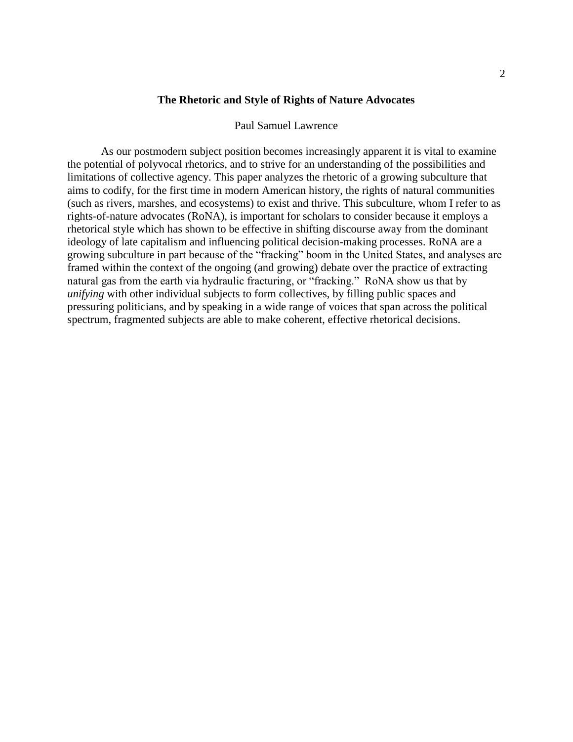# The Rhetoric and Style of Rights of Nature Advocates

Paul Samuel Lawrence

As our postmodern subject position becomes increasingly apparent it is vital to examine the potential of polyvocal rhetorics, and to strive for an understanding of the possibilities and limitations of collective agency. This paper analyzes the rhetoric of a growing subculture that aims to codify, for the first time in modern American history, the rights of natural communities (such as rivers, marshes, and ecosystems) to exist and thrive. This subculture, whom I refer to as rights-of-nature advocates (RoNA), is important for scholars to consider because it employs a rhetorical style which has shown to be effective in shifting discourse away from the dominant ideology of late capitalism and influencing political decision-making processes. RoNA are a growing subculture in part because of the "fracking" boom in the United States, and analyses are framed within the context of the ongoing (and growing) debate over the practice of extracting natural gas from the earth via hydraulic fracturing, or "fracking." RoNA show us that by *unifying* with other individual subjects to form collectives, by filling public spaces and pressuring politicians, and by speaking in a wide range of voices that span across the political spectrum, fragmented subjects are able to make coherent, effective rhetorical decisions.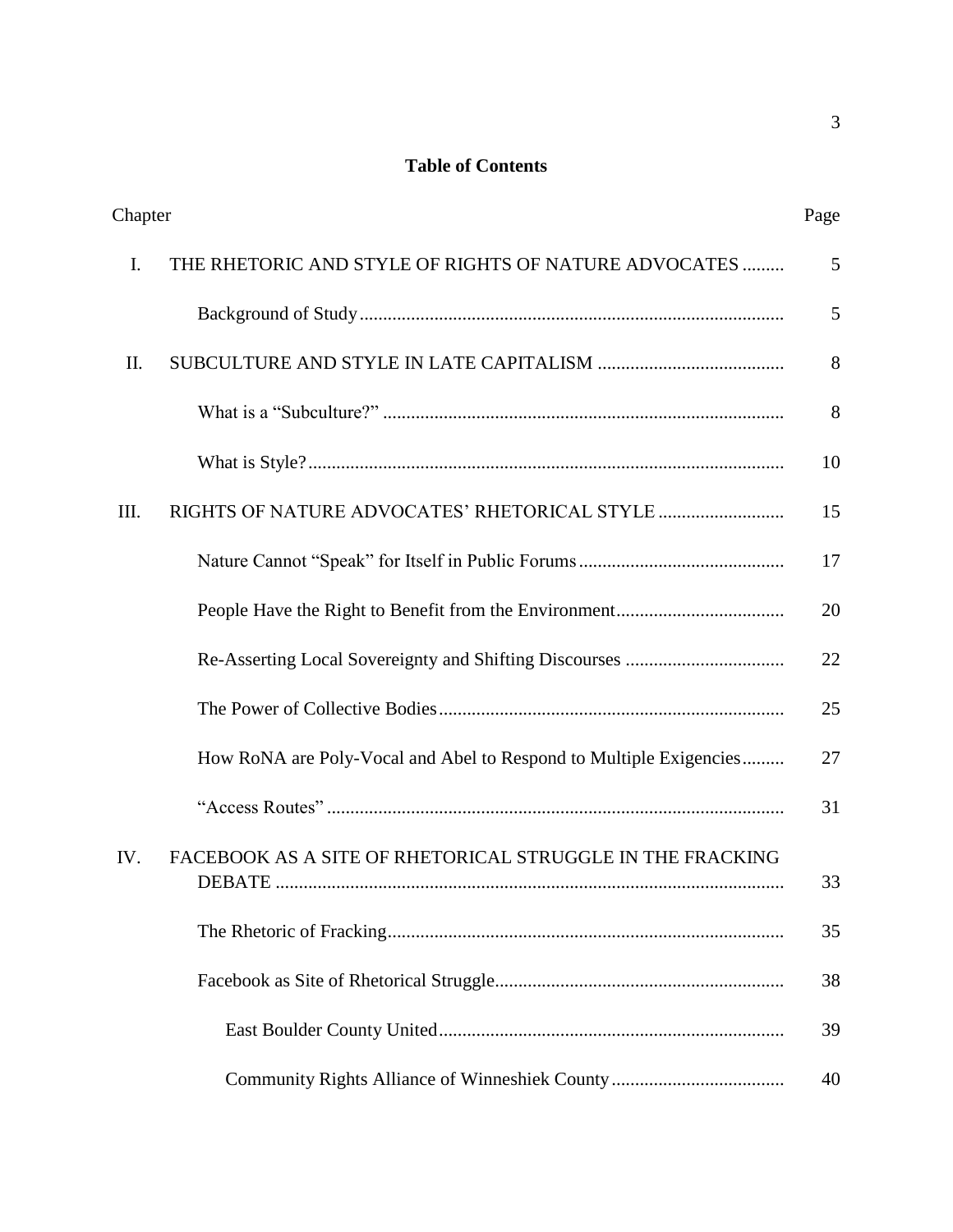**Table of Contents**

| Chapter | | Page |
|---|---|---|
| I. | THE RHETORIC AND STYLE OF RIGHTS OF NATURE ADVOCATES | 5 |
| | Background of Study | 5 |
| II. | SUBCULTURE AND STYLE IN LATE CAPITALISM | 8 |
| | What is a "Subculture?" | 8 |
| | What is Style? | 10 |
| III. | RIGHTS OF NATURE ADVOCATES' RHETORICAL STYLE | 15 |
| | Nature Cannot "Speak" for Itself in Public Forums | 17 |
| | People Have the Right to Benefit from the Environment | 20 |
| | Re-Asserting Local Sovereignty and Shifting Discourses | 22 |
| | The Power of Collective Bodies | 25 |
| | How RoNA are Poly-Vocal and Abel to Respond to Multiple Exigencies | 27 |
| | "Access Routes" | 31 |
| IV. | FACEBOOK AS A SITE OF RHETORICAL STRUGGLE IN THE FRACKING DEBATE | 33 |
| | The Rhetoric of Fracking | 35 |
| | Facebook as Site of Rhetorical Struggle | 38 |
| | East Boulder County United | 39 |
| | Community Rights Alliance of Winneshiek County | 40 |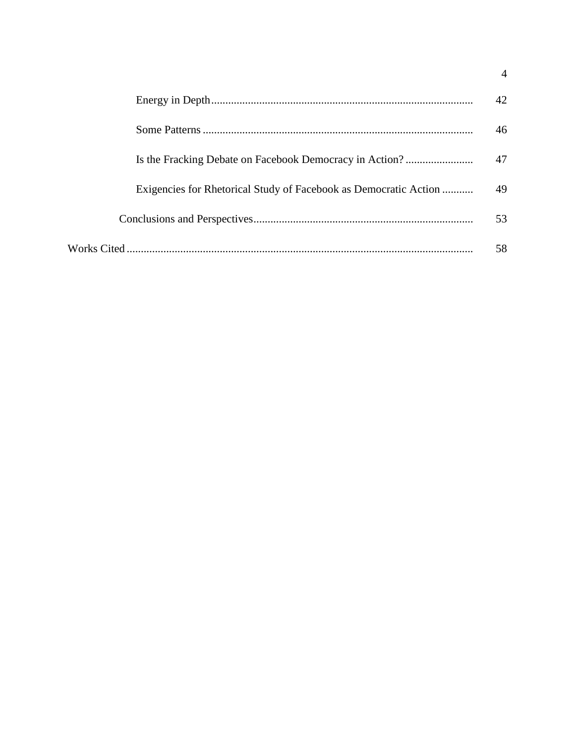| | |
|---|---|
| Energy in Depth | 42 |
| Some Patterns | 46 |
| Is the Fracking Debate on Facebook Democracy in Action? | 47 |
| Exigencies for Rhetorical Study of Facebook as Democratic Action | 49 |
| Conclusions and Perspectives | 53 |
| Works Cited | 58 |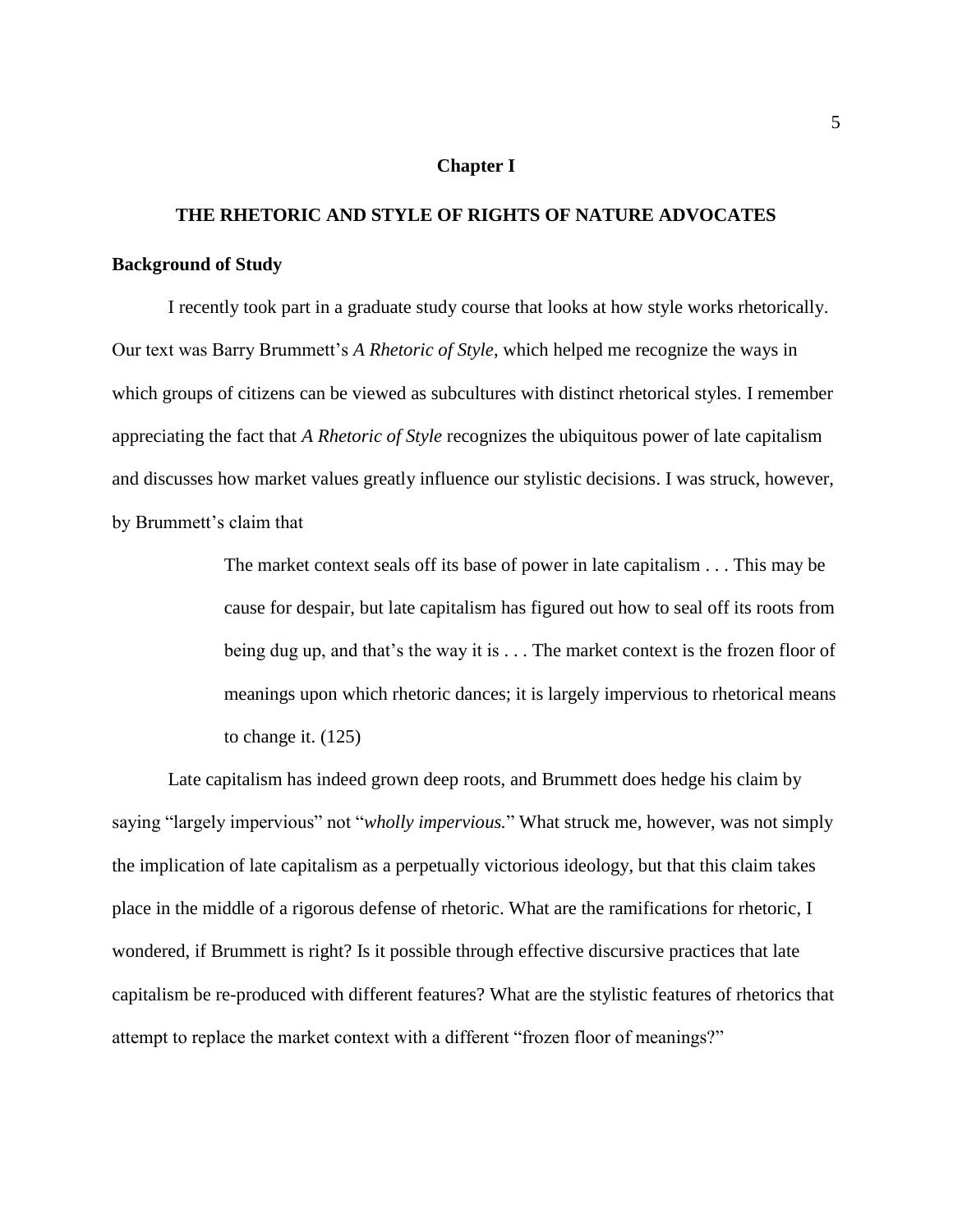# Chapter I

## THE RHETORIC AND STYLE OF RIGHTS OF NATURE ADVOCATES

### Background of Study

I recently took part in a graduate study course that looks at how style works rhetorically. Our text was Barry Brummett's *A Rhetoric of Style*, which helped me recognize the ways in which groups of citizens can be viewed as subcultures with distinct rhetorical styles. I remember appreciating the fact that *A Rhetoric of Style* recognizes the ubiquitous power of late capitalism and discusses how market values greatly influence our stylistic decisions. I was struck, however, by Brummett's claim that

> The market context seals off its base of power in late capitalism . . . This may be cause for despair, but late capitalism has figured out how to seal off its roots from being dug up, and that's the way it is . . . The market context is the frozen floor of meanings upon which rhetoric dances; it is largely impervious to rhetorical means to change it. (125)

Late capitalism has indeed grown deep roots, and Brummett does hedge his claim by saying "largely impervious" not "*wholly impervious.*" What struck me, however, was not simply the implication of late capitalism as a perpetually victorious ideology, but that this claim takes place in the middle of a rigorous defense of rhetoric. What are the ramifications for rhetoric, I wondered, if Brummett is right? Is it possible through effective discursive practices that late capitalism be re-produced with different features? What are the stylistic features of rhetorics that attempt to replace the market context with a different "frozen floor of meanings?"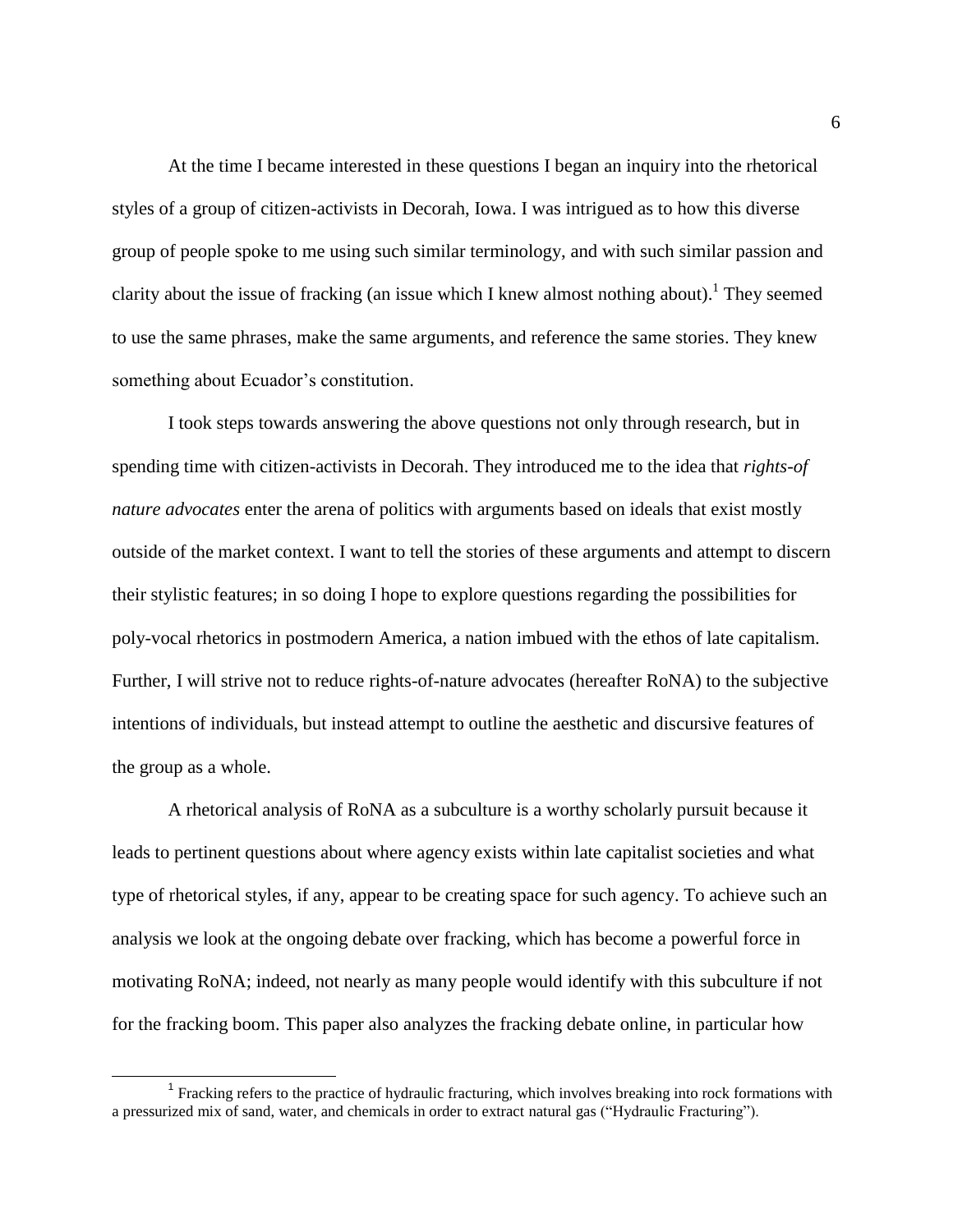At the time I became interested in these questions I began an inquiry into the rhetorical styles of a group of citizen-activists in Decorah, Iowa. I was intrigued as to how this diverse group of people spoke to me using such similar terminology, and with such similar passion and clarity about the issue of fracking (an issue which I knew almost nothing about).[1] They seemed to use the same phrases, make the same arguments, and reference the same stories. They knew something about Ecuador's constitution.

I took steps towards answering the above questions not only through research, but in spending time with citizen-activists in Decorah. They introduced me to the idea that *rights-of nature advocates* enter the arena of politics with arguments based on ideals that exist mostly outside of the market context. I want to tell the stories of these arguments and attempt to discern their stylistic features; in so doing I hope to explore questions regarding the possibilities for poly-vocal rhetorics in postmodern America, a nation imbued with the ethos of late capitalism. Further, I will strive not to reduce rights-of-nature advocates (hereafter RoNA) to the subjective intentions of individuals, but instead attempt to outline the aesthetic and discursive features of the group as a whole.

A rhetorical analysis of RoNA as a subculture is a worthy scholarly pursuit because it leads to pertinent questions about where agency exists within late capitalist societies and what type of rhetorical styles, if any, appear to be creating space for such agency. To achieve such an analysis we look at the ongoing debate over fracking, which has become a powerful force in motivating RoNA; indeed, not nearly as many people would identify with this subculture if not for the fracking boom. This paper also analyzes the fracking debate online, in particular how

[1] Fracking refers to the practice of hydraulic fracturing, which involves breaking into rock formations with a pressurized mix of sand, water, and chemicals in order to extract natural gas ("Hydraulic Fracturing").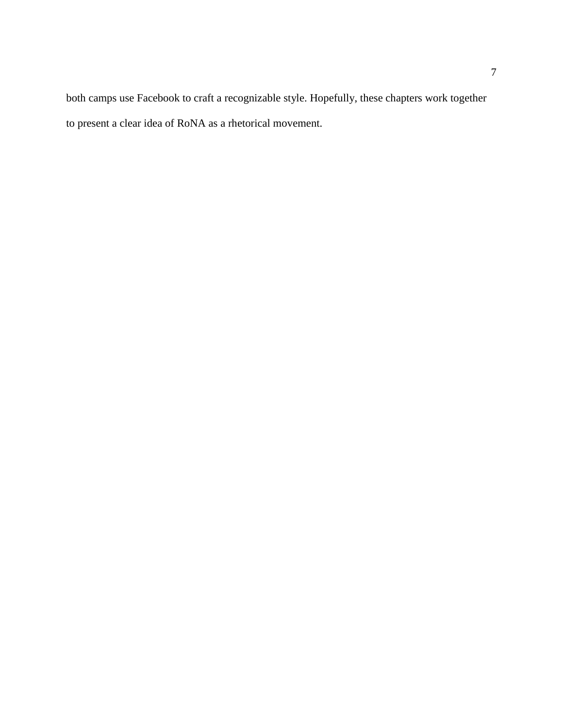both camps use Facebook to craft a recognizable style. Hopefully, these chapters work together to present a clear idea of RoNA as a rhetorical movement.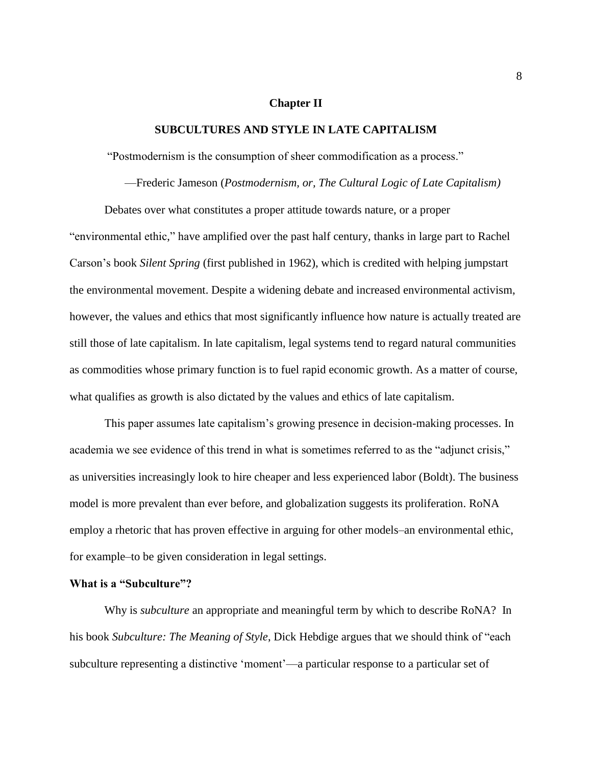# Chapter II

## SUBCULTURES AND STYLE IN LATE CAPITALISM

"Postmodernism is the consumption of sheer commodification as a process."

—Frederic Jameson (*Postmodernism, or, The Cultural Logic of Late Capitalism)*

Debates over what constitutes a proper attitude towards nature, or a proper "environmental ethic," have amplified over the past half century, thanks in large part to Rachel Carson's book *Silent Spring* (first published in 1962), which is credited with helping jumpstart the environmental movement. Despite a widening debate and increased environmental activism, however, the values and ethics that most significantly influence how nature is actually treated are still those of late capitalism. In late capitalism, legal systems tend to regard natural communities as commodities whose primary function is to fuel rapid economic growth. As a matter of course, what qualifies as growth is also dictated by the values and ethics of late capitalism.

This paper assumes late capitalism's growing presence in decision-making processes. In academia we see evidence of this trend in what is sometimes referred to as the "adjunct crisis," as universities increasingly look to hire cheaper and less experienced labor (Boldt). The business model is more prevalent than ever before, and globalization suggests its proliferation. RoNA employ a rhetoric that has proven effective in arguing for other models–an environmental ethic, for example–to be given consideration in legal settings.

### What is a "Subculture"?

Why is *subculture* an appropriate and meaningful term by which to describe RoNA? In his book *Subculture: The Meaning of Style*, Dick Hebdige argues that we should think of "each subculture representing a distinctive 'moment'—a particular response to a particular set of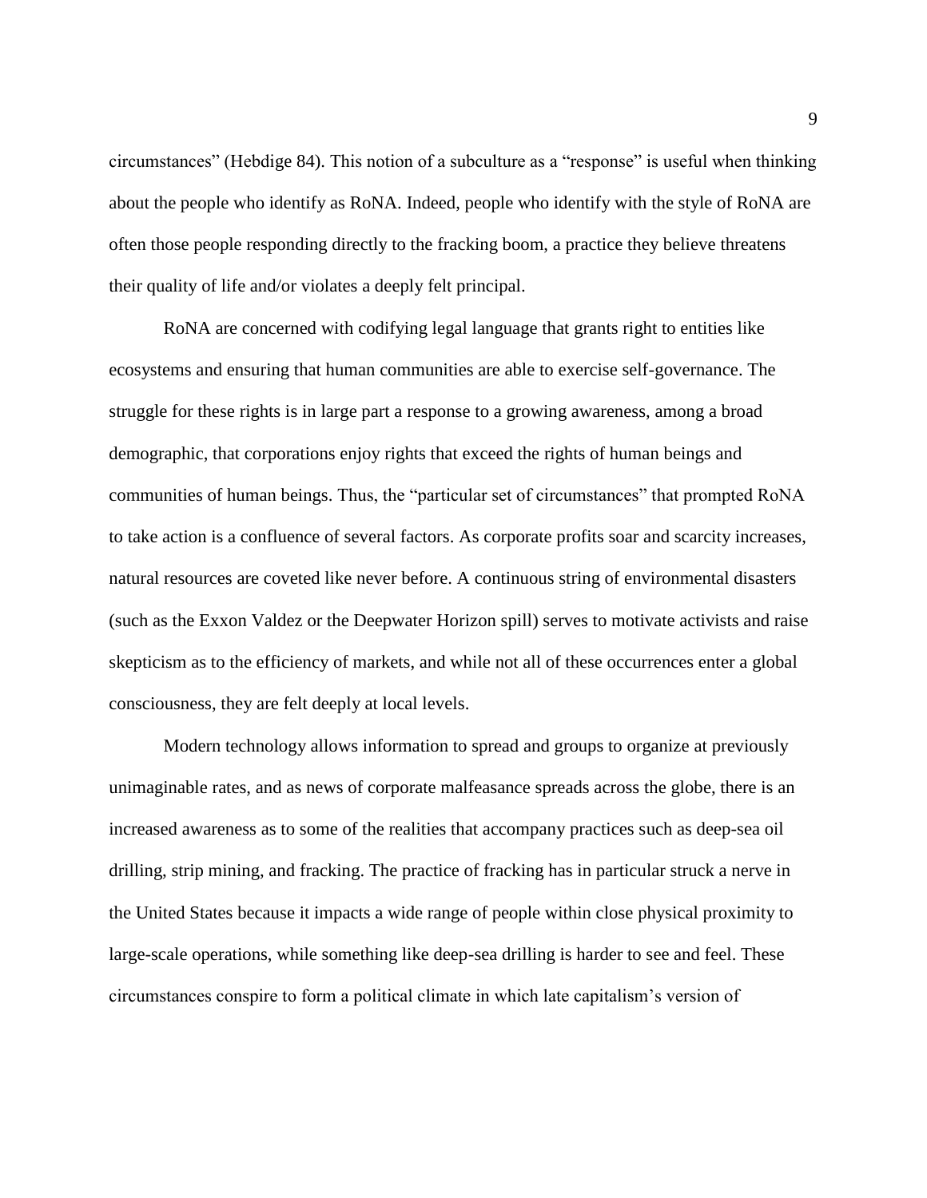circumstances" (Hebdige 84). This notion of a subculture as a "response" is useful when thinking about the people who identify as RoNA. Indeed, people who identify with the style of RoNA are often those people responding directly to the fracking boom, a practice they believe threatens their quality of life and/or violates a deeply felt principal.

RoNA are concerned with codifying legal language that grants right to entities like ecosystems and ensuring that human communities are able to exercise self-governance. The struggle for these rights is in large part a response to a growing awareness, among a broad demographic, that corporations enjoy rights that exceed the rights of human beings and communities of human beings. Thus, the "particular set of circumstances" that prompted RoNA to take action is a confluence of several factors. As corporate profits soar and scarcity increases, natural resources are coveted like never before. A continuous string of environmental disasters (such as the Exxon Valdez or the Deepwater Horizon spill) serves to motivate activists and raise skepticism as to the efficiency of markets, and while not all of these occurrences enter a global consciousness, they are felt deeply at local levels.

Modern technology allows information to spread and groups to organize at previously unimaginable rates, and as news of corporate malfeasance spreads across the globe, there is an increased awareness as to some of the realities that accompany practices such as deep-sea oil drilling, strip mining, and fracking. The practice of fracking has in particular struck a nerve in the United States because it impacts a wide range of people within close physical proximity to large-scale operations, while something like deep-sea drilling is harder to see and feel. These circumstances conspire to form a political climate in which late capitalism's version of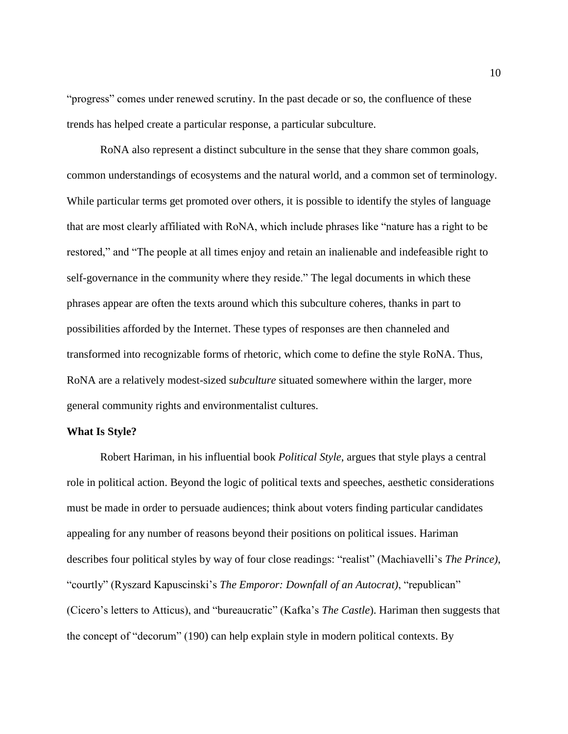"progress" comes under renewed scrutiny. In the past decade or so, the confluence of these trends has helped create a particular response, a particular subculture.

RoNA also represent a distinct subculture in the sense that they share common goals, common understandings of ecosystems and the natural world, and a common set of terminology. While particular terms get promoted over others, it is possible to identify the styles of language that are most clearly affiliated with RoNA, which include phrases like "nature has a right to be restored," and "The people at all times enjoy and retain an inalienable and indefeasible right to self-governance in the community where they reside." The legal documents in which these phrases appear are often the texts around which this subculture coheres, thanks in part to possibilities afforded by the Internet. These types of responses are then channeled and transformed into recognizable forms of rhetoric, which come to define the style RoNA. Thus, RoNA are a relatively modest-sized s*ubculture* situated somewhere within the larger, more general community rights and environmentalist cultures.

**What Is Style?**

Robert Hariman, in his influential book *Political Style*, argues that style plays a central role in political action. Beyond the logic of political texts and speeches, aesthetic considerations must be made in order to persuade audiences; think about voters finding particular candidates appealing for any number of reasons beyond their positions on political issues. Hariman describes four political styles by way of four close readings: "realist" (Machiavelli's *The Prince)*, "courtly" (Ryszard Kapuscinski's *The Emporor: Downfall of an Autocrat)*, "republican" (Cicero's letters to Atticus), and "bureaucratic" (Kafka's *The Castle*). Hariman then suggests that the concept of "decorum" (190) can help explain style in modern political contexts. By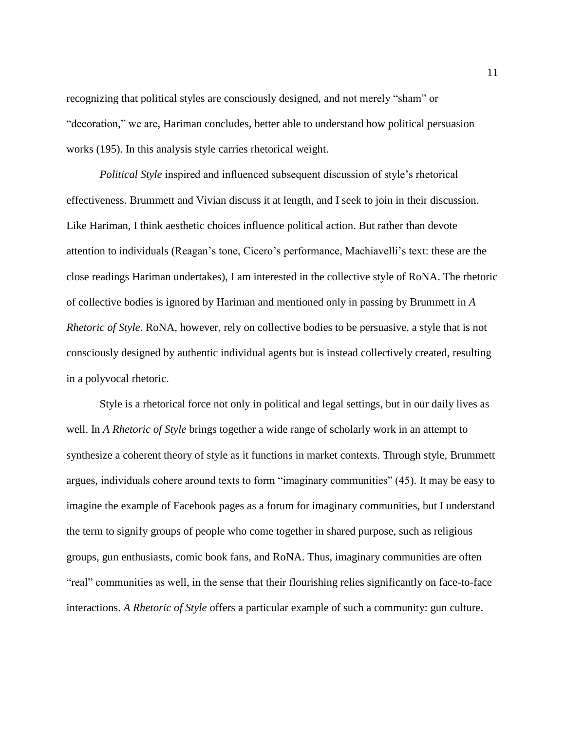recognizing that political styles are consciously designed, and not merely "sham" or "decoration," we are, Hariman concludes, better able to understand how political persuasion works (195). In this analysis style carries rhetorical weight.

*Political Style* inspired and influenced subsequent discussion of style's rhetorical effectiveness. Brummett and Vivian discuss it at length, and I seek to join in their discussion. Like Hariman, I think aesthetic choices influence political action. But rather than devote attention to individuals (Reagan's tone, Cicero's performance, Machiavelli's text: these are the close readings Hariman undertakes), I am interested in the collective style of RoNA. The rhetoric of collective bodies is ignored by Hariman and mentioned only in passing by Brummett in *A Rhetoric of Style*. RoNA, however, rely on collective bodies to be persuasive, a style that is not consciously designed by authentic individual agents but is instead collectively created, resulting in a polyvocal rhetoric.

Style is a rhetorical force not only in political and legal settings, but in our daily lives as well. In *A Rhetoric of Style* brings together a wide range of scholarly work in an attempt to synthesize a coherent theory of style as it functions in market contexts. Through style, Brummett argues, individuals cohere around texts to form "imaginary communities" (45). It may be easy to imagine the example of Facebook pages as a forum for imaginary communities, but I understand the term to signify groups of people who come together in shared purpose, such as religious groups, gun enthusiasts, comic book fans, and RoNA. Thus, imaginary communities are often "real" communities as well, in the sense that their flourishing relies significantly on face-to-face interactions. *A Rhetoric of Style* offers a particular example of such a community: gun culture.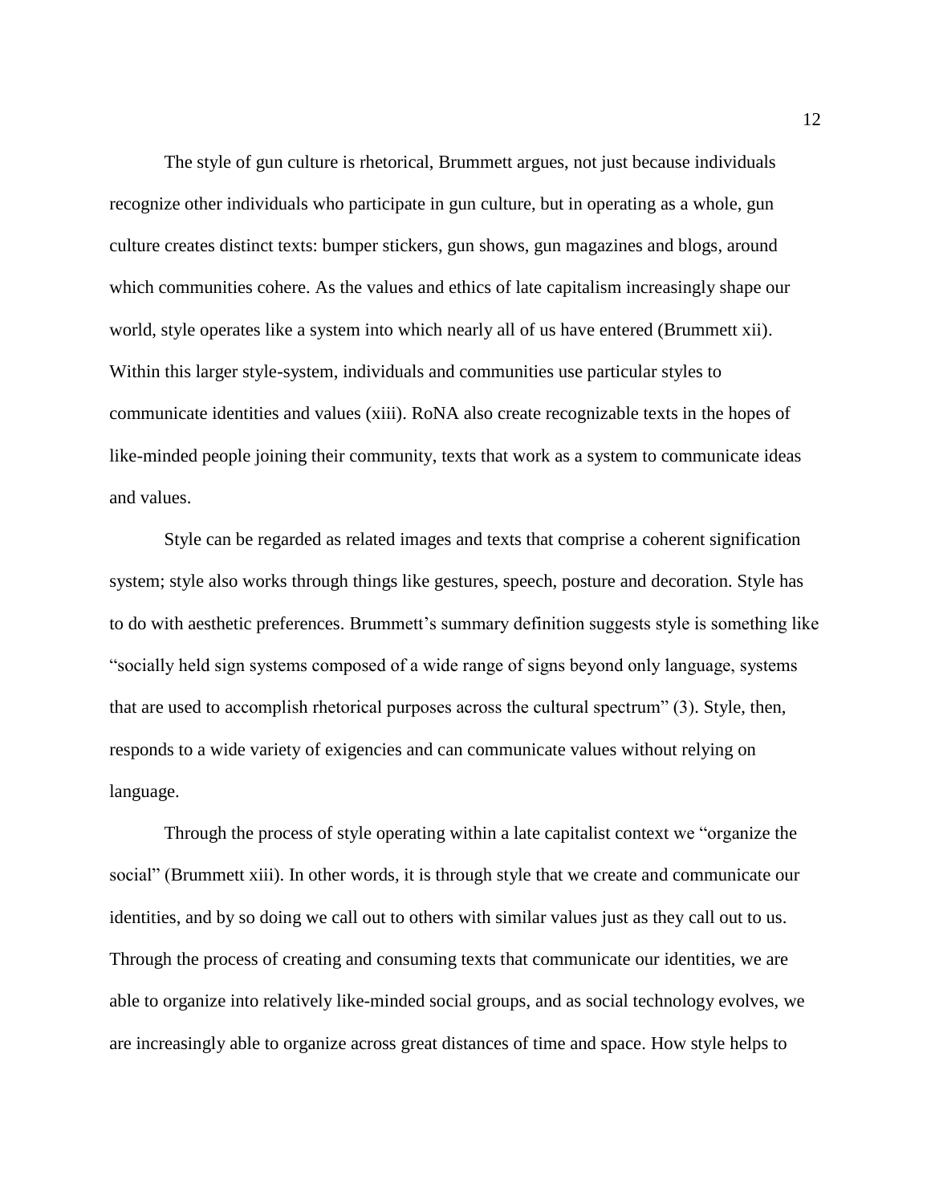The style of gun culture is rhetorical, Brummett argues, not just because individuals recognize other individuals who participate in gun culture, but in operating as a whole, gun culture creates distinct texts: bumper stickers, gun shows, gun magazines and blogs, around which communities cohere. As the values and ethics of late capitalism increasingly shape our world, style operates like a system into which nearly all of us have entered (Brummett xii). Within this larger style-system, individuals and communities use particular styles to communicate identities and values (xiii). RoNA also create recognizable texts in the hopes of like-minded people joining their community, texts that work as a system to communicate ideas and values.

Style can be regarded as related images and texts that comprise a coherent signification system; style also works through things like gestures, speech, posture and decoration. Style has to do with aesthetic preferences. Brummett's summary definition suggests style is something like "socially held sign systems composed of a wide range of signs beyond only language, systems that are used to accomplish rhetorical purposes across the cultural spectrum" (3). Style, then, responds to a wide variety of exigencies and can communicate values without relying on language.

Through the process of style operating within a late capitalist context we "organize the social" (Brummett xiii). In other words, it is through style that we create and communicate our identities, and by so doing we call out to others with similar values just as they call out to us. Through the process of creating and consuming texts that communicate our identities, we are able to organize into relatively like-minded social groups, and as social technology evolves, we are increasingly able to organize across great distances of time and space. How style helps to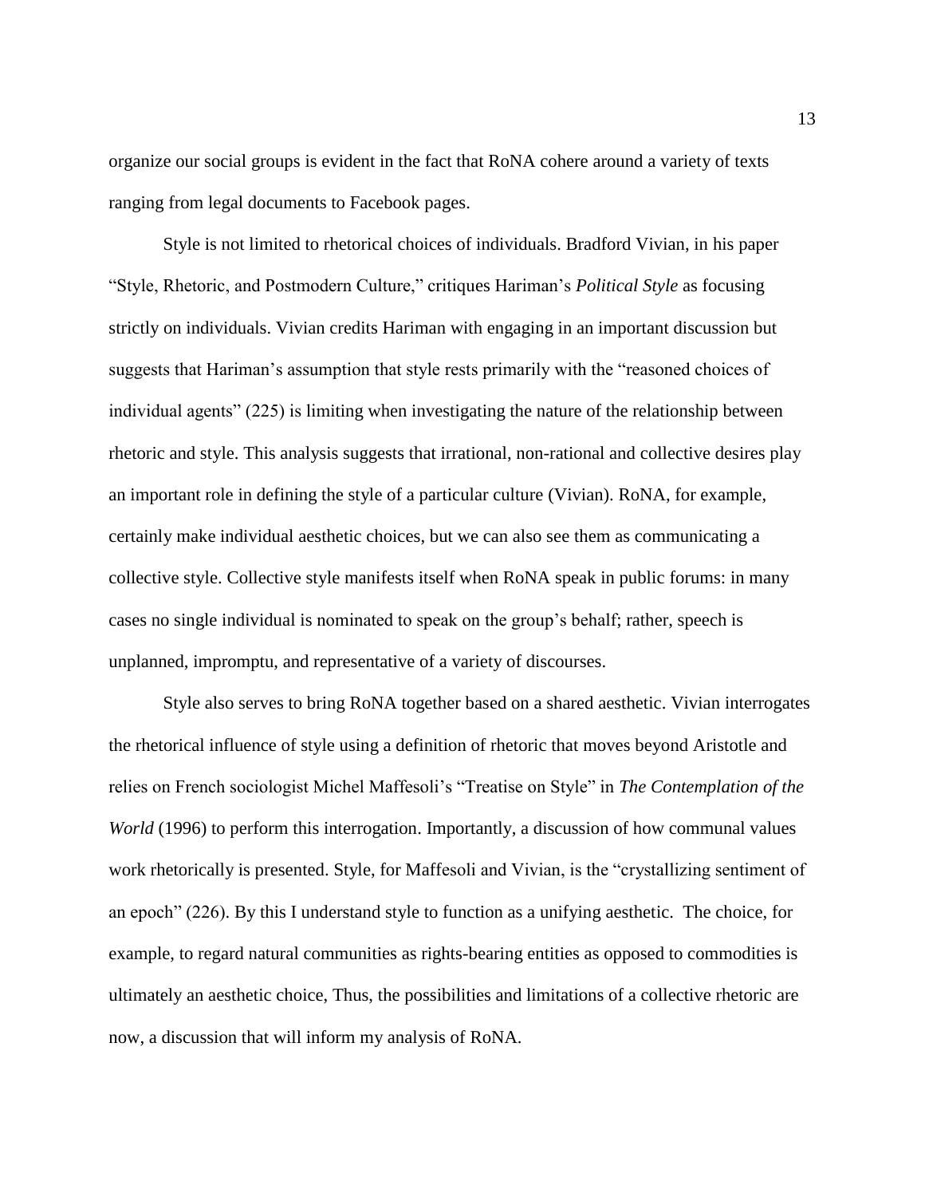organize our social groups is evident in the fact that RoNA cohere around a variety of texts ranging from legal documents to Facebook pages.

Style is not limited to rhetorical choices of individuals. Bradford Vivian, in his paper "Style, Rhetoric, and Postmodern Culture," critiques Hariman's *Political Style* as focusing strictly on individuals. Vivian credits Hariman with engaging in an important discussion but suggests that Hariman's assumption that style rests primarily with the "reasoned choices of individual agents" (225) is limiting when investigating the nature of the relationship between rhetoric and style. This analysis suggests that irrational, non-rational and collective desires play an important role in defining the style of a particular culture (Vivian). RoNA, for example, certainly make individual aesthetic choices, but we can also see them as communicating a collective style. Collective style manifests itself when RoNA speak in public forums: in many cases no single individual is nominated to speak on the group's behalf; rather, speech is unplanned, impromptu, and representative of a variety of discourses.

Style also serves to bring RoNA together based on a shared aesthetic. Vivian interrogates the rhetorical influence of style using a definition of rhetoric that moves beyond Aristotle and relies on French sociologist Michel Maffesoli's "Treatise on Style" in *The Contemplation of the World* (1996) to perform this interrogation. Importantly, a discussion of how communal values work rhetorically is presented. Style, for Maffesoli and Vivian, is the "crystallizing sentiment of an epoch" (226). By this I understand style to function as a unifying aesthetic. The choice, for example, to regard natural communities as rights-bearing entities as opposed to commodities is ultimately an aesthetic choice, Thus, the possibilities and limitations of a collective rhetoric are now, a discussion that will inform my analysis of RoNA.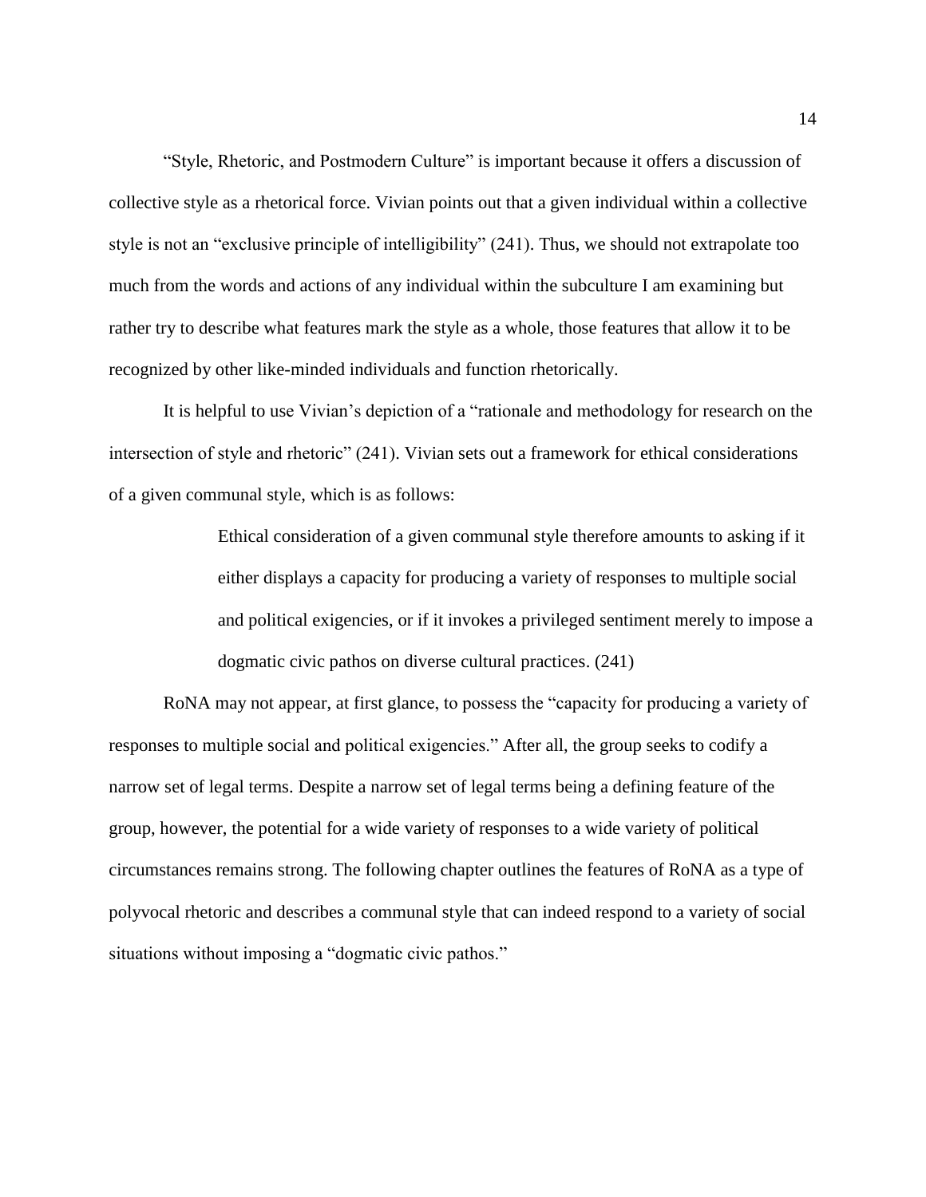"Style, Rhetoric, and Postmodern Culture" is important because it offers a discussion of collective style as a rhetorical force. Vivian points out that a given individual within a collective style is not an "exclusive principle of intelligibility" (241). Thus, we should not extrapolate too much from the words and actions of any individual within the subculture I am examining but rather try to describe what features mark the style as a whole, those features that allow it to be recognized by other like-minded individuals and function rhetorically.

It is helpful to use Vivian's depiction of a "rationale and methodology for research on the intersection of style and rhetoric" (241). Vivian sets out a framework for ethical considerations of a given communal style, which is as follows:

> Ethical consideration of a given communal style therefore amounts to asking if it either displays a capacity for producing a variety of responses to multiple social and political exigencies, or if it invokes a privileged sentiment merely to impose a dogmatic civic pathos on diverse cultural practices. (241)

RoNA may not appear, at first glance, to possess the "capacity for producing a variety of responses to multiple social and political exigencies." After all, the group seeks to codify a narrow set of legal terms. Despite a narrow set of legal terms being a defining feature of the group, however, the potential for a wide variety of responses to a wide variety of political circumstances remains strong. The following chapter outlines the features of RoNA as a type of polyvocal rhetoric and describes a communal style that can indeed respond to a variety of social situations without imposing a "dogmatic civic pathos."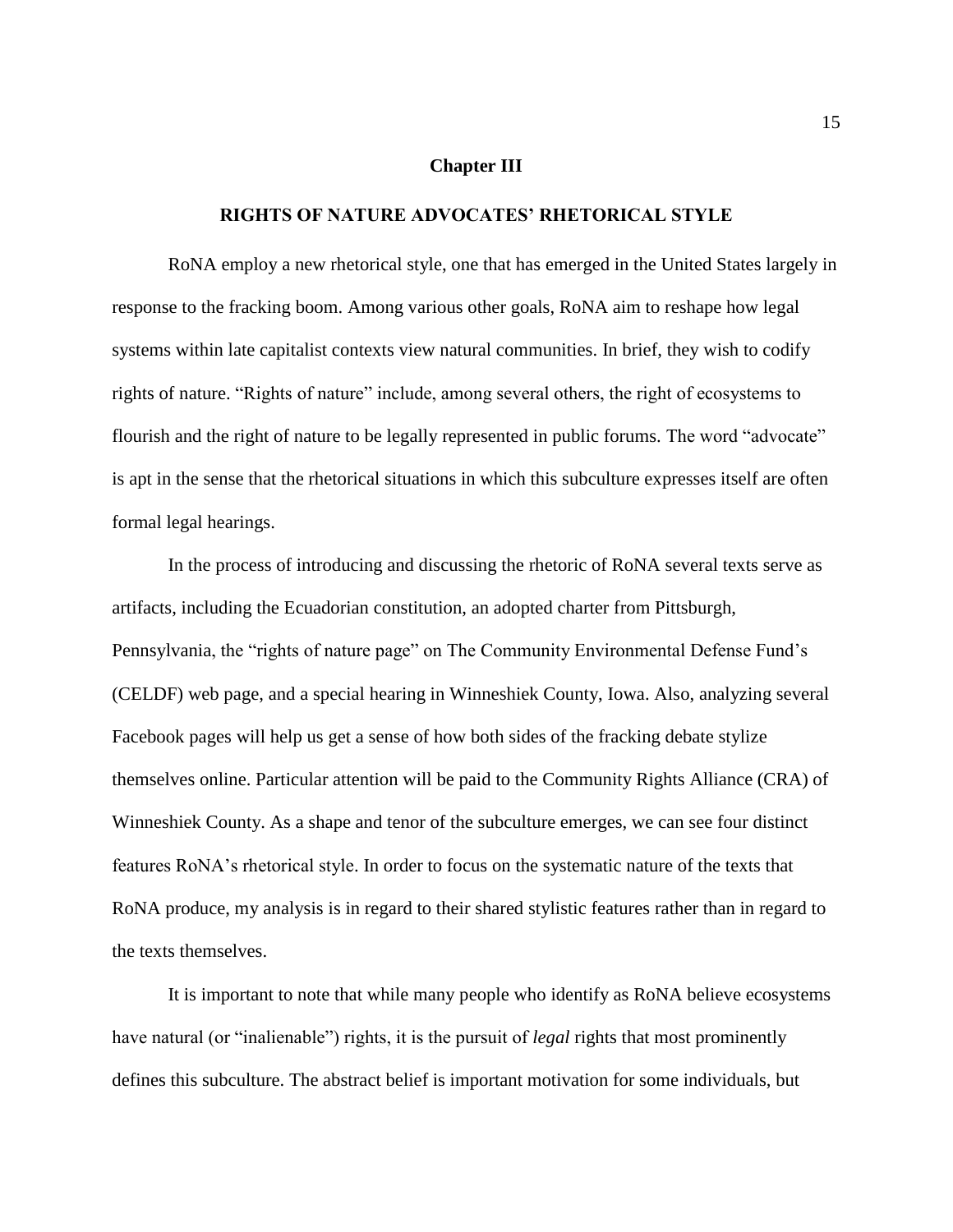# Chapter III

## RIGHTS OF NATURE ADVOCATES' RHETORICAL STYLE

RoNA employ a new rhetorical style, one that has emerged in the United States largely in response to the fracking boom. Among various other goals, RoNA aim to reshape how legal systems within late capitalist contexts view natural communities. In brief, they wish to codify rights of nature. "Rights of nature" include, among several others, the right of ecosystems to flourish and the right of nature to be legally represented in public forums. The word "advocate" is apt in the sense that the rhetorical situations in which this subculture expresses itself are often formal legal hearings.

In the process of introducing and discussing the rhetoric of RoNA several texts serve as artifacts, including the Ecuadorian constitution, an adopted charter from Pittsburgh, Pennsylvania, the "rights of nature page" on The Community Environmental Defense Fund's (CELDF) web page, and a special hearing in Winneshiek County, Iowa. Also, analyzing several Facebook pages will help us get a sense of how both sides of the fracking debate stylize themselves online. Particular attention will be paid to the Community Rights Alliance (CRA) of Winneshiek County. As a shape and tenor of the subculture emerges, we can see four distinct features RoNA's rhetorical style. In order to focus on the systematic nature of the texts that RoNA produce, my analysis is in regard to their shared stylistic features rather than in regard to the texts themselves.

It is important to note that while many people who identify as RoNA believe ecosystems have natural (or "inalienable") rights, it is the pursuit of *legal* rights that most prominently defines this subculture. The abstract belief is important motivation for some individuals, but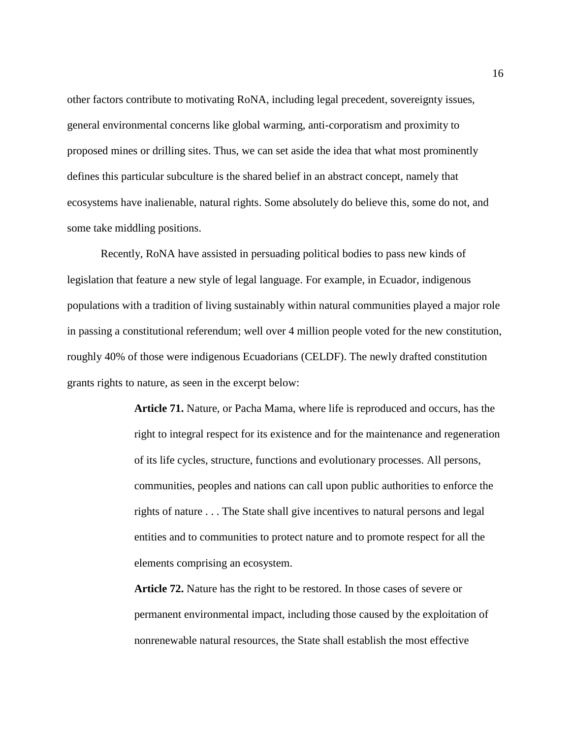other factors contribute to motivating RoNA, including legal precedent, sovereignty issues, general environmental concerns like global warming, anti-corporatism and proximity to proposed mines or drilling sites. Thus, we can set aside the idea that what most prominently defines this particular subculture is the shared belief in an abstract concept, namely that ecosystems have inalienable, natural rights. Some absolutely do believe this, some do not, and some take middling positions.

Recently, RoNA have assisted in persuading political bodies to pass new kinds of legislation that feature a new style of legal language. For example, in Ecuador, indigenous populations with a tradition of living sustainably within natural communities played a major role in passing a constitutional referendum; well over 4 million people voted for the new constitution, roughly 40% of those were indigenous Ecuadorians (CELDF). The newly drafted constitution grants rights to nature, as seen in the excerpt below:

> **Article 71.** Nature, or Pacha Mama, where life is reproduced and occurs, has the right to integral respect for its existence and for the maintenance and regeneration of its life cycles, structure, functions and evolutionary processes. All persons, communities, peoples and nations can call upon public authorities to enforce the rights of nature . . . The State shall give incentives to natural persons and legal entities and to communities to protect nature and to promote respect for all the elements comprising an ecosystem.
>
> **Article 72.** Nature has the right to be restored. In those cases of severe or permanent environmental impact, including those caused by the exploitation of nonrenewable natural resources, the State shall establish the most effective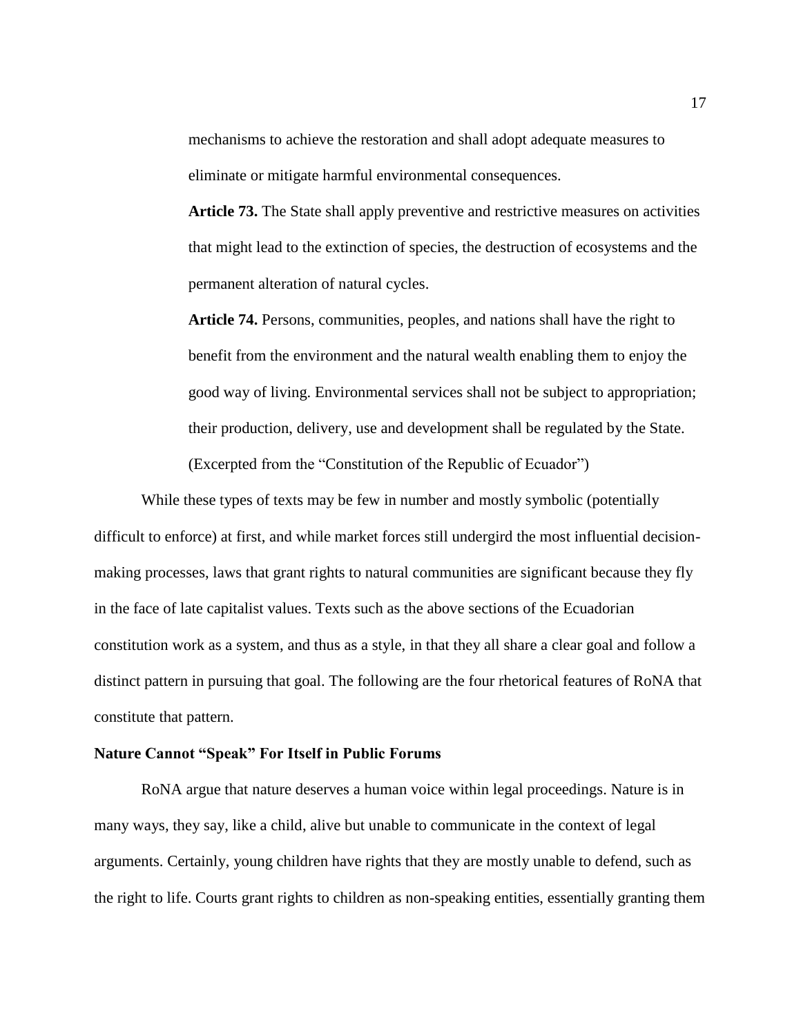mechanisms to achieve the restoration and shall adopt adequate measures to eliminate or mitigate harmful environmental consequences.

> **Article 73.** The State shall apply preventive and restrictive measures on activities that might lead to the extinction of species, the destruction of ecosystems and the permanent alteration of natural cycles.
>
> **Article 74.** Persons, communities, peoples, and nations shall have the right to benefit from the environment and the natural wealth enabling them to enjoy the good way of living. Environmental services shall not be subject to appropriation; their production, delivery, use and development shall be regulated by the State. (Excerpted from the "Constitution of the Republic of Ecuador")

While these types of texts may be few in number and mostly symbolic (potentially difficult to enforce) at first, and while market forces still undergird the most influential decision-making processes, laws that grant rights to natural communities are significant because they fly in the face of late capitalist values. Texts such as the above sections of the Ecuadorian constitution work as a system, and thus as a style, in that they all share a clear goal and follow a distinct pattern in pursuing that goal. The following are the four rhetorical features of RoNA that constitute that pattern.

### Nature Cannot "Speak" For Itself in Public Forums

RoNA argue that nature deserves a human voice within legal proceedings. Nature is in many ways, they say, like a child, alive but unable to communicate in the context of legal arguments. Certainly, young children have rights that they are mostly unable to defend, such as the right to life. Courts grant rights to children as non-speaking entities, essentially granting them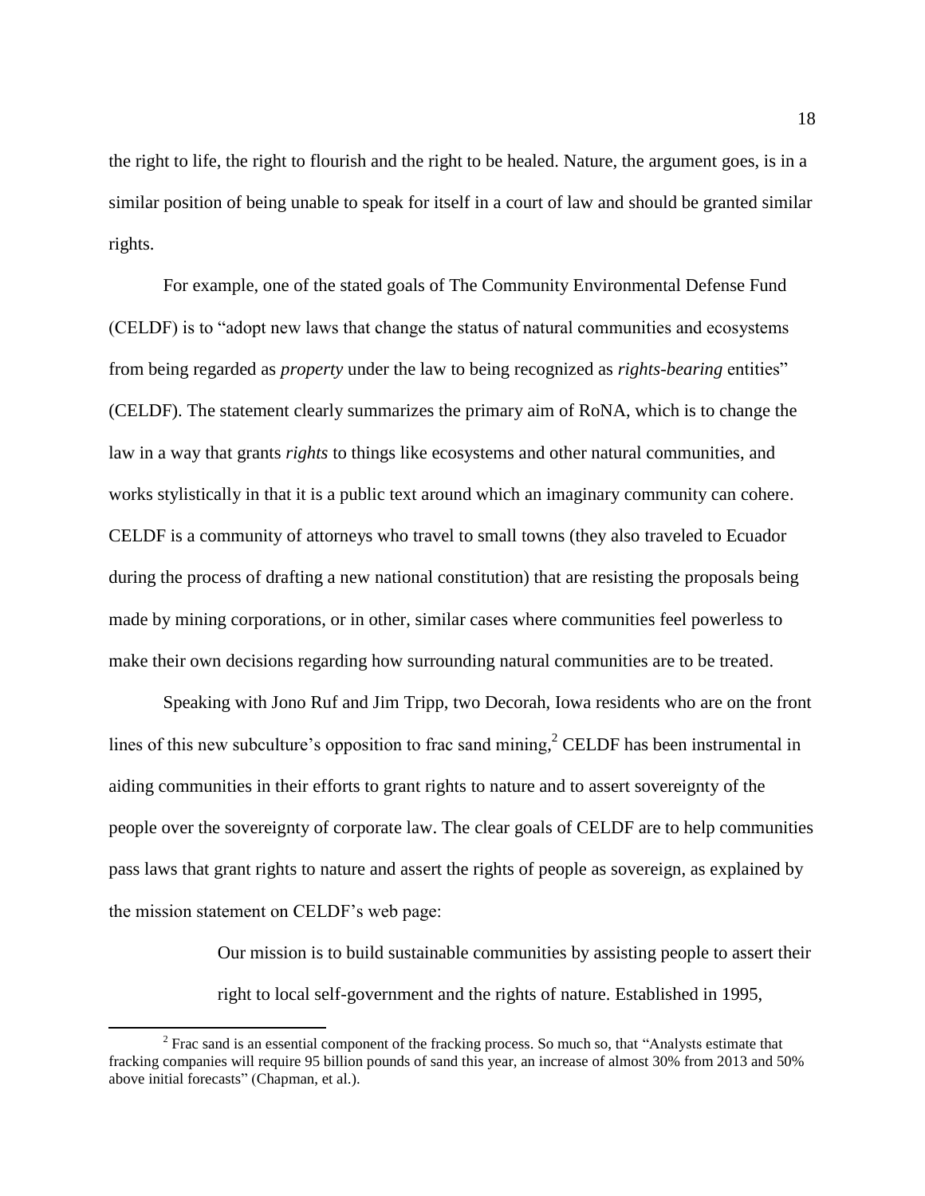the right to life, the right to flourish and the right to be healed. Nature, the argument goes, is in a similar position of being unable to speak for itself in a court of law and should be granted similar rights.

For example, one of the stated goals of The Community Environmental Defense Fund (CELDF) is to "adopt new laws that change the status of natural communities and ecosystems from being regarded as *property* under the law to being recognized as *rights-bearing* entities" (CELDF). The statement clearly summarizes the primary aim of RoNA, which is to change the law in a way that grants *rights* to things like ecosystems and other natural communities, and works stylistically in that it is a public text around which an imaginary community can cohere. CELDF is a community of attorneys who travel to small towns (they also traveled to Ecuador during the process of drafting a new national constitution) that are resisting the proposals being made by mining corporations, or in other, similar cases where communities feel powerless to make their own decisions regarding how surrounding natural communities are to be treated.

Speaking with Jono Ruf and Jim Tripp, two Decorah, Iowa residents who are on the front lines of this new subculture's opposition to frac sand mining,[2] CELDF has been instrumental in aiding communities in their efforts to grant rights to nature and to assert sovereignty of the people over the sovereignty of corporate law. The clear goals of CELDF are to help communities pass laws that grant rights to nature and assert the rights of people as sovereign, as explained by the mission statement on CELDF's web page:

> Our mission is to build sustainable communities by assisting people to assert their right to local self-government and the rights of nature. Established in 1995,

[2] Frac sand is an essential component of the fracking process. So much so, that "Analysts estimate that fracking companies will require 95 billion pounds of sand this year, an increase of almost 30% from 2013 and 50% above initial forecasts" (Chapman, et al.).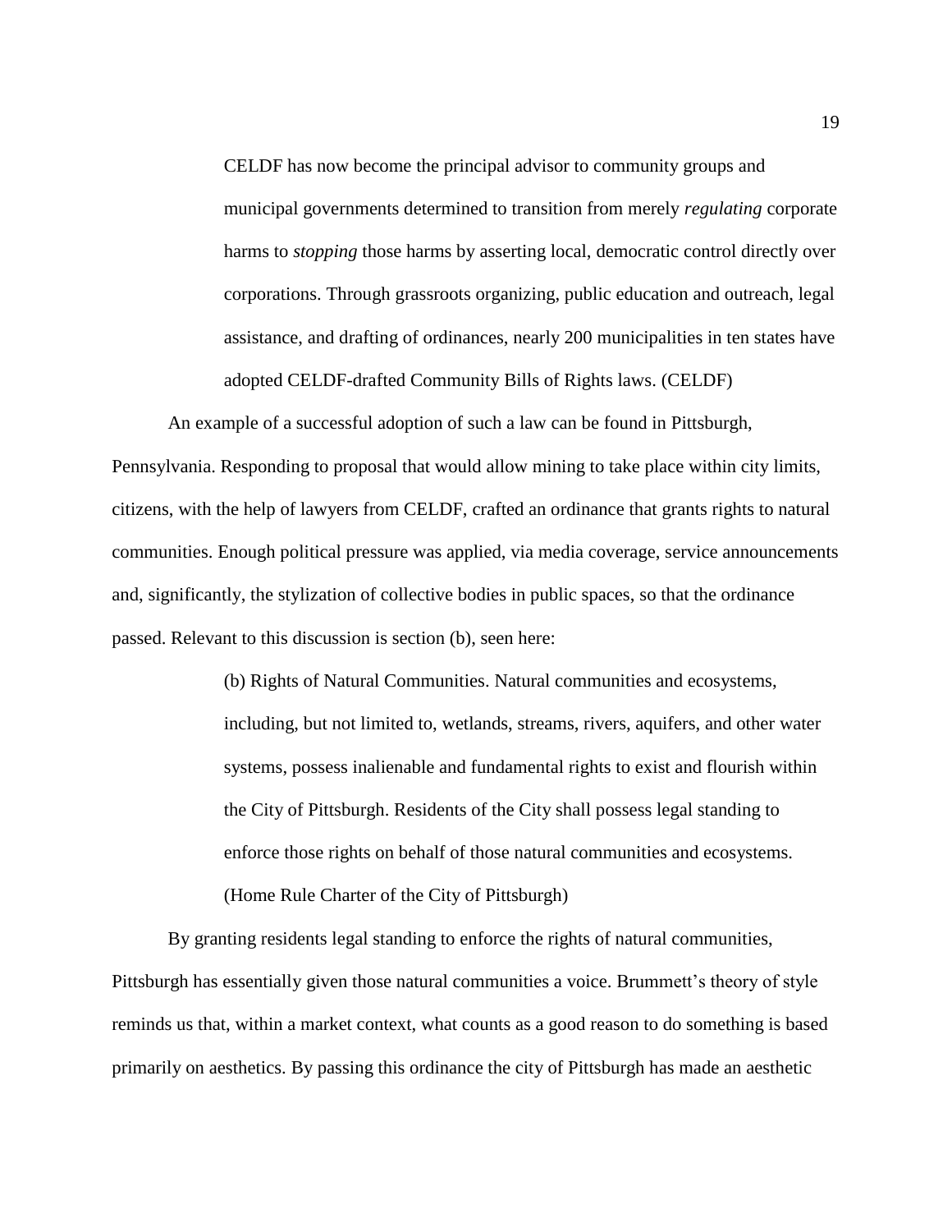> CELDF has now become the principal advisor to community groups and municipal governments determined to transition from merely *regulating* corporate harms to *stopping* those harms by asserting local, democratic control directly over corporations. Through grassroots organizing, public education and outreach, legal assistance, and drafting of ordinances, nearly 200 municipalities in ten states have adopted CELDF-drafted Community Bills of Rights laws. (CELDF)

An example of a successful adoption of such a law can be found in Pittsburgh, Pennsylvania. Responding to proposal that would allow mining to take place within city limits, citizens, with the help of lawyers from CELDF, crafted an ordinance that grants rights to natural communities. Enough political pressure was applied, via media coverage, service announcements and, significantly, the stylization of collective bodies in public spaces, so that the ordinance passed. Relevant to this discussion is section (b), seen here:

> (b) Rights of Natural Communities. Natural communities and ecosystems, including, but not limited to, wetlands, streams, rivers, aquifers, and other water systems, possess inalienable and fundamental rights to exist and flourish within the City of Pittsburgh. Residents of the City shall possess legal standing to enforce those rights on behalf of those natural communities and ecosystems. (Home Rule Charter of the City of Pittsburgh)

By granting residents legal standing to enforce the rights of natural communities, Pittsburgh has essentially given those natural communities a voice. Brummett's theory of style reminds us that, within a market context, what counts as a good reason to do something is based primarily on aesthetics. By passing this ordinance the city of Pittsburgh has made an aesthetic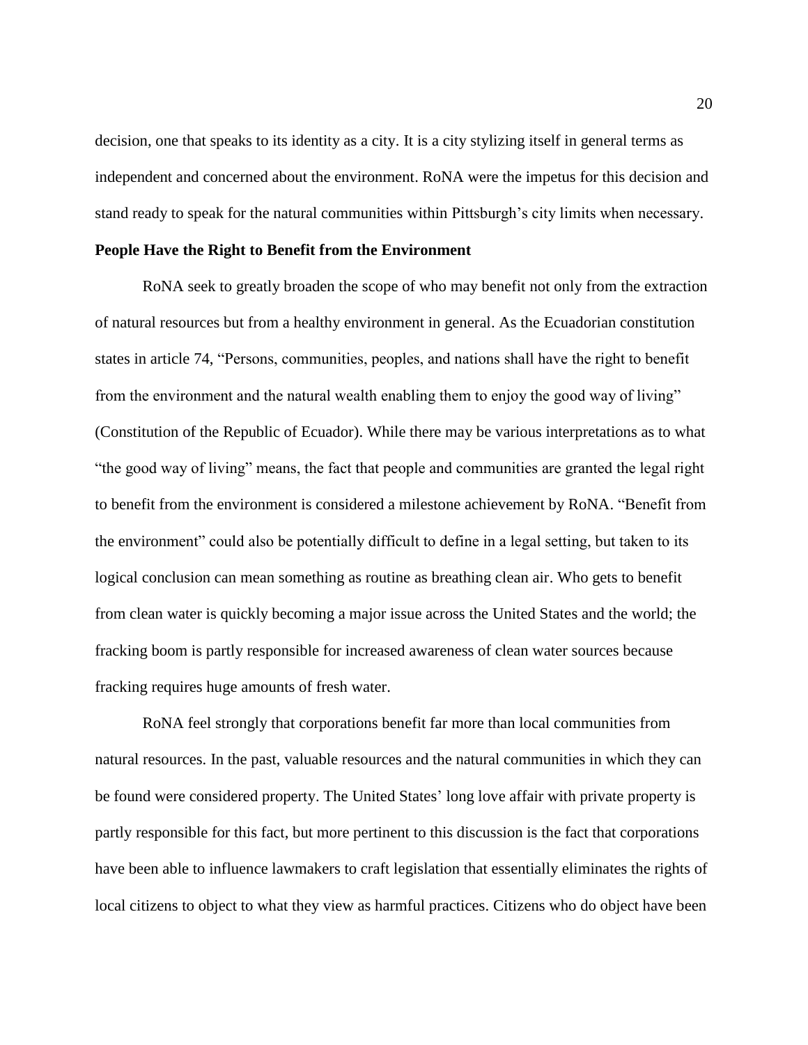decision, one that speaks to its identity as a city. It is a city stylizing itself in general terms as independent and concerned about the environment. RoNA were the impetus for this decision and stand ready to speak for the natural communities within Pittsburgh's city limits when necessary.

**People Have the Right to Benefit from the Environment**

RoNA seek to greatly broaden the scope of who may benefit not only from the extraction of natural resources but from a healthy environment in general. As the Ecuadorian constitution states in article 74, "Persons, communities, peoples, and nations shall have the right to benefit from the environment and the natural wealth enabling them to enjoy the good way of living" (Constitution of the Republic of Ecuador). While there may be various interpretations as to what "the good way of living" means, the fact that people and communities are granted the legal right to benefit from the environment is considered a milestone achievement by RoNA. "Benefit from the environment" could also be potentially difficult to define in a legal setting, but taken to its logical conclusion can mean something as routine as breathing clean air. Who gets to benefit from clean water is quickly becoming a major issue across the United States and the world; the fracking boom is partly responsible for increased awareness of clean water sources because fracking requires huge amounts of fresh water.

RoNA feel strongly that corporations benefit far more than local communities from natural resources. In the past, valuable resources and the natural communities in which they can be found were considered property. The United States' long love affair with private property is partly responsible for this fact, but more pertinent to this discussion is the fact that corporations have been able to influence lawmakers to craft legislation that essentially eliminates the rights of local citizens to object to what they view as harmful practices. Citizens who do object have been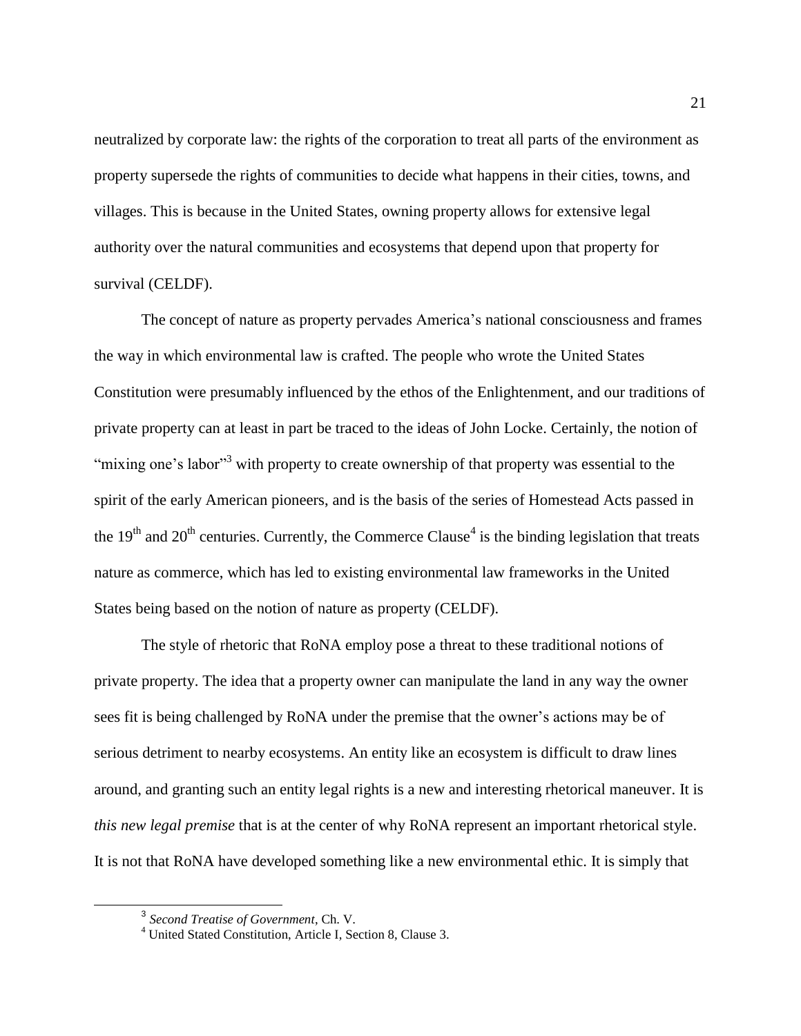neutralized by corporate law: the rights of the corporation to treat all parts of the environment as property supersede the rights of communities to decide what happens in their cities, towns, and villages. This is because in the United States, owning property allows for extensive legal authority over the natural communities and ecosystems that depend upon that property for survival (CELDF).

The concept of nature as property pervades America's national consciousness and frames the way in which environmental law is crafted. The people who wrote the United States Constitution were presumably influenced by the ethos of the Enlightenment, and our traditions of private property can at least in part be traced to the ideas of John Locke. Certainly, the notion of "mixing one's labor"[3] with property to create ownership of that property was essential to the spirit of the early American pioneers, and is the basis of the series of Homestead Acts passed in the 19th and 20th centuries. Currently, the Commerce Clause[4] is the binding legislation that treats nature as commerce, which has led to existing environmental law frameworks in the United States being based on the notion of nature as property (CELDF).

The style of rhetoric that RoNA employ pose a threat to these traditional notions of private property. The idea that a property owner can manipulate the land in any way the owner sees fit is being challenged by RoNA under the premise that the owner's actions may be of serious detriment to nearby ecosystems. An entity like an ecosystem is difficult to draw lines around, and granting such an entity legal rights is a new and interesting rhetorical maneuver. It is *this new legal premise* that is at the center of why RoNA represent an important rhetorical style. It is not that RoNA have developed something like a new environmental ethic. It is simply that

---

[3] *Second Treatise of Government*, Ch. V.

[4] United Stated Constitution, Article I, Section 8, Clause 3.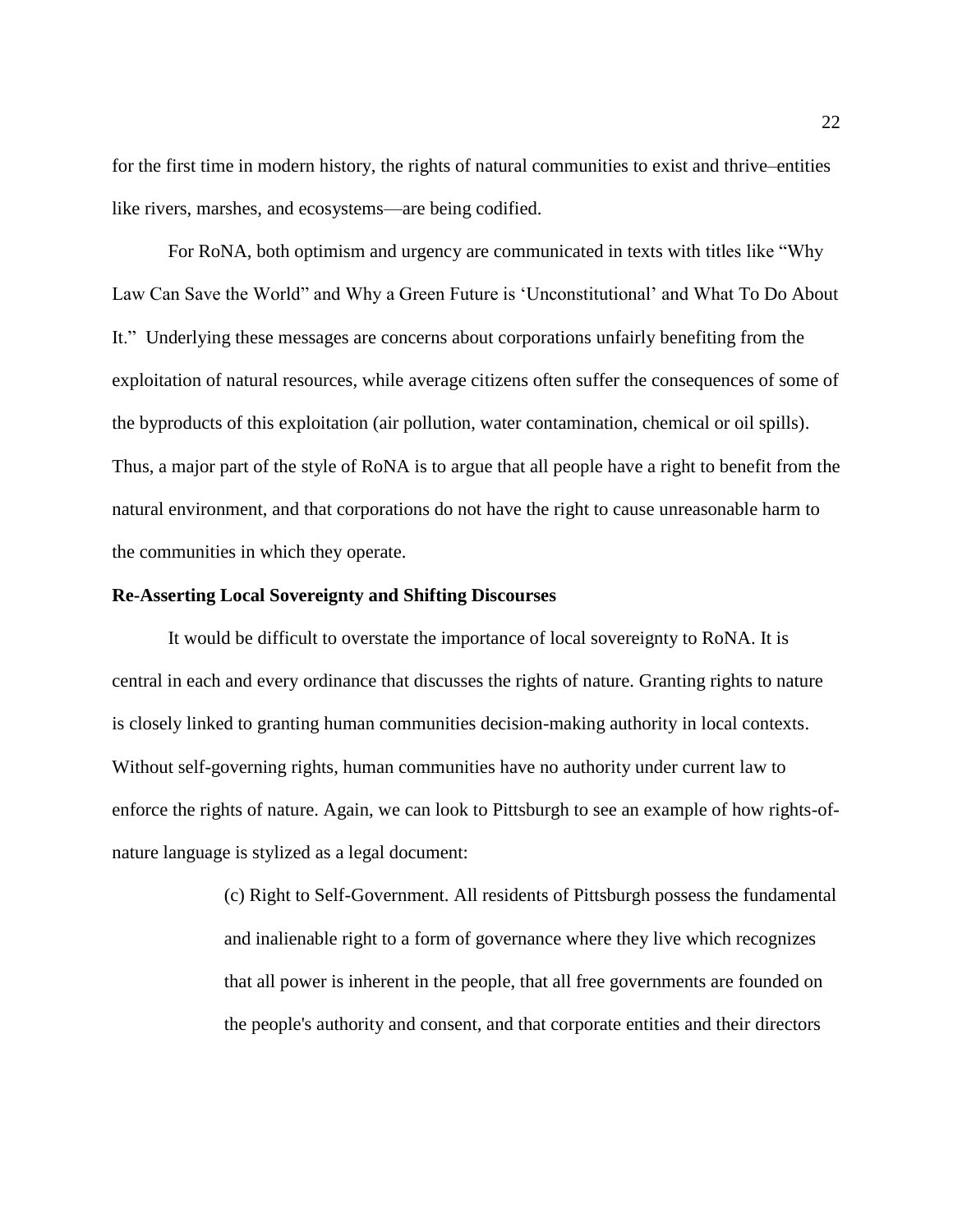for the first time in modern history, the rights of natural communities to exist and thrive–entities like rivers, marshes, and ecosystems—are being codified.

For RoNA, both optimism and urgency are communicated in texts with titles like "Why Law Can Save the World" and Why a Green Future is 'Unconstitutional' and What To Do About It." Underlying these messages are concerns about corporations unfairly benefiting from the exploitation of natural resources, while average citizens often suffer the consequences of some of the byproducts of this exploitation (air pollution, water contamination, chemical or oil spills). Thus, a major part of the style of RoNA is to argue that all people have a right to benefit from the natural environment, and that corporations do not have the right to cause unreasonable harm to the communities in which they operate.

**Re-Asserting Local Sovereignty and Shifting Discourses**

It would be difficult to overstate the importance of local sovereignty to RoNA. It is central in each and every ordinance that discusses the rights of nature. Granting rights to nature is closely linked to granting human communities decision-making authority in local contexts. Without self-governing rights, human communities have no authority under current law to enforce the rights of nature. Again, we can look to Pittsburgh to see an example of how rights-of-nature language is stylized as a legal document:

> (c) Right to Self-Government. All residents of Pittsburgh possess the fundamental and inalienable right to a form of governance where they live which recognizes that all power is inherent in the people, that all free governments are founded on the people's authority and consent, and that corporate entities and their directors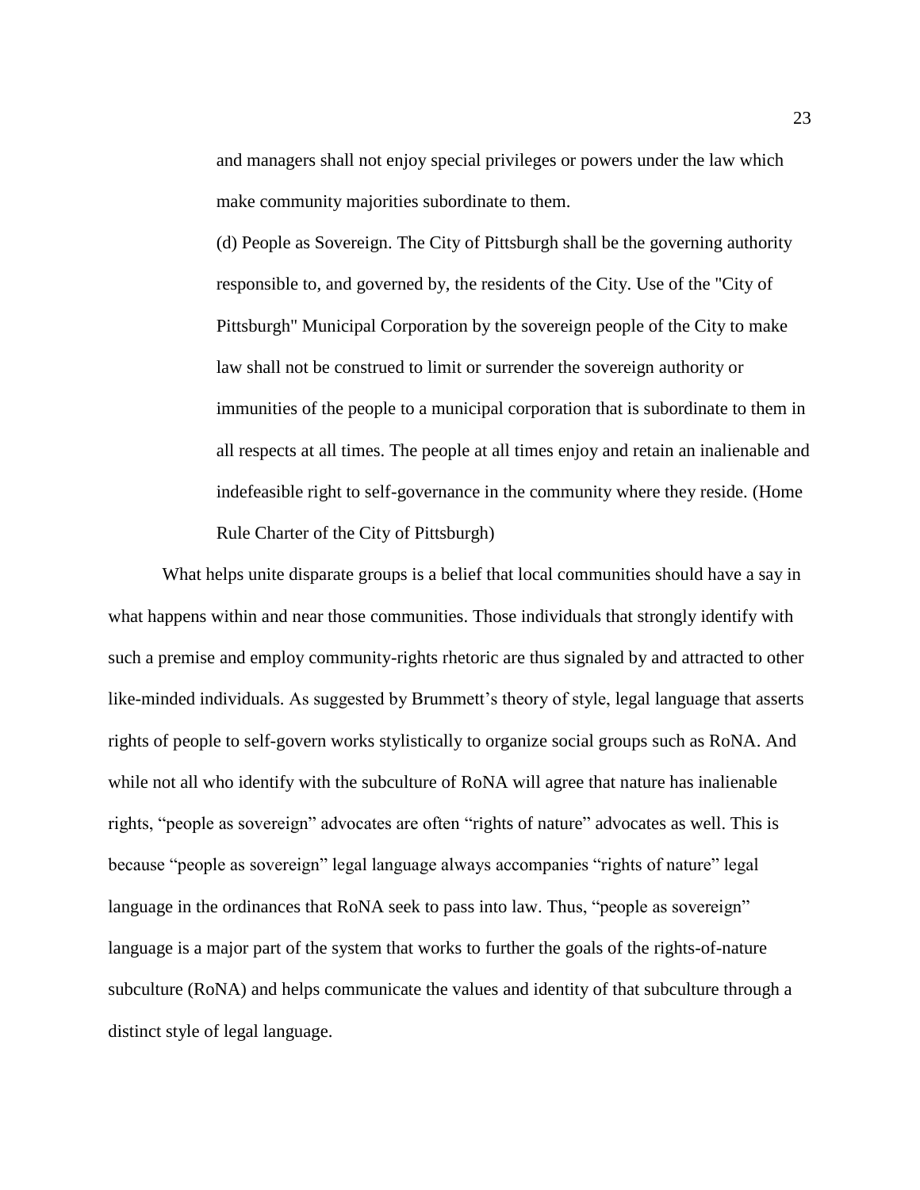> and managers shall not enjoy special privileges or powers under the law which make community majorities subordinate to them.
>
> (d) People as Sovereign. The City of Pittsburgh shall be the governing authority responsible to, and governed by, the residents of the City. Use of the "City of Pittsburgh" Municipal Corporation by the sovereign people of the City to make law shall not be construed to limit or surrender the sovereign authority or immunities of the people to a municipal corporation that is subordinate to them in all respects at all times. The people at all times enjoy and retain an inalienable and indefeasible right to self-governance in the community where they reside. (Home Rule Charter of the City of Pittsburgh)

What helps unite disparate groups is a belief that local communities should have a say in what happens within and near those communities. Those individuals that strongly identify with such a premise and employ community-rights rhetoric are thus signaled by and attracted to other like-minded individuals. As suggested by Brummett's theory of style, legal language that asserts rights of people to self-govern works stylistically to organize social groups such as RoNA. And while not all who identify with the subculture of RoNA will agree that nature has inalienable rights, "people as sovereign" advocates are often "rights of nature" advocates as well. This is because "people as sovereign" legal language always accompanies "rights of nature" legal language in the ordinances that RoNA seek to pass into law. Thus, "people as sovereign" language is a major part of the system that works to further the goals of the rights-of-nature subculture (RoNA) and helps communicate the values and identity of that subculture through a distinct style of legal language.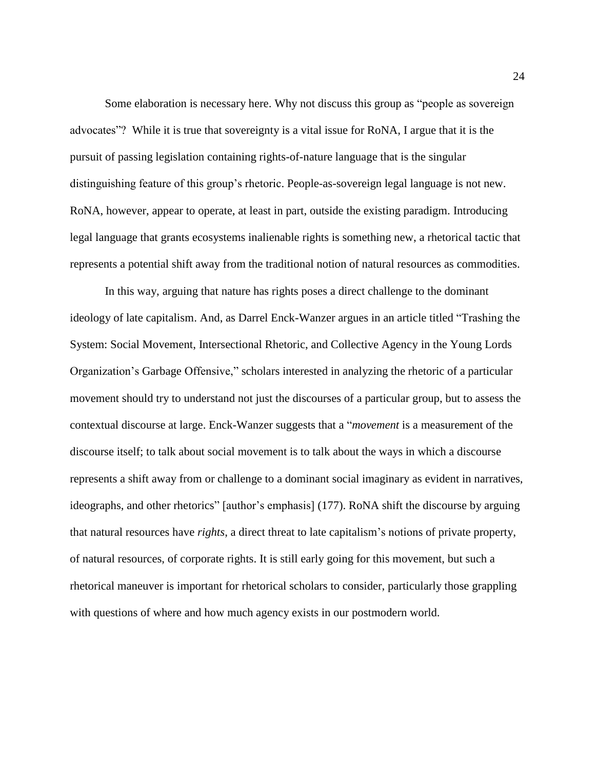Some elaboration is necessary here. Why not discuss this group as "people as sovereign advocates"? While it is true that sovereignty is a vital issue for RoNA, I argue that it is the pursuit of passing legislation containing rights-of-nature language that is the singular distinguishing feature of this group's rhetoric. People-as-sovereign legal language is not new. RoNA, however, appear to operate, at least in part, outside the existing paradigm. Introducing legal language that grants ecosystems inalienable rights is something new, a rhetorical tactic that represents a potential shift away from the traditional notion of natural resources as commodities.

In this way, arguing that nature has rights poses a direct challenge to the dominant ideology of late capitalism. And, as Darrel Enck-Wanzer argues in an article titled "Trashing the System: Social Movement, Intersectional Rhetoric, and Collective Agency in the Young Lords Organization's Garbage Offensive," scholars interested in analyzing the rhetoric of a particular movement should try to understand not just the discourses of a particular group, but to assess the contextual discourse at large. Enck-Wanzer suggests that a "*movement* is a measurement of the discourse itself; to talk about social movement is to talk about the ways in which a discourse represents a shift away from or challenge to a dominant social imaginary as evident in narratives, ideographs, and other rhetorics" [author's emphasis] (177). RoNA shift the discourse by arguing that natural resources have *rights*, a direct threat to late capitalism's notions of private property, of natural resources, of corporate rights. It is still early going for this movement, but such a rhetorical maneuver is important for rhetorical scholars to consider, particularly those grappling with questions of where and how much agency exists in our postmodern world.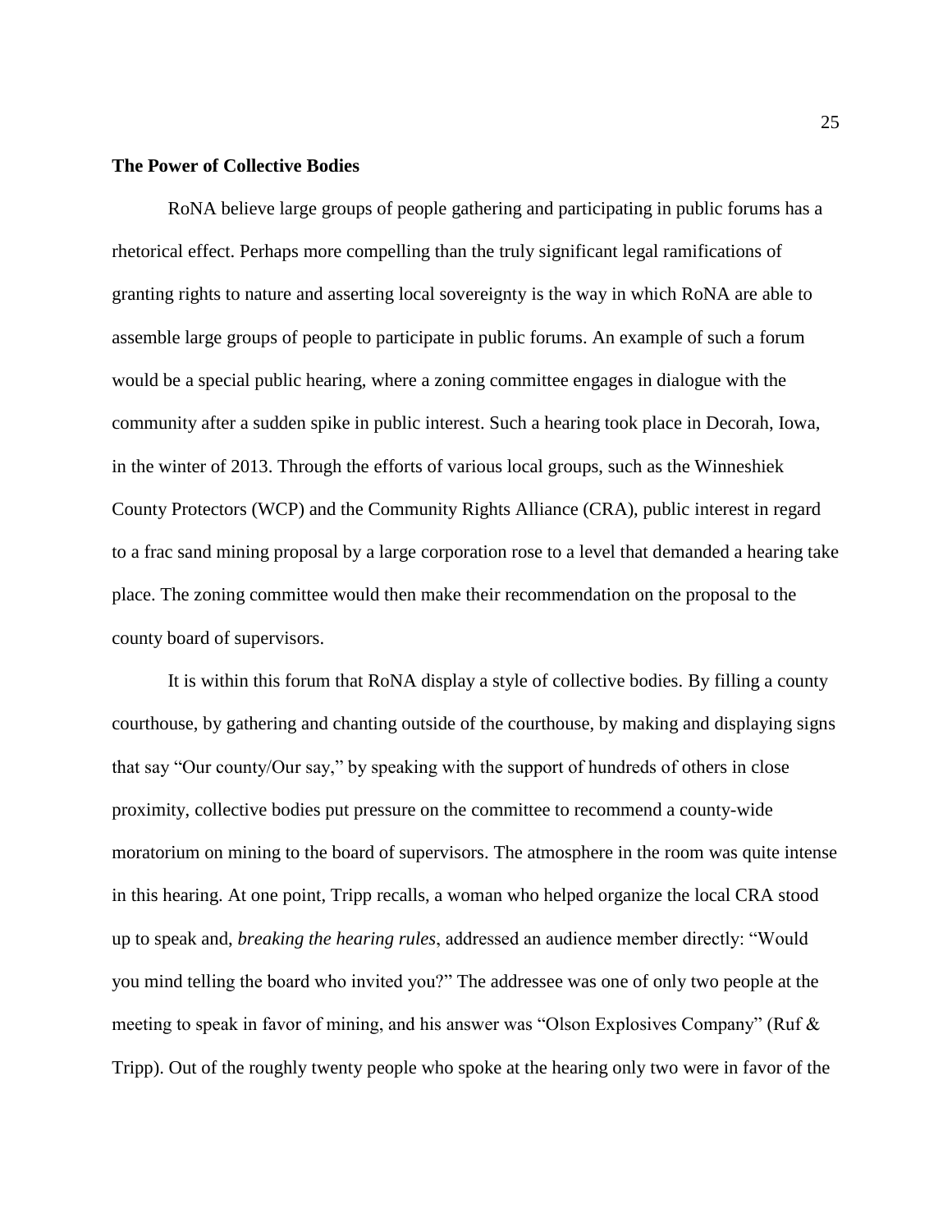### The Power of Collective Bodies

RoNA believe large groups of people gathering and participating in public forums has a rhetorical effect. Perhaps more compelling than the truly significant legal ramifications of granting rights to nature and asserting local sovereignty is the way in which RoNA are able to assemble large groups of people to participate in public forums. An example of such a forum would be a special public hearing, where a zoning committee engages in dialogue with the community after a sudden spike in public interest. Such a hearing took place in Decorah, Iowa, in the winter of 2013. Through the efforts of various local groups, such as the Winneshiek County Protectors (WCP) and the Community Rights Alliance (CRA), public interest in regard to a frac sand mining proposal by a large corporation rose to a level that demanded a hearing take place. The zoning committee would then make their recommendation on the proposal to the county board of supervisors.

It is within this forum that RoNA display a style of collective bodies. By filling a county courthouse, by gathering and chanting outside of the courthouse, by making and displaying signs that say "Our county/Our say," by speaking with the support of hundreds of others in close proximity, collective bodies put pressure on the committee to recommend a county-wide moratorium on mining to the board of supervisors. The atmosphere in the room was quite intense in this hearing. At one point, Tripp recalls, a woman who helped organize the local CRA stood up to speak and, *breaking the hearing rules*, addressed an audience member directly: "Would you mind telling the board who invited you?" The addressee was one of only two people at the meeting to speak in favor of mining, and his answer was "Olson Explosives Company" (Ruf & Tripp). Out of the roughly twenty people who spoke at the hearing only two were in favor of the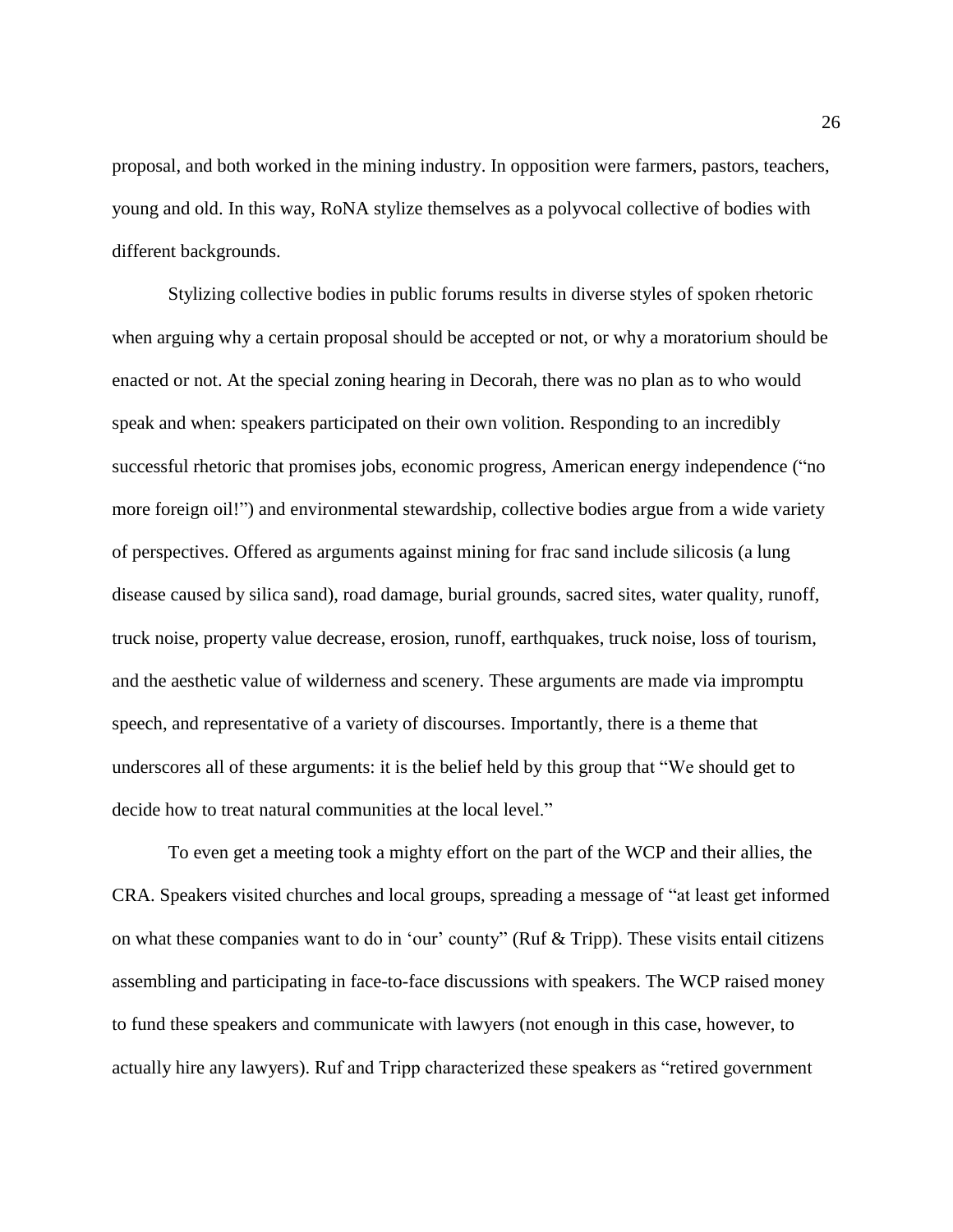proposal, and both worked in the mining industry. In opposition were farmers, pastors, teachers, young and old. In this way, RoNA stylize themselves as a polyvocal collective of bodies with different backgrounds.

Stylizing collective bodies in public forums results in diverse styles of spoken rhetoric when arguing why a certain proposal should be accepted or not, or why a moratorium should be enacted or not. At the special zoning hearing in Decorah, there was no plan as to who would speak and when: speakers participated on their own volition. Responding to an incredibly successful rhetoric that promises jobs, economic progress, American energy independence ("no more foreign oil!") and environmental stewardship, collective bodies argue from a wide variety of perspectives. Offered as arguments against mining for frac sand include silicosis (a lung disease caused by silica sand), road damage, burial grounds, sacred sites, water quality, runoff, truck noise, property value decrease, erosion, runoff, earthquakes, truck noise, loss of tourism, and the aesthetic value of wilderness and scenery. These arguments are made via impromptu speech, and representative of a variety of discourses. Importantly, there is a theme that underscores all of these arguments: it is the belief held by this group that "We should get to decide how to treat natural communities at the local level."

To even get a meeting took a mighty effort on the part of the WCP and their allies, the CRA. Speakers visited churches and local groups, spreading a message of "at least get informed on what these companies want to do in 'our' county" (Ruf & Tripp). These visits entail citizens assembling and participating in face-to-face discussions with speakers. The WCP raised money to fund these speakers and communicate with lawyers (not enough in this case, however, to actually hire any lawyers). Ruf and Tripp characterized these speakers as "retired government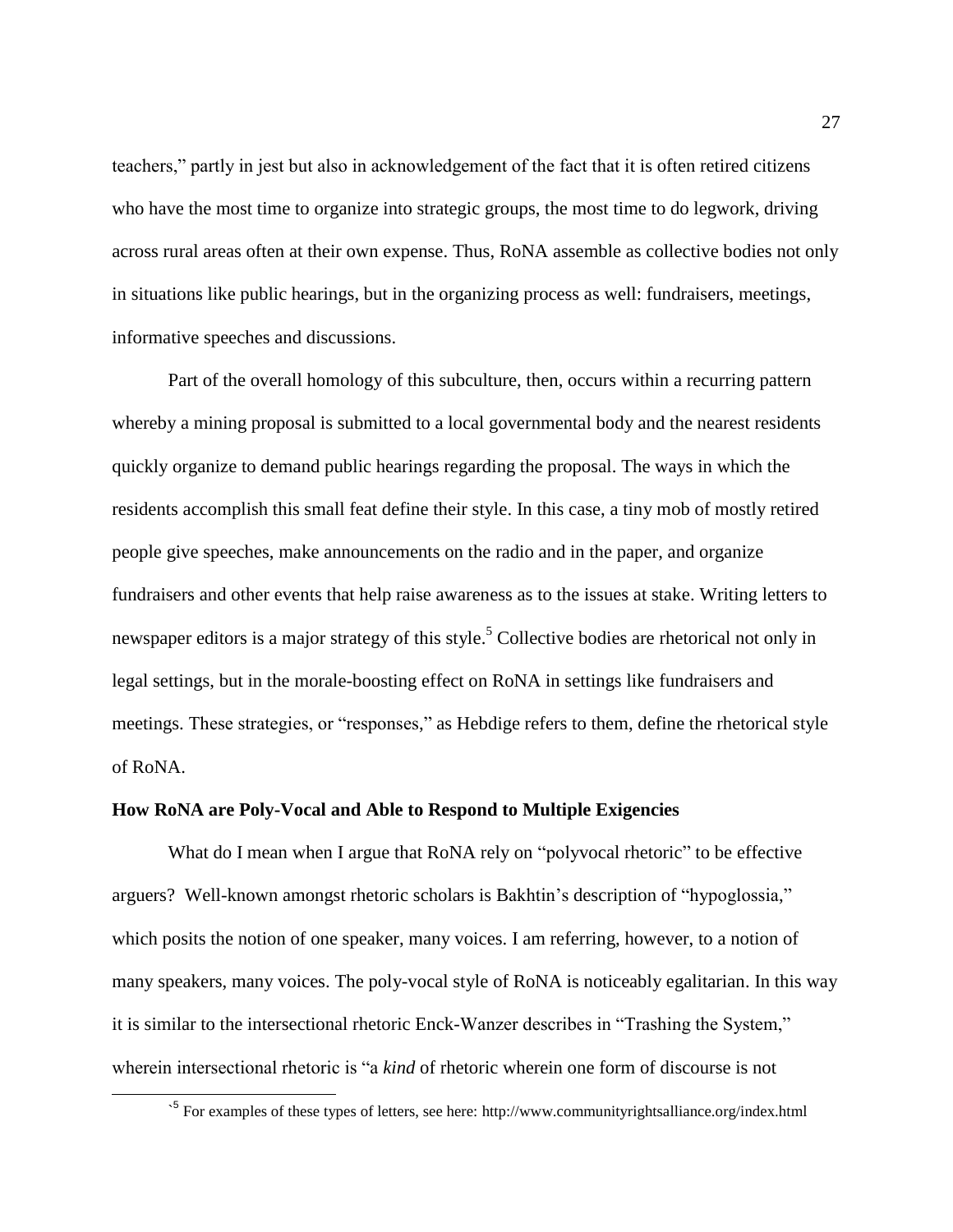teachers," partly in jest but also in acknowledgement of the fact that it is often retired citizens who have the most time to organize into strategic groups, the most time to do legwork, driving across rural areas often at their own expense. Thus, RoNA assemble as collective bodies not only in situations like public hearings, but in the organizing process as well: fundraisers, meetings, informative speeches and discussions.

Part of the overall homology of this subculture, then, occurs within a recurring pattern whereby a mining proposal is submitted to a local governmental body and the nearest residents quickly organize to demand public hearings regarding the proposal. The ways in which the residents accomplish this small feat define their style. In this case, a tiny mob of mostly retired people give speeches, make announcements on the radio and in the paper, and organize fundraisers and other events that help raise awareness as to the issues at stake. Writing letters to newspaper editors is a major strategy of this style.[5] Collective bodies are rhetorical not only in legal settings, but in the morale-boosting effect on RoNA in settings like fundraisers and meetings. These strategies, or "responses," as Hebdige refers to them, define the rhetorical style of RoNA.

**How RoNA are Poly-Vocal and Able to Respond to Multiple Exigencies**

What do I mean when I argue that RoNA rely on "polyvocal rhetoric" to be effective arguers? Well-known amongst rhetoric scholars is Bakhtin's description of "hypoglossia," which posits the notion of one speaker, many voices. I am referring, however, to a notion of many speakers, many voices. The poly-vocal style of RoNA is noticeably egalitarian. In this way it is similar to the intersectional rhetoric Enck-Wanzer describes in "Trashing the System," wherein intersectional rhetoric is "a *kind* of rhetoric wherein one form of discourse is not

[5] For examples of these types of letters, see here: http://www.communityrightsalliance.org/index.html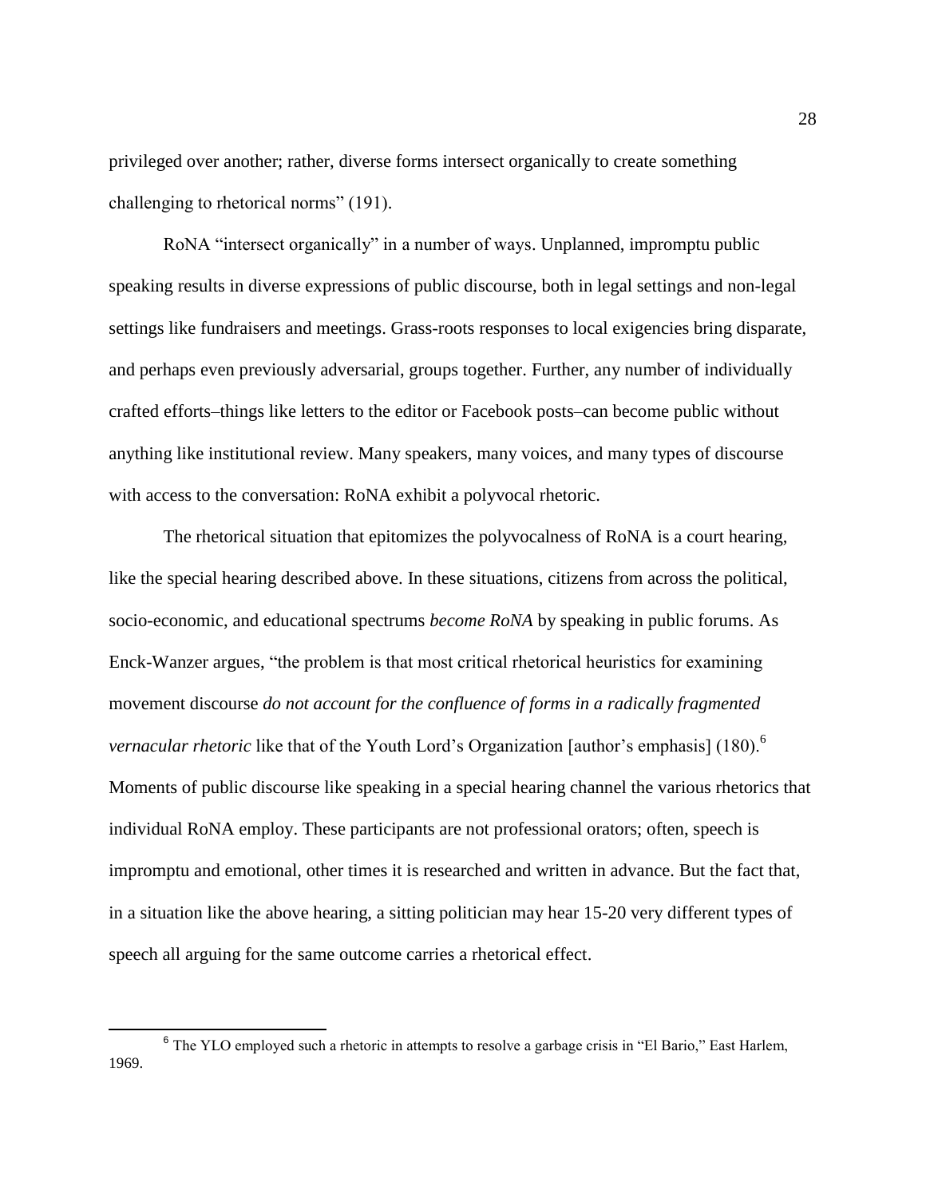privileged over another; rather, diverse forms intersect organically to create something challenging to rhetorical norms" (191).

RoNA "intersect organically" in a number of ways. Unplanned, impromptu public speaking results in diverse expressions of public discourse, both in legal settings and non-legal settings like fundraisers and meetings. Grass-roots responses to local exigencies bring disparate, and perhaps even previously adversarial, groups together. Further, any number of individually crafted efforts–things like letters to the editor or Facebook posts–can become public without anything like institutional review. Many speakers, many voices, and many types of discourse with access to the conversation: RoNA exhibit a polyvocal rhetoric.

The rhetorical situation that epitomizes the polyvocalness of RoNA is a court hearing, like the special hearing described above. In these situations, citizens from across the political, socio-economic, and educational spectrums *become RoNA* by speaking in public forums. As Enck-Wanzer argues, "the problem is that most critical rhetorical heuristics for examining movement discourse *do not account for the confluence of forms in a radically fragmented vernacular rhetoric* like that of the Youth Lord's Organization [author's emphasis] (180).[6] Moments of public discourse like speaking in a special hearing channel the various rhetorics that individual RoNA employ. These participants are not professional orators; often, speech is impromptu and emotional, other times it is researched and written in advance. But the fact that, in a situation like the above hearing, a sitting politician may hear 15-20 very different types of speech all arguing for the same outcome carries a rhetorical effect.

[6] The YLO employed such a rhetoric in attempts to resolve a garbage crisis in "El Bario," East Harlem, 1969.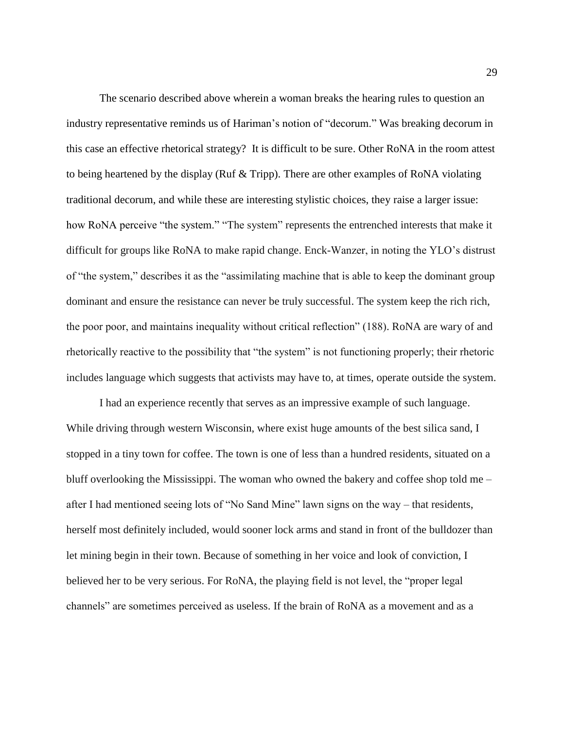The scenario described above wherein a woman breaks the hearing rules to question an industry representative reminds us of Hariman's notion of "decorum." Was breaking decorum in this case an effective rhetorical strategy? It is difficult to be sure. Other RoNA in the room attest to being heartened by the display (Ruf & Tripp). There are other examples of RoNA violating traditional decorum, and while these are interesting stylistic choices, they raise a larger issue: how RoNA perceive "the system." "The system" represents the entrenched interests that make it difficult for groups like RoNA to make rapid change. Enck-Wanzer, in noting the YLO's distrust of "the system," describes it as the "assimilating machine that is able to keep the dominant group dominant and ensure the resistance can never be truly successful. The system keep the rich rich, the poor poor, and maintains inequality without critical reflection" (188). RoNA are wary of and rhetorically reactive to the possibility that "the system" is not functioning properly; their rhetoric includes language which suggests that activists may have to, at times, operate outside the system.

I had an experience recently that serves as an impressive example of such language. While driving through western Wisconsin, where exist huge amounts of the best silica sand, I stopped in a tiny town for coffee. The town is one of less than a hundred residents, situated on a bluff overlooking the Mississippi. The woman who owned the bakery and coffee shop told me – after I had mentioned seeing lots of "No Sand Mine" lawn signs on the way – that residents, herself most definitely included, would sooner lock arms and stand in front of the bulldozer than let mining begin in their town. Because of something in her voice and look of conviction, I believed her to be very serious. For RoNA, the playing field is not level, the "proper legal channels" are sometimes perceived as useless. If the brain of RoNA as a movement and as a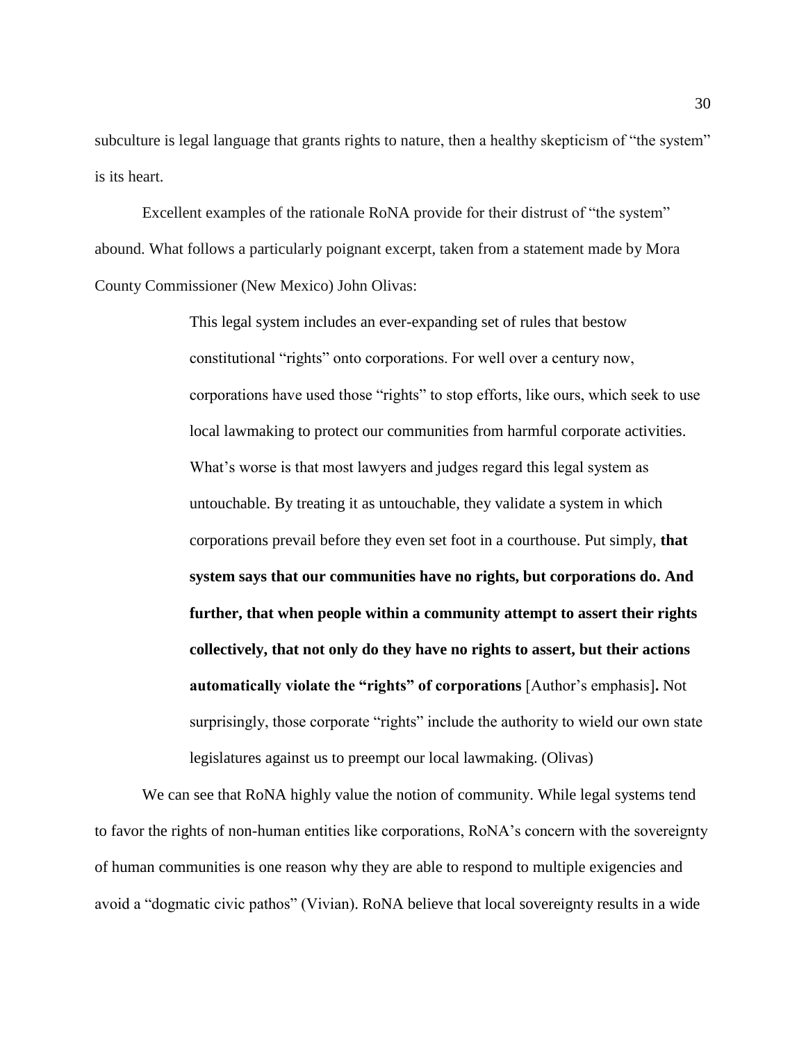subculture is legal language that grants rights to nature, then a healthy skepticism of "the system" is its heart.

Excellent examples of the rationale RoNA provide for their distrust of "the system" abound. What follows a particularly poignant excerpt, taken from a statement made by Mora County Commissioner (New Mexico) John Olivas:

> This legal system includes an ever-expanding set of rules that bestow constitutional "rights" onto corporations. For well over a century now, corporations have used those "rights" to stop efforts, like ours, which seek to use local lawmaking to protect our communities from harmful corporate activities. What's worse is that most lawyers and judges regard this legal system as untouchable. By treating it as untouchable, they validate a system in which corporations prevail before they even set foot in a courthouse. Put simply, **that system says that our communities have no rights, but corporations do. And further, that when people within a community attempt to assert their rights collectively, that not only do they have no rights to assert, but their actions automatically violate the "rights" of corporations** [Author's emphasis]**.** Not surprisingly, those corporate "rights" include the authority to wield our own state legislatures against us to preempt our local lawmaking. (Olivas)

We can see that RoNA highly value the notion of community. While legal systems tend to favor the rights of non-human entities like corporations, RoNA's concern with the sovereignty of human communities is one reason why they are able to respond to multiple exigencies and avoid a "dogmatic civic pathos" (Vivian). RoNA believe that local sovereignty results in a wide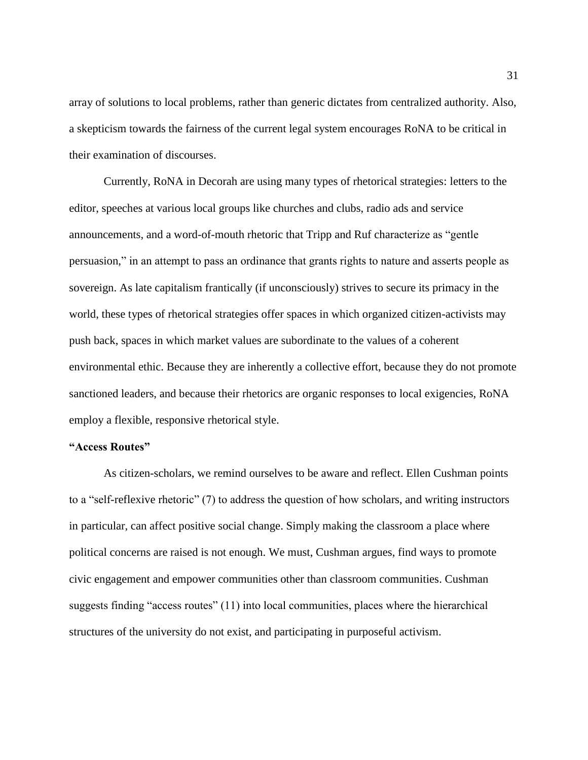array of solutions to local problems, rather than generic dictates from centralized authority. Also, a skepticism towards the fairness of the current legal system encourages RoNA to be critical in their examination of discourses.

Currently, RoNA in Decorah are using many types of rhetorical strategies: letters to the editor, speeches at various local groups like churches and clubs, radio ads and service announcements, and a word-of-mouth rhetoric that Tripp and Ruf characterize as "gentle persuasion," in an attempt to pass an ordinance that grants rights to nature and asserts people as sovereign. As late capitalism frantically (if unconsciously) strives to secure its primacy in the world, these types of rhetorical strategies offer spaces in which organized citizen-activists may push back, spaces in which market values are subordinate to the values of a coherent environmental ethic. Because they are inherently a collective effort, because they do not promote sanctioned leaders, and because their rhetorics are organic responses to local exigencies, RoNA employ a flexible, responsive rhetorical style.

**"Access Routes"**

As citizen-scholars, we remind ourselves to be aware and reflect. Ellen Cushman points to a "self-reflexive rhetoric" (7) to address the question of how scholars, and writing instructors in particular, can affect positive social change. Simply making the classroom a place where political concerns are raised is not enough. We must, Cushman argues, find ways to promote civic engagement and empower communities other than classroom communities. Cushman suggests finding "access routes" (11) into local communities, places where the hierarchical structures of the university do not exist, and participating in purposeful activism.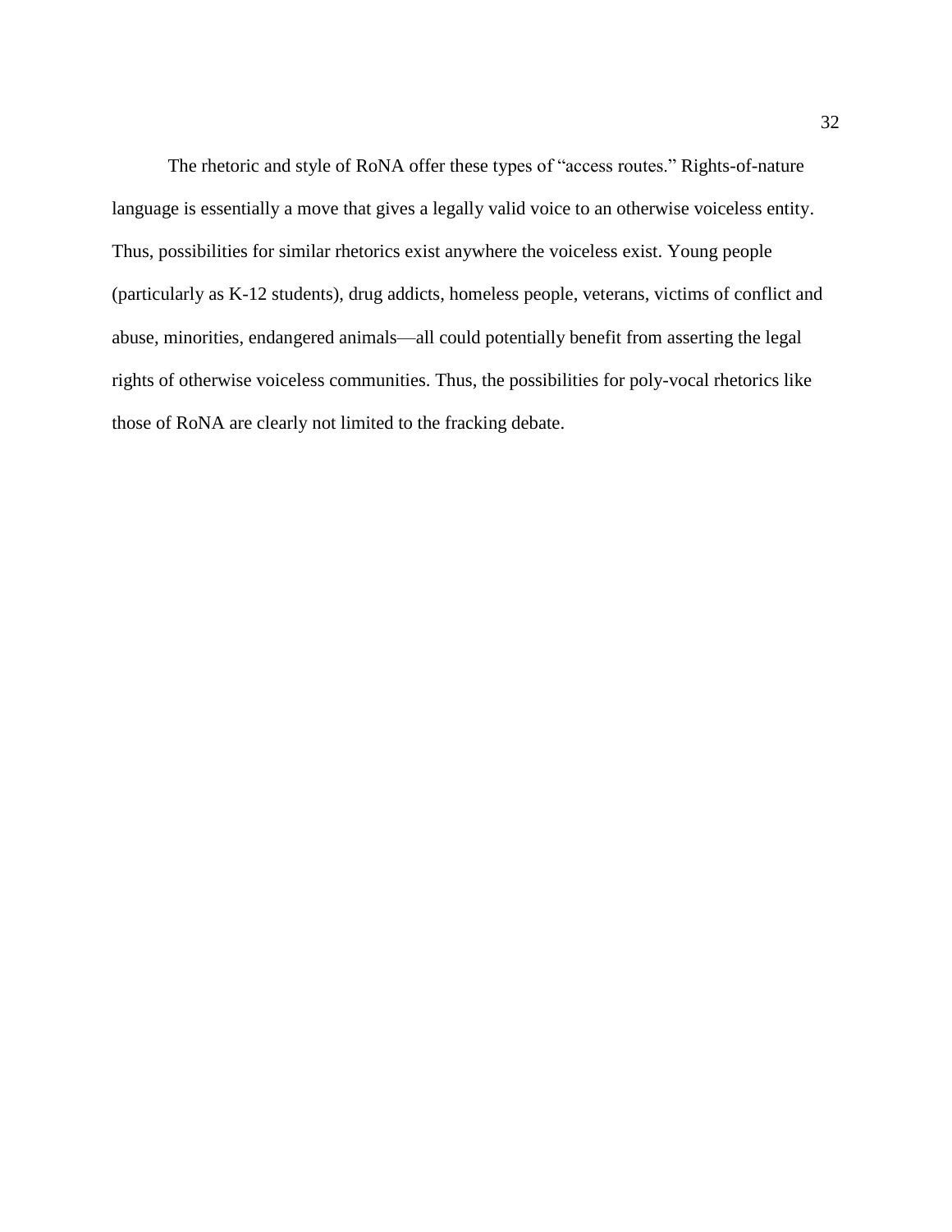The rhetoric and style of RoNA offer these types of "access routes." Rights-of-nature language is essentially a move that gives a legally valid voice to an otherwise voiceless entity. Thus, possibilities for similar rhetorics exist anywhere the voiceless exist. Young people (particularly as K-12 students), drug addicts, homeless people, veterans, victims of conflict and abuse, minorities, endangered animals—all could potentially benefit from asserting the legal rights of otherwise voiceless communities. Thus, the possibilities for poly-vocal rhetorics like those of RoNA are clearly not limited to the fracking debate.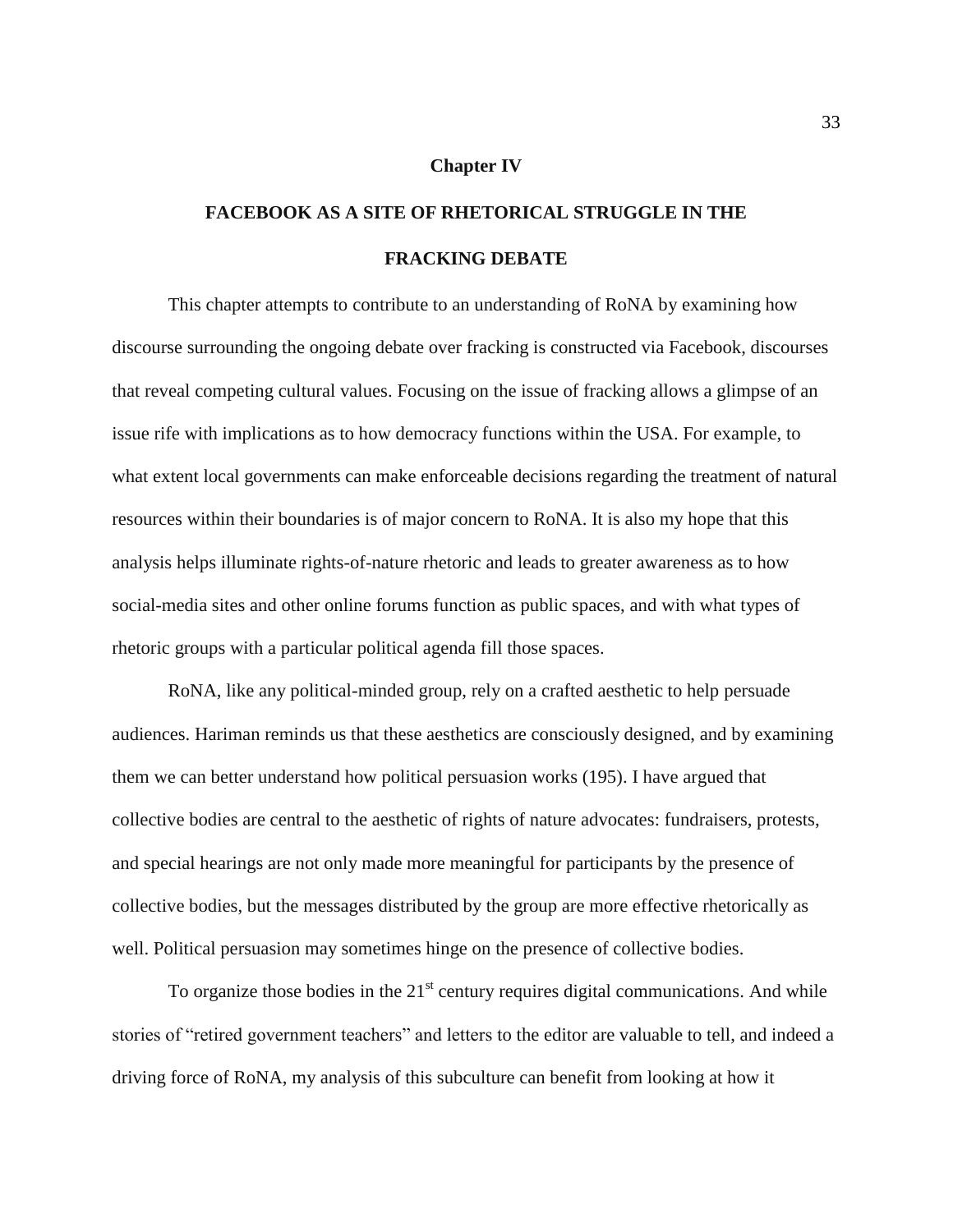# Chapter IV

## FACEBOOK AS A SITE OF RHETORICAL STRUGGLE IN THE FRACKING DEBATE

This chapter attempts to contribute to an understanding of RoNA by examining how discourse surrounding the ongoing debate over fracking is constructed via Facebook, discourses that reveal competing cultural values. Focusing on the issue of fracking allows a glimpse of an issue rife with implications as to how democracy functions within the USA. For example, to what extent local governments can make enforceable decisions regarding the treatment of natural resources within their boundaries is of major concern to RoNA. It is also my hope that this analysis helps illuminate rights-of-nature rhetoric and leads to greater awareness as to how social-media sites and other online forums function as public spaces, and with what types of rhetoric groups with a particular political agenda fill those spaces.

RoNA, like any political-minded group, rely on a crafted aesthetic to help persuade audiences. Hariman reminds us that these aesthetics are consciously designed, and by examining them we can better understand how political persuasion works (195). I have argued that collective bodies are central to the aesthetic of rights of nature advocates: fundraisers, protests, and special hearings are not only made more meaningful for participants by the presence of collective bodies, but the messages distributed by the group are more effective rhetorically as well. Political persuasion may sometimes hinge on the presence of collective bodies.

To organize those bodies in the 21st century requires digital communications. And while stories of "retired government teachers" and letters to the editor are valuable to tell, and indeed a driving force of RoNA, my analysis of this subculture can benefit from looking at how it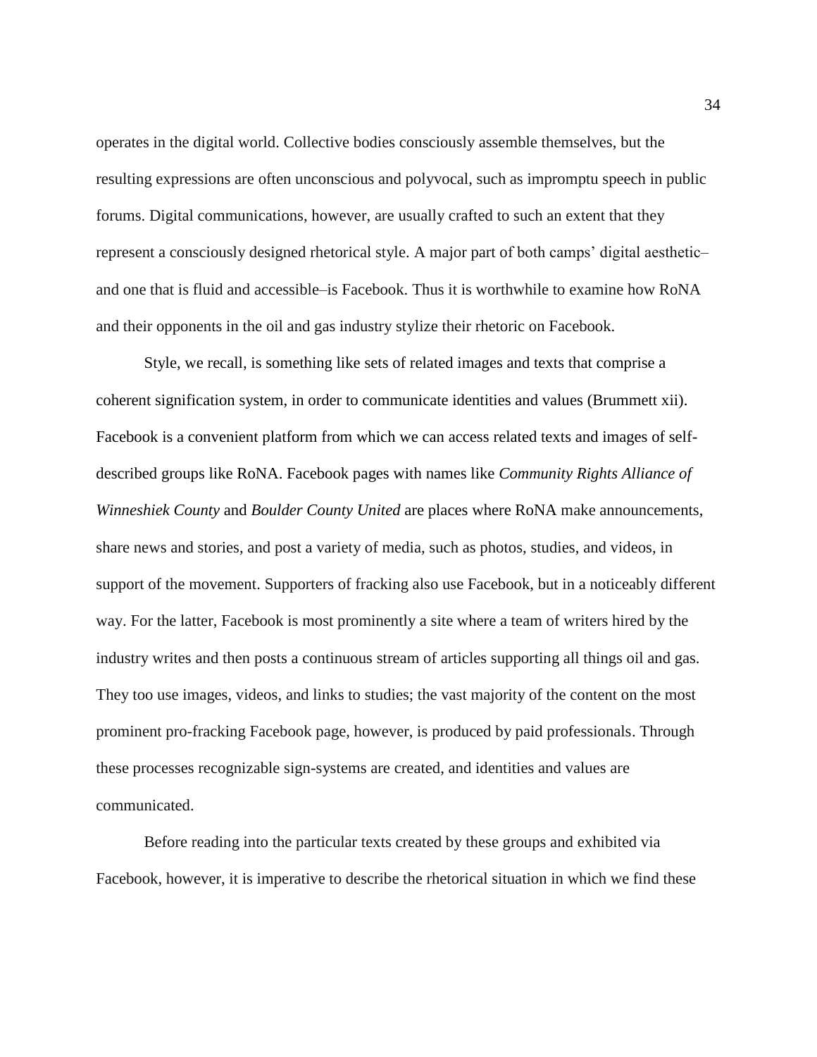operates in the digital world. Collective bodies consciously assemble themselves, but the resulting expressions are often unconscious and polyvocal, such as impromptu speech in public forums. Digital communications, however, are usually crafted to such an extent that they represent a consciously designed rhetorical style. A major part of both camps' digital aesthetic–and one that is fluid and accessible–is Facebook. Thus it is worthwhile to examine how RoNA and their opponents in the oil and gas industry stylize their rhetoric on Facebook.

Style, we recall, is something like sets of related images and texts that comprise a coherent signification system, in order to communicate identities and values (Brummett xii). Facebook is a convenient platform from which we can access related texts and images of self-described groups like RoNA. Facebook pages with names like *Community Rights Alliance of Winneshiek County* and *Boulder County United* are places where RoNA make announcements, share news and stories, and post a variety of media, such as photos, studies, and videos, in support of the movement. Supporters of fracking also use Facebook, but in a noticeably different way. For the latter, Facebook is most prominently a site where a team of writers hired by the industry writes and then posts a continuous stream of articles supporting all things oil and gas. They too use images, videos, and links to studies; the vast majority of the content on the most prominent pro-fracking Facebook page, however, is produced by paid professionals. Through these processes recognizable sign-systems are created, and identities and values are communicated.

Before reading into the particular texts created by these groups and exhibited via Facebook, however, it is imperative to describe the rhetorical situation in which we find these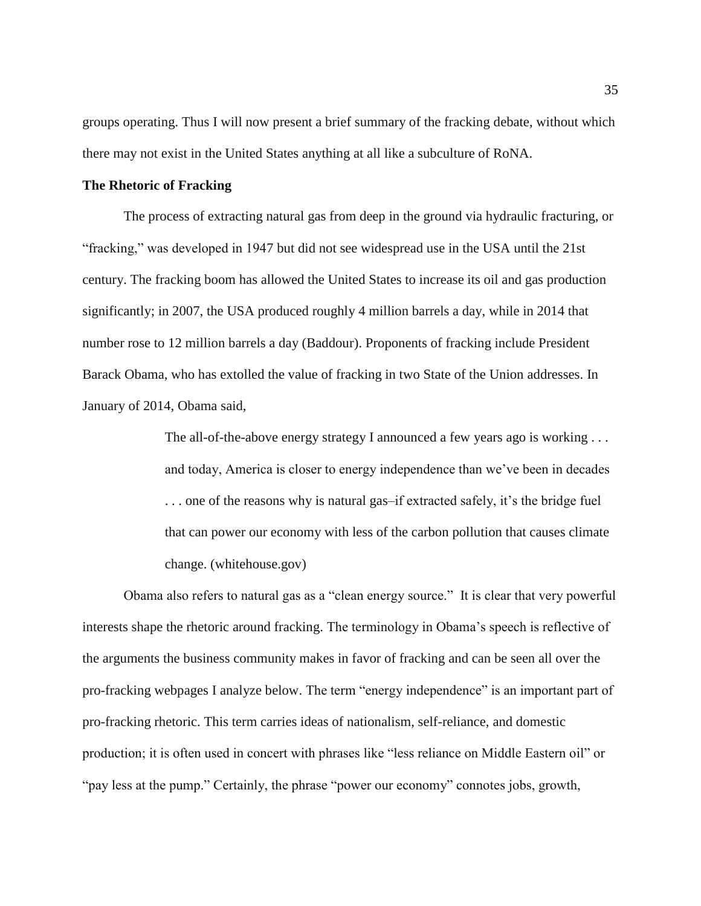groups operating. Thus I will now present a brief summary of the fracking debate, without which there may not exist in the United States anything at all like a subculture of RoNA.

### The Rhetoric of Fracking

The process of extracting natural gas from deep in the ground via hydraulic fracturing, or "fracking," was developed in 1947 but did not see widespread use in the USA until the 21st century. The fracking boom has allowed the United States to increase its oil and gas production significantly; in 2007, the USA produced roughly 4 million barrels a day, while in 2014 that number rose to 12 million barrels a day (Baddour). Proponents of fracking include President Barack Obama, who has extolled the value of fracking in two State of the Union addresses. In January of 2014, Obama said,

> The all-of-the-above energy strategy I announced a few years ago is working . . . and today, America is closer to energy independence than we've been in decades . . . one of the reasons why is natural gas–if extracted safely, it's the bridge fuel that can power our economy with less of the carbon pollution that causes climate change. (whitehouse.gov)

Obama also refers to natural gas as a "clean energy source." It is clear that very powerful interests shape the rhetoric around fracking. The terminology in Obama's speech is reflective of the arguments the business community makes in favor of fracking and can be seen all over the pro-fracking webpages I analyze below. The term "energy independence" is an important part of pro-fracking rhetoric. This term carries ideas of nationalism, self-reliance, and domestic production; it is often used in concert with phrases like "less reliance on Middle Eastern oil" or "pay less at the pump." Certainly, the phrase "power our economy" connotes jobs, growth,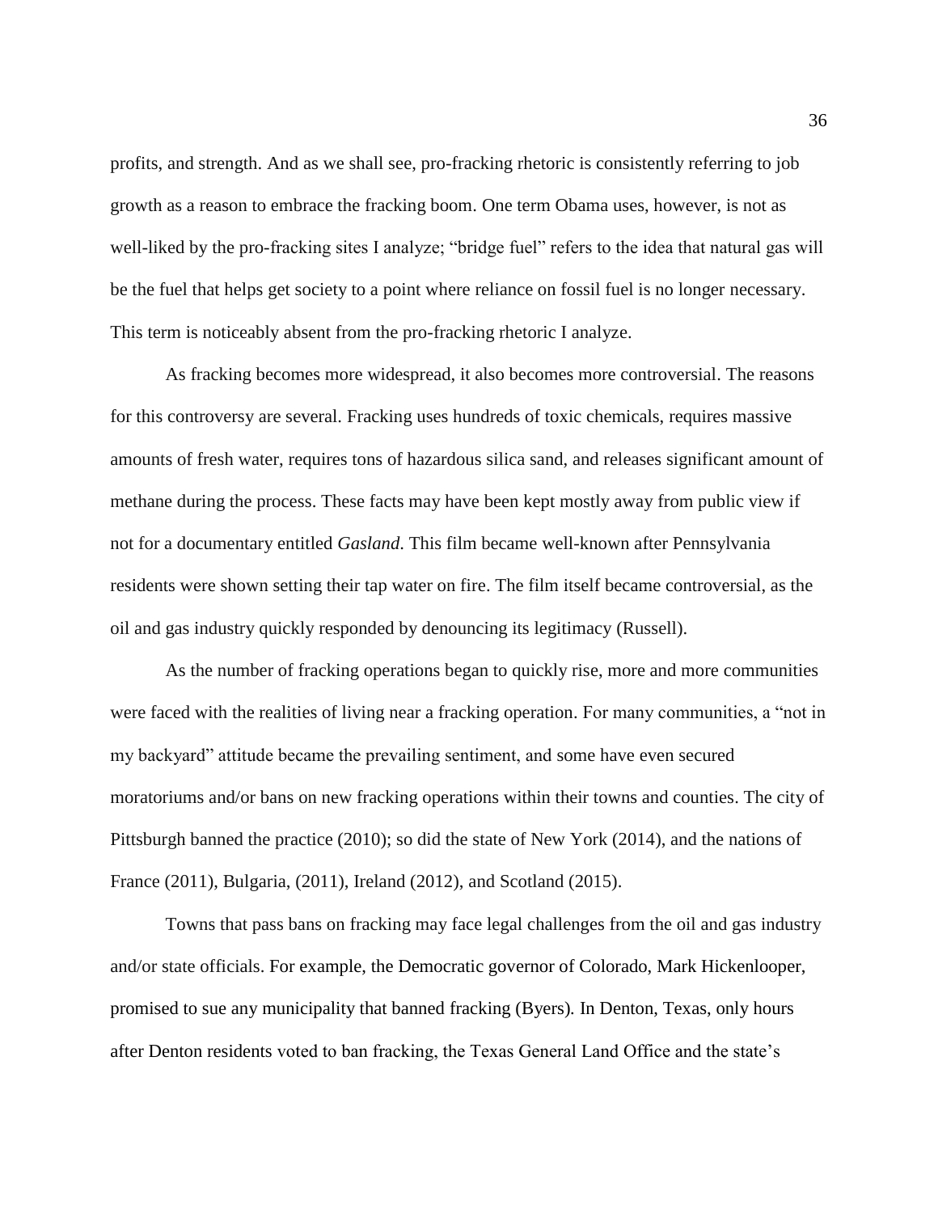profits, and strength. And as we shall see, pro-fracking rhetoric is consistently referring to job growth as a reason to embrace the fracking boom. One term Obama uses, however, is not as well-liked by the pro-fracking sites I analyze; "bridge fuel" refers to the idea that natural gas will be the fuel that helps get society to a point where reliance on fossil fuel is no longer necessary. This term is noticeably absent from the pro-fracking rhetoric I analyze.

As fracking becomes more widespread, it also becomes more controversial. The reasons for this controversy are several. Fracking uses hundreds of toxic chemicals, requires massive amounts of fresh water, requires tons of hazardous silica sand, and releases significant amount of methane during the process. These facts may have been kept mostly away from public view if not for a documentary entitled *Gasland*. This film became well-known after Pennsylvania residents were shown setting their tap water on fire. The film itself became controversial, as the oil and gas industry quickly responded by denouncing its legitimacy (Russell).

As the number of fracking operations began to quickly rise, more and more communities were faced with the realities of living near a fracking operation. For many communities, a "not in my backyard" attitude became the prevailing sentiment, and some have even secured moratoriums and/or bans on new fracking operations within their towns and counties. The city of Pittsburgh banned the practice (2010); so did the state of New York (2014), and the nations of France (2011), Bulgaria, (2011), Ireland (2012), and Scotland (2015).

Towns that pass bans on fracking may face legal challenges from the oil and gas industry and/or state officials. For example, the Democratic governor of Colorado, Mark Hickenlooper, promised to sue any municipality that banned fracking (Byers). In Denton, Texas, only hours after Denton residents voted to ban fracking, the Texas General Land Office and the state's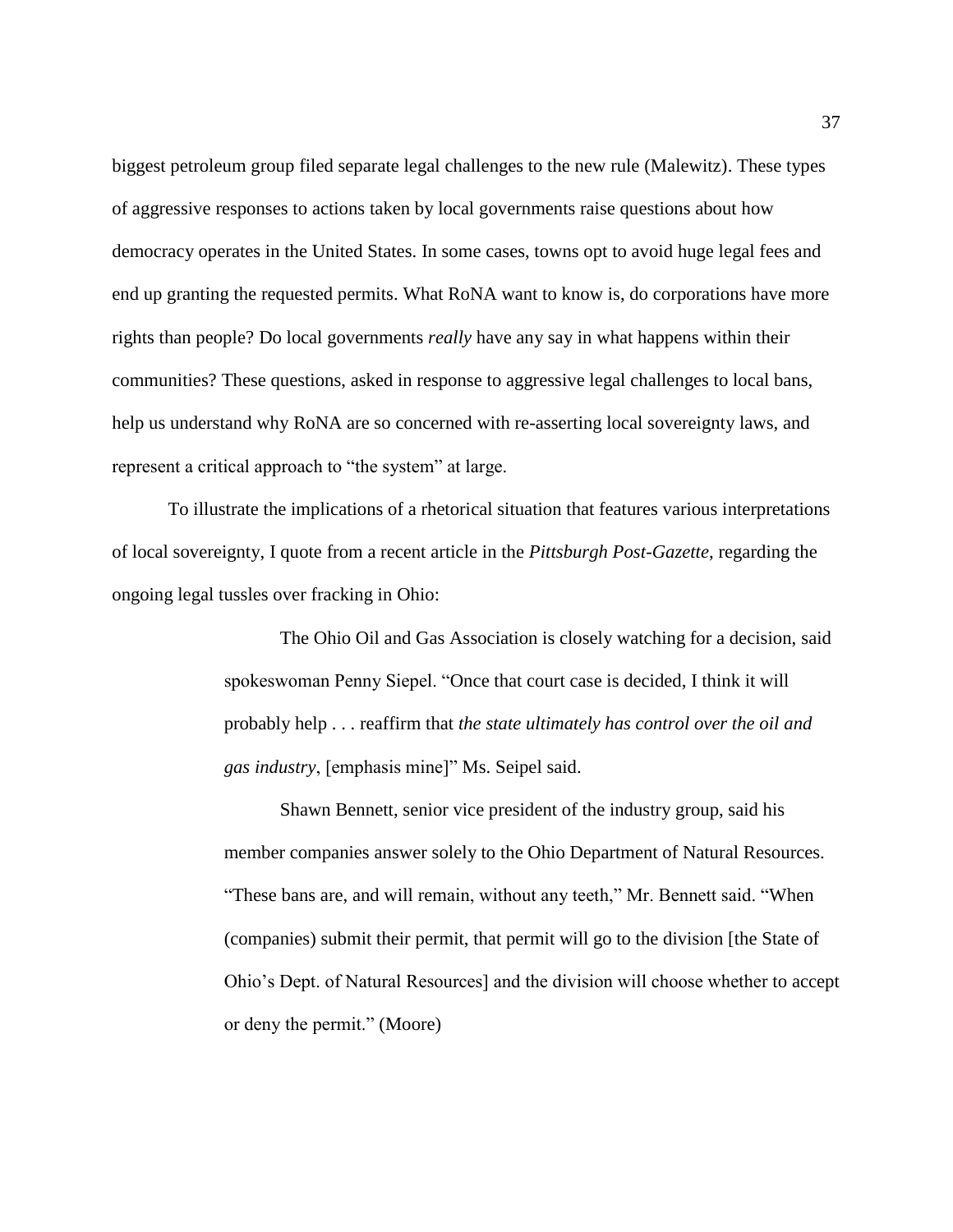biggest petroleum group filed separate legal challenges to the new rule (Malewitz). These types of aggressive responses to actions taken by local governments raise questions about how democracy operates in the United States. In some cases, towns opt to avoid huge legal fees and end up granting the requested permits. What RoNA want to know is, do corporations have more rights than people? Do local governments *really* have any say in what happens within their communities? These questions, asked in response to aggressive legal challenges to local bans, help us understand why RoNA are so concerned with re-asserting local sovereignty laws, and represent a critical approach to "the system" at large.

To illustrate the implications of a rhetorical situation that features various interpretations of local sovereignty, I quote from a recent article in the *Pittsburgh Post-Gazette*, regarding the ongoing legal tussles over fracking in Ohio:

> The Ohio Oil and Gas Association is closely watching for a decision, said spokeswoman Penny Siepel. "Once that court case is decided, I think it will probably help . . . reaffirm that *the state ultimately has control over the oil and gas industry*, [emphasis mine]" Ms. Seipel said.
>
> Shawn Bennett, senior vice president of the industry group, said his member companies answer solely to the Ohio Department of Natural Resources. "These bans are, and will remain, without any teeth," Mr. Bennett said. "When (companies) submit their permit, that permit will go to the division [the State of Ohio's Dept. of Natural Resources] and the division will choose whether to accept or deny the permit." (Moore)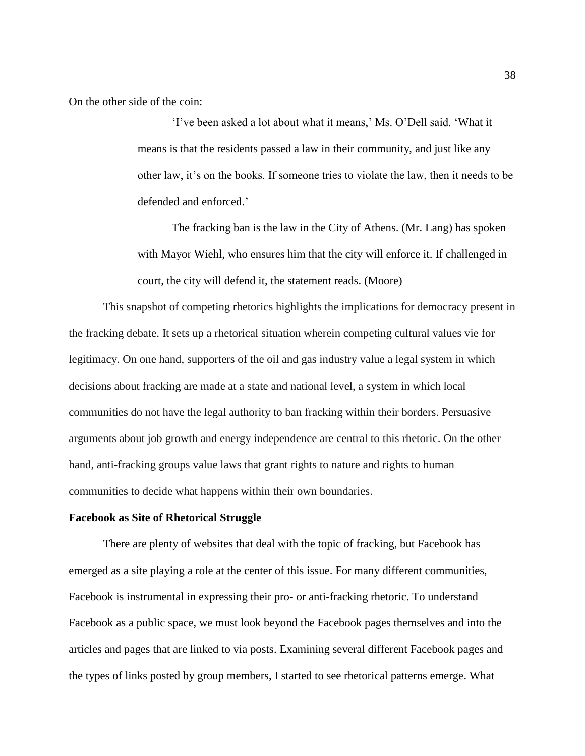On the other side of the coin:

> 'I've been asked a lot about what it means,' Ms. O'Dell said. 'What it means is that the residents passed a law in their community, and just like any other law, it's on the books. If someone tries to violate the law, then it needs to be defended and enforced.'
>
> The fracking ban is the law in the City of Athens. (Mr. Lang) has spoken with Mayor Wiehl, who ensures him that the city will enforce it. If challenged in court, the city will defend it, the statement reads. (Moore)

This snapshot of competing rhetorics highlights the implications for democracy present in the fracking debate. It sets up a rhetorical situation wherein competing cultural values vie for legitimacy. On one hand, supporters of the oil and gas industry value a legal system in which decisions about fracking are made at a state and national level, a system in which local communities do not have the legal authority to ban fracking within their borders. Persuasive arguments about job growth and energy independence are central to this rhetoric. On the other hand, anti-fracking groups value laws that grant rights to nature and rights to human communities to decide what happens within their own boundaries.

**Facebook as Site of Rhetorical Struggle**

There are plenty of websites that deal with the topic of fracking, but Facebook has emerged as a site playing a role at the center of this issue. For many different communities, Facebook is instrumental in expressing their pro- or anti-fracking rhetoric. To understand Facebook as a public space, we must look beyond the Facebook pages themselves and into the articles and pages that are linked to via posts. Examining several different Facebook pages and the types of links posted by group members, I started to see rhetorical patterns emerge. What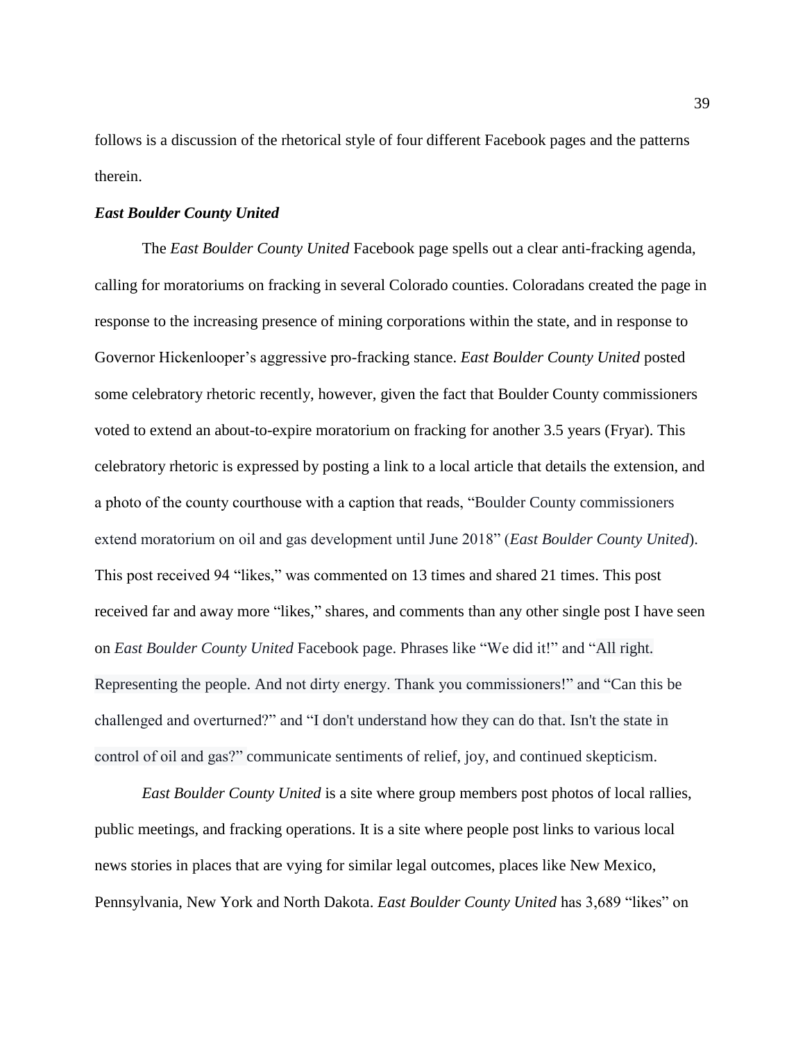follows is a discussion of the rhetorical style of four different Facebook pages and the patterns therein.

### ***East Boulder County United***

The *East Boulder County United* Facebook page spells out a clear anti-fracking agenda, calling for moratoriums on fracking in several Colorado counties. Coloradans created the page in response to the increasing presence of mining corporations within the state, and in response to Governor Hickenlooper's aggressive pro-fracking stance. *East Boulder County United* posted some celebratory rhetoric recently, however, given the fact that Boulder County commissioners voted to extend an about-to-expire moratorium on fracking for another 3.5 years (Fryar). This celebratory rhetoric is expressed by posting a link to a local article that details the extension, and a photo of the county courthouse with a caption that reads, "Boulder County commissioners extend moratorium on oil and gas development until June 2018" (*East Boulder County United*). This post received 94 "likes," was commented on 13 times and shared 21 times. This post received far and away more "likes," shares, and comments than any other single post I have seen on *East Boulder County United* Facebook page. Phrases like "We did it!" and "All right. Representing the people. And not dirty energy. Thank you commissioners!" and "Can this be challenged and overturned?" and "I don't understand how they can do that. Isn't the state in control of oil and gas?" communicate sentiments of relief, joy, and continued skepticism.

*East Boulder County United* is a site where group members post photos of local rallies, public meetings, and fracking operations. It is a site where people post links to various local news stories in places that are vying for similar legal outcomes, places like New Mexico, Pennsylvania, New York and North Dakota. *East Boulder County United* has 3,689 "likes" on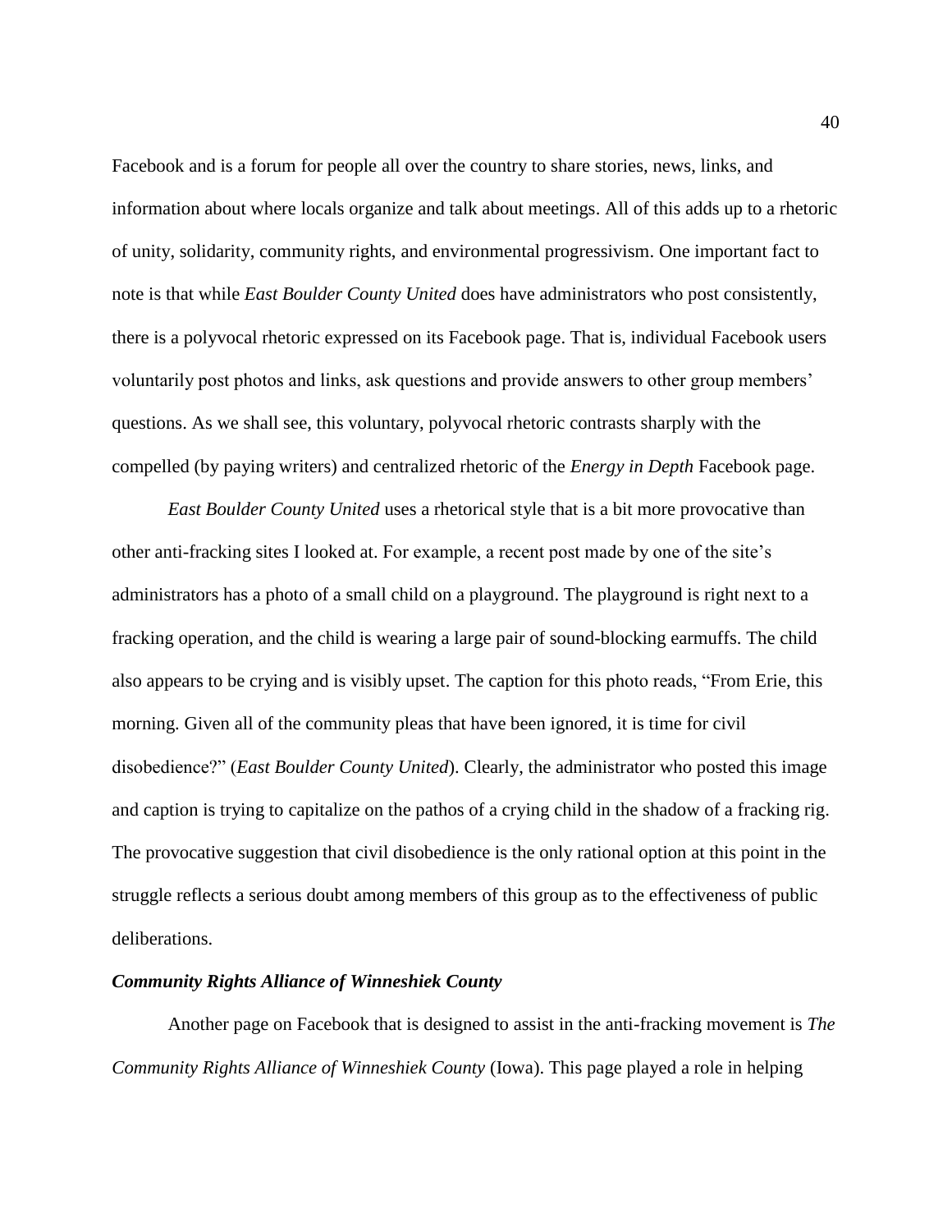Facebook and is a forum for people all over the country to share stories, news, links, and information about where locals organize and talk about meetings. All of this adds up to a rhetoric of unity, solidarity, community rights, and environmental progressivism. One important fact to note is that while *East Boulder County United* does have administrators who post consistently, there is a polyvocal rhetoric expressed on its Facebook page. That is, individual Facebook users voluntarily post photos and links, ask questions and provide answers to other group members' questions. As we shall see, this voluntary, polyvocal rhetoric contrasts sharply with the compelled (by paying writers) and centralized rhetoric of the *Energy in Depth* Facebook page.

*East Boulder County United* uses a rhetorical style that is a bit more provocative than other anti-fracking sites I looked at. For example, a recent post made by one of the site's administrators has a photo of a small child on a playground. The playground is right next to a fracking operation, and the child is wearing a large pair of sound-blocking earmuffs. The child also appears to be crying and is visibly upset. The caption for this photo reads, "From Erie, this morning. Given all of the community pleas that have been ignored, it is time for civil disobedience?" (*East Boulder County United*). Clearly, the administrator who posted this image and caption is trying to capitalize on the pathos of a crying child in the shadow of a fracking rig. The provocative suggestion that civil disobedience is the only rational option at this point in the struggle reflects a serious doubt among members of this group as to the effectiveness of public deliberations.

### *Community Rights Alliance of Winneshiek County*

Another page on Facebook that is designed to assist in the anti-fracking movement is *The Community Rights Alliance of Winneshiek County* (Iowa). This page played a role in helping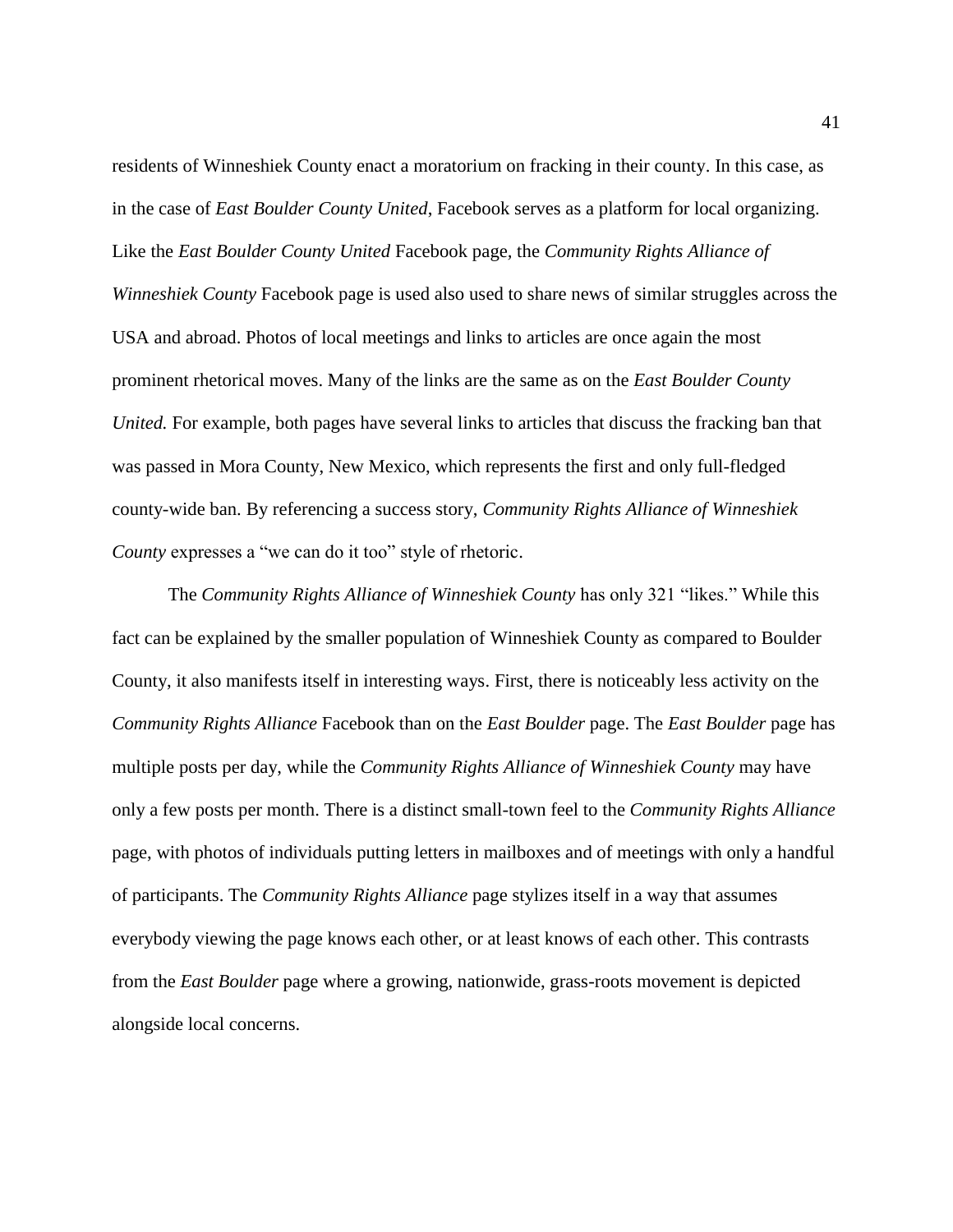residents of Winneshiek County enact a moratorium on fracking in their county. In this case, as in the case of *East Boulder County United*, Facebook serves as a platform for local organizing. Like the *East Boulder County United* Facebook page, the *Community Rights Alliance of Winneshiek County* Facebook page is used also used to share news of similar struggles across the USA and abroad. Photos of local meetings and links to articles are once again the most prominent rhetorical moves. Many of the links are the same as on the *East Boulder County United.* For example, both pages have several links to articles that discuss the fracking ban that was passed in Mora County, New Mexico, which represents the first and only full-fledged county-wide ban. By referencing a success story, *Community Rights Alliance of Winneshiek County* expresses a "we can do it too" style of rhetoric.

The *Community Rights Alliance of Winneshiek County* has only 321 "likes." While this fact can be explained by the smaller population of Winneshiek County as compared to Boulder County, it also manifests itself in interesting ways. First, there is noticeably less activity on the *Community Rights Alliance* Facebook than on the *East Boulder* page. The *East Boulder* page has multiple posts per day, while the *Community Rights Alliance of Winneshiek County* may have only a few posts per month. There is a distinct small-town feel to the *Community Rights Alliance* page, with photos of individuals putting letters in mailboxes and of meetings with only a handful of participants. The *Community Rights Alliance* page stylizes itself in a way that assumes everybody viewing the page knows each other, or at least knows of each other. This contrasts from the *East Boulder* page where a growing, nationwide, grass-roots movement is depicted alongside local concerns.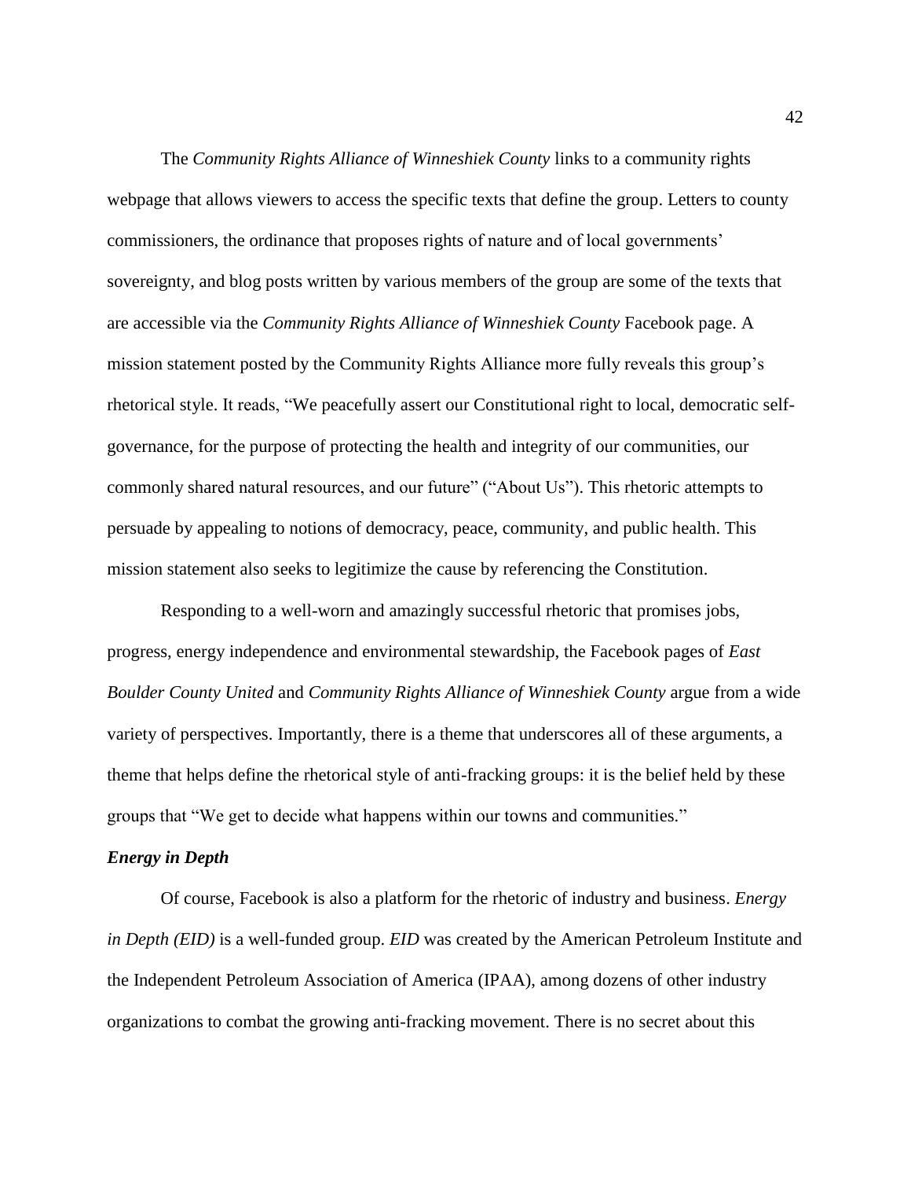The *Community Rights Alliance of Winneshiek County* links to a community rights webpage that allows viewers to access the specific texts that define the group. Letters to county commissioners, the ordinance that proposes rights of nature and of local governments' sovereignty, and blog posts written by various members of the group are some of the texts that are accessible via the *Community Rights Alliance of Winneshiek County* Facebook page. A mission statement posted by the Community Rights Alliance more fully reveals this group's rhetorical style. It reads, "We peacefully assert our Constitutional right to local, democratic self-governance, for the purpose of protecting the health and integrity of our communities, our commonly shared natural resources, and our future" ("About Us"). This rhetoric attempts to persuade by appealing to notions of democracy, peace, community, and public health. This mission statement also seeks to legitimize the cause by referencing the Constitution.

Responding to a well-worn and amazingly successful rhetoric that promises jobs, progress, energy independence and environmental stewardship, the Facebook pages of *East Boulder County United* and *Community Rights Alliance of Winneshiek County* argue from a wide variety of perspectives. Importantly, there is a theme that underscores all of these arguments, a theme that helps define the rhetorical style of anti-fracking groups: it is the belief held by these groups that "We get to decide what happens within our towns and communities."

### *Energy in Depth*

Of course, Facebook is also a platform for the rhetoric of industry and business. *Energy in Depth (EID)* is a well-funded group. *EID* was created by the American Petroleum Institute and the Independent Petroleum Association of America (IPAA), among dozens of other industry organizations to combat the growing anti-fracking movement. There is no secret about this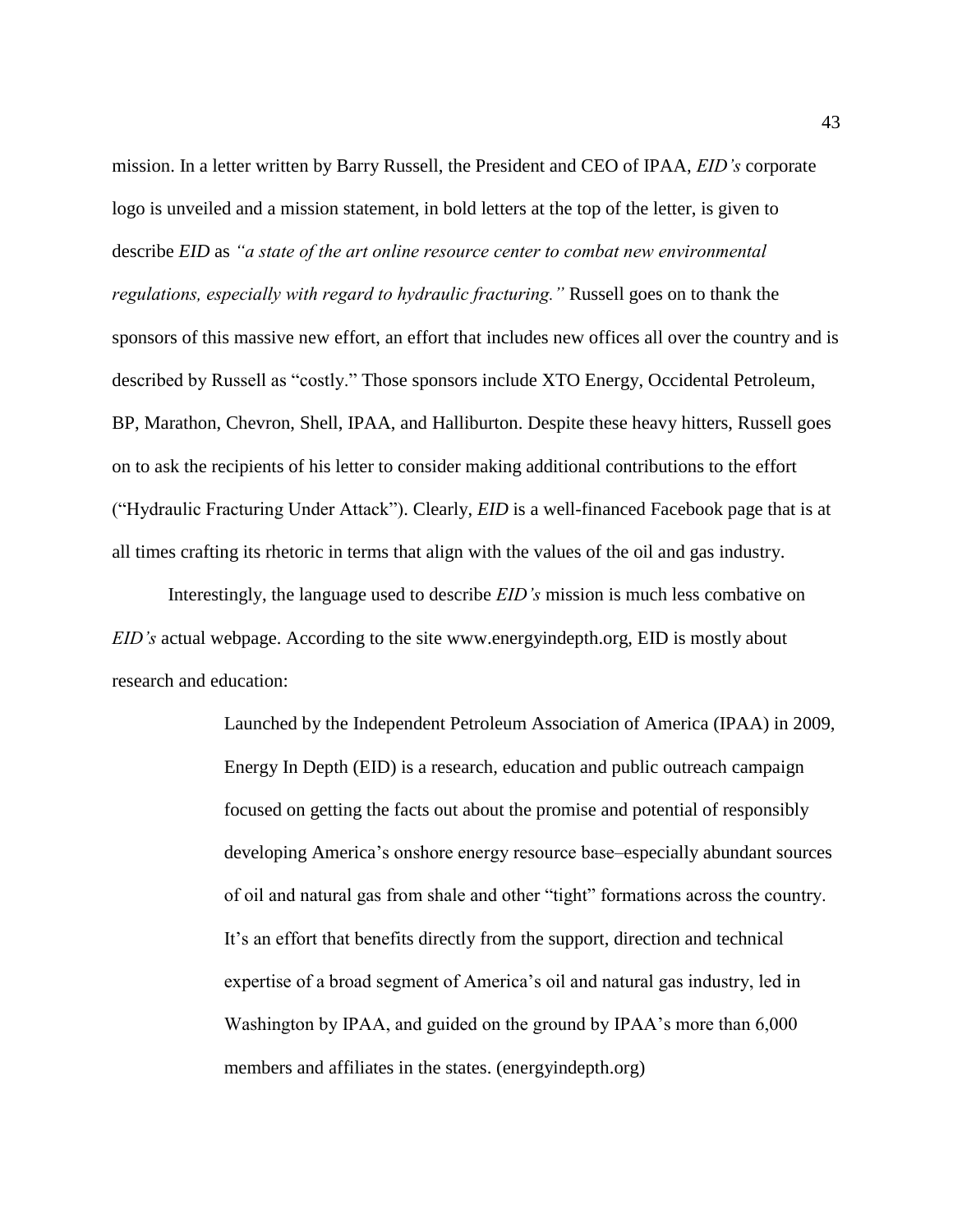mission. In a letter written by Barry Russell, the President and CEO of IPAA, *EID's* corporate logo is unveiled and a mission statement, in bold letters at the top of the letter, is given to describe *EID* as *"a state of the art online resource center to combat new environmental regulations, especially with regard to hydraulic fracturing."* Russell goes on to thank the sponsors of this massive new effort, an effort that includes new offices all over the country and is described by Russell as "costly." Those sponsors include XTO Energy, Occidental Petroleum, BP, Marathon, Chevron, Shell, IPAA, and Halliburton. Despite these heavy hitters, Russell goes on to ask the recipients of his letter to consider making additional contributions to the effort ("Hydraulic Fracturing Under Attack"). Clearly, *EID* is a well-financed Facebook page that is at all times crafting its rhetoric in terms that align with the values of the oil and gas industry.

Interestingly, the language used to describe *EID's* mission is much less combative on *EID's* actual webpage. According to the site www.energyindepth.org, EID is mostly about research and education:

> Launched by the Independent Petroleum Association of America (IPAA) in 2009, Energy In Depth (EID) is a research, education and public outreach campaign focused on getting the facts out about the promise and potential of responsibly developing America's onshore energy resource base–especially abundant sources of oil and natural gas from shale and other "tight" formations across the country. It's an effort that benefits directly from the support, direction and technical expertise of a broad segment of America's oil and natural gas industry, led in Washington by IPAA, and guided on the ground by IPAA's more than 6,000 members and affiliates in the states. (energyindepth.org)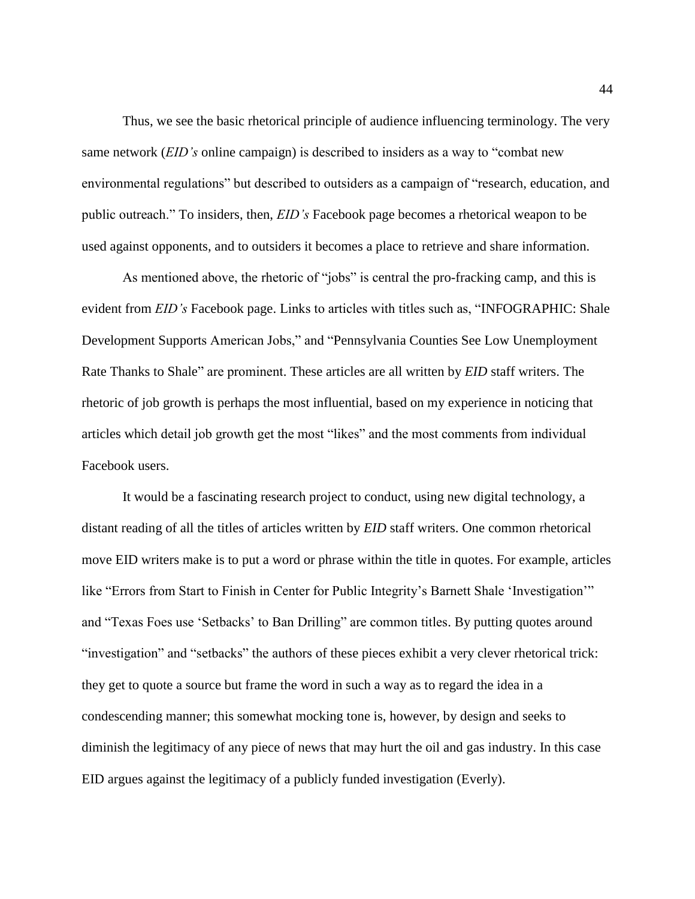Thus, we see the basic rhetorical principle of audience influencing terminology. The very same network (*EID's* online campaign) is described to insiders as a way to "combat new environmental regulations" but described to outsiders as a campaign of "research, education, and public outreach." To insiders, then, *EID's* Facebook page becomes a rhetorical weapon to be used against opponents, and to outsiders it becomes a place to retrieve and share information.

As mentioned above, the rhetoric of "jobs" is central the pro-fracking camp, and this is evident from *EID's* Facebook page. Links to articles with titles such as, "INFOGRAPHIC: Shale Development Supports American Jobs," and "Pennsylvania Counties See Low Unemployment Rate Thanks to Shale" are prominent. These articles are all written by *EID* staff writers. The rhetoric of job growth is perhaps the most influential, based on my experience in noticing that articles which detail job growth get the most "likes" and the most comments from individual Facebook users.

It would be a fascinating research project to conduct, using new digital technology, a distant reading of all the titles of articles written by *EID* staff writers. One common rhetorical move EID writers make is to put a word or phrase within the title in quotes. For example, articles like "Errors from Start to Finish in Center for Public Integrity's Barnett Shale 'Investigation'" and "Texas Foes use 'Setbacks' to Ban Drilling" are common titles. By putting quotes around "investigation" and "setbacks" the authors of these pieces exhibit a very clever rhetorical trick: they get to quote a source but frame the word in such a way as to regard the idea in a condescending manner; this somewhat mocking tone is, however, by design and seeks to diminish the legitimacy of any piece of news that may hurt the oil and gas industry. In this case EID argues against the legitimacy of a publicly funded investigation (Everly).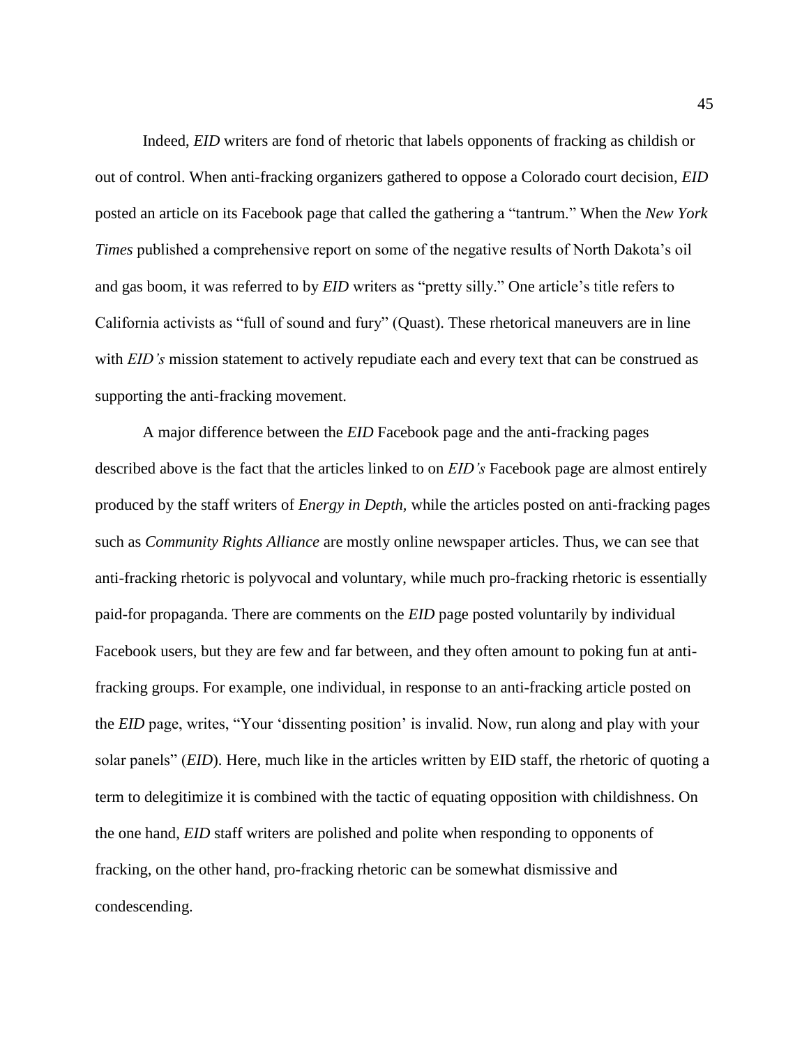Indeed, *EID* writers are fond of rhetoric that labels opponents of fracking as childish or out of control. When anti-fracking organizers gathered to oppose a Colorado court decision, *EID* posted an article on its Facebook page that called the gathering a "tantrum." When the *New York Times* published a comprehensive report on some of the negative results of North Dakota's oil and gas boom, it was referred to by *EID* writers as "pretty silly." One article's title refers to California activists as "full of sound and fury" (Quast). These rhetorical maneuvers are in line with *EID's* mission statement to actively repudiate each and every text that can be construed as supporting the anti-fracking movement.

A major difference between the *EID* Facebook page and the anti-fracking pages described above is the fact that the articles linked to on *EID's* Facebook page are almost entirely produced by the staff writers of *Energy in Depth,* while the articles posted on anti-fracking pages such as *Community Rights Alliance* are mostly online newspaper articles. Thus, we can see that anti-fracking rhetoric is polyvocal and voluntary, while much pro-fracking rhetoric is essentially paid-for propaganda. There are comments on the *EID* page posted voluntarily by individual Facebook users, but they are few and far between, and they often amount to poking fun at anti-fracking groups. For example, one individual, in response to an anti-fracking article posted on the *EID* page, writes, "Your 'dissenting position' is invalid. Now, run along and play with your solar panels" (*EID*). Here, much like in the articles written by EID staff, the rhetoric of quoting a term to delegitimize it is combined with the tactic of equating opposition with childishness. On the one hand, *EID* staff writers are polished and polite when responding to opponents of fracking, on the other hand, pro-fracking rhetoric can be somewhat dismissive and condescending.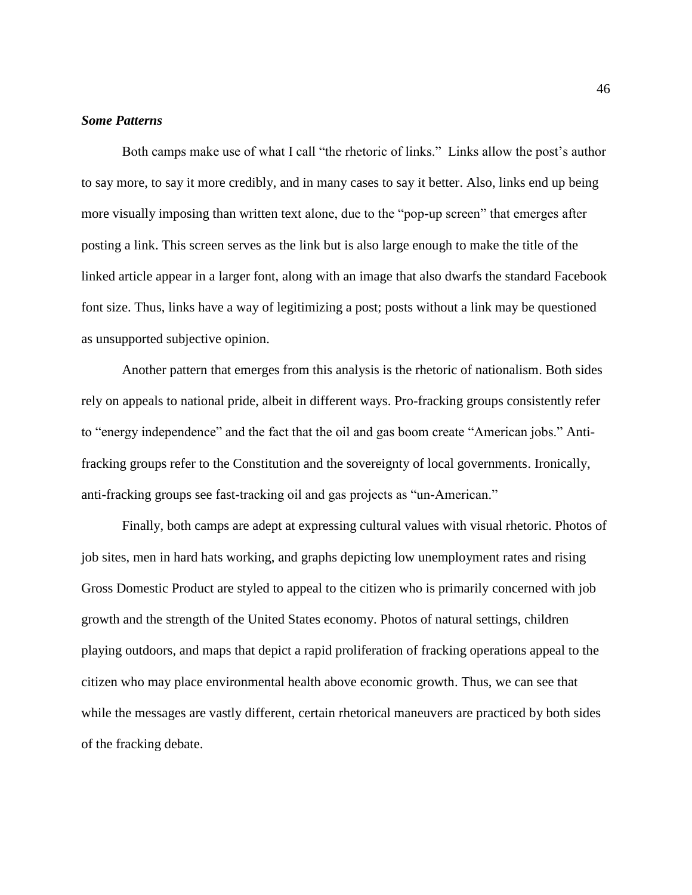### *Some Patterns*

Both camps make use of what I call "the rhetoric of links." Links allow the post's author to say more, to say it more credibly, and in many cases to say it better. Also, links end up being more visually imposing than written text alone, due to the "pop-up screen" that emerges after posting a link. This screen serves as the link but is also large enough to make the title of the linked article appear in a larger font, along with an image that also dwarfs the standard Facebook font size. Thus, links have a way of legitimizing a post; posts without a link may be questioned as unsupported subjective opinion.

Another pattern that emerges from this analysis is the rhetoric of nationalism. Both sides rely on appeals to national pride, albeit in different ways. Pro-fracking groups consistently refer to "energy independence" and the fact that the oil and gas boom create "American jobs." Anti-fracking groups refer to the Constitution and the sovereignty of local governments. Ironically, anti-fracking groups see fast-tracking oil and gas projects as "un-American."

Finally, both camps are adept at expressing cultural values with visual rhetoric. Photos of job sites, men in hard hats working, and graphs depicting low unemployment rates and rising Gross Domestic Product are styled to appeal to the citizen who is primarily concerned with job growth and the strength of the United States economy. Photos of natural settings, children playing outdoors, and maps that depict a rapid proliferation of fracking operations appeal to the citizen who may place environmental health above economic growth. Thus, we can see that while the messages are vastly different, certain rhetorical maneuvers are practiced by both sides of the fracking debate.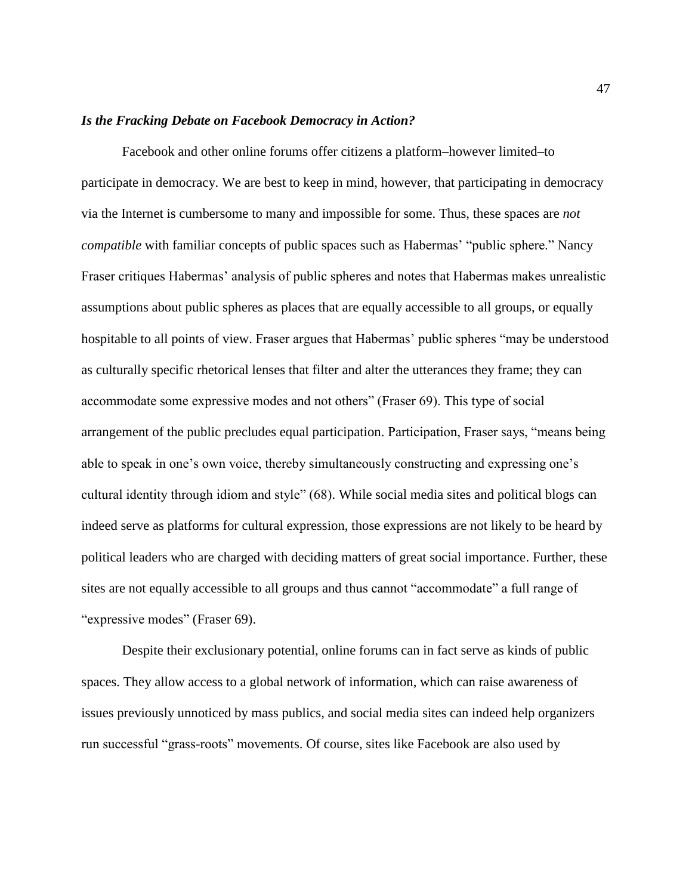### ***Is the Fracking Debate on Facebook Democracy in Action?***

Facebook and other online forums offer citizens a platform–however limited–to participate in democracy. We are best to keep in mind, however, that participating in democracy via the Internet is cumbersome to many and impossible for some. Thus, these spaces are *not compatible* with familiar concepts of public spaces such as Habermas' "public sphere." Nancy Fraser critiques Habermas' analysis of public spheres and notes that Habermas makes unrealistic assumptions about public spheres as places that are equally accessible to all groups, or equally hospitable to all points of view. Fraser argues that Habermas' public spheres "may be understood as culturally specific rhetorical lenses that filter and alter the utterances they frame; they can accommodate some expressive modes and not others" (Fraser 69). This type of social arrangement of the public precludes equal participation. Participation, Fraser says, "means being able to speak in one's own voice, thereby simultaneously constructing and expressing one's cultural identity through idiom and style" (68). While social media sites and political blogs can indeed serve as platforms for cultural expression, those expressions are not likely to be heard by political leaders who are charged with deciding matters of great social importance. Further, these sites are not equally accessible to all groups and thus cannot "accommodate" a full range of "expressive modes" (Fraser 69).

Despite their exclusionary potential, online forums can in fact serve as kinds of public spaces. They allow access to a global network of information, which can raise awareness of issues previously unnoticed by mass publics, and social media sites can indeed help organizers run successful "grass-roots" movements. Of course, sites like Facebook are also used by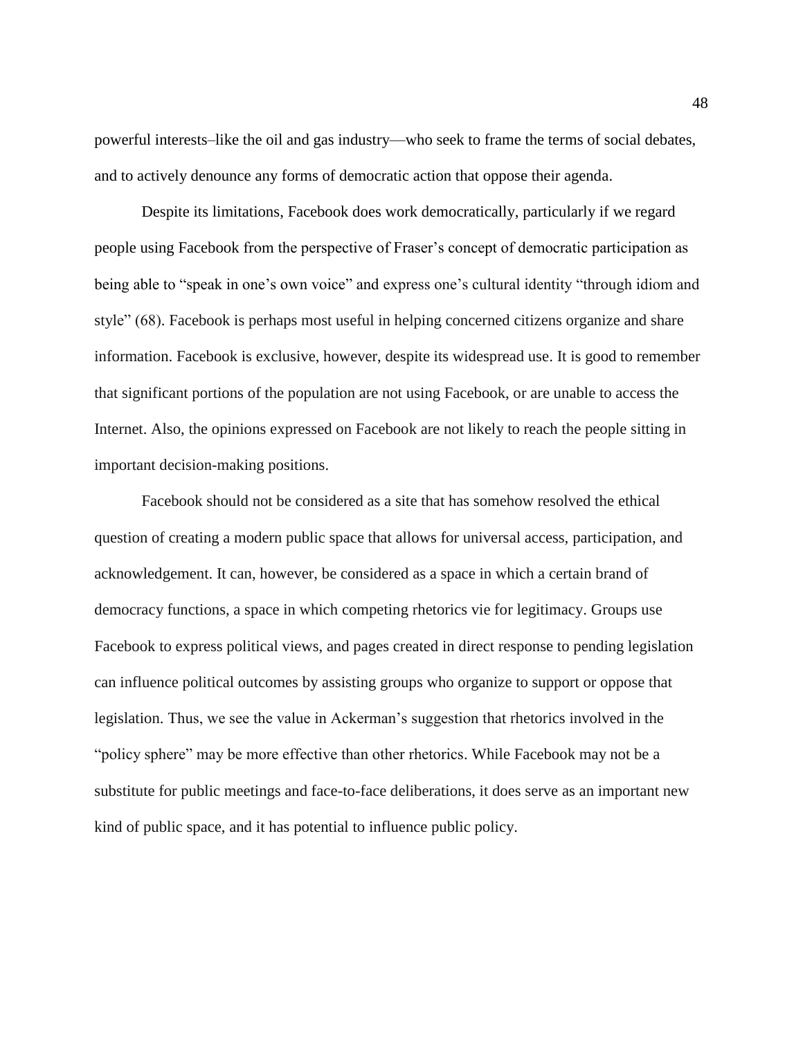powerful interests–like the oil and gas industry—who seek to frame the terms of social debates, and to actively denounce any forms of democratic action that oppose their agenda.

Despite its limitations, Facebook does work democratically, particularly if we regard people using Facebook from the perspective of Fraser's concept of democratic participation as being able to "speak in one's own voice" and express one's cultural identity "through idiom and style" (68). Facebook is perhaps most useful in helping concerned citizens organize and share information. Facebook is exclusive, however, despite its widespread use. It is good to remember that significant portions of the population are not using Facebook, or are unable to access the Internet. Also, the opinions expressed on Facebook are not likely to reach the people sitting in important decision-making positions.

Facebook should not be considered as a site that has somehow resolved the ethical question of creating a modern public space that allows for universal access, participation, and acknowledgement. It can, however, be considered as a space in which a certain brand of democracy functions, a space in which competing rhetorics vie for legitimacy. Groups use Facebook to express political views, and pages created in direct response to pending legislation can influence political outcomes by assisting groups who organize to support or oppose that legislation. Thus, we see the value in Ackerman's suggestion that rhetorics involved in the "policy sphere" may be more effective than other rhetorics. While Facebook may not be a substitute for public meetings and face-to-face deliberations, it does serve as an important new kind of public space, and it has potential to influence public policy.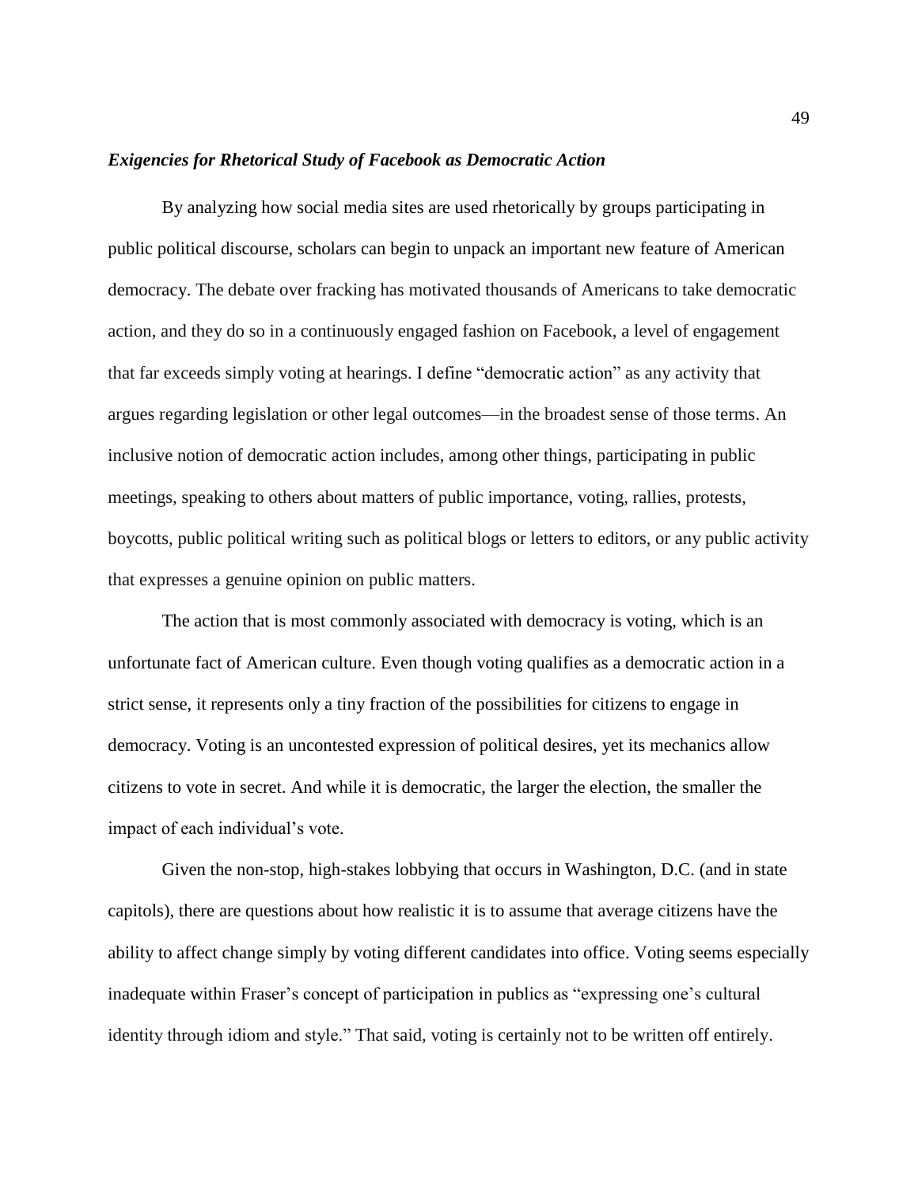### ***Exigencies for Rhetorical Study of Facebook as Democratic Action***

By analyzing how social media sites are used rhetorically by groups participating in public political discourse, scholars can begin to unpack an important new feature of American democracy. The debate over fracking has motivated thousands of Americans to take democratic action, and they do so in a continuously engaged fashion on Facebook, a level of engagement that far exceeds simply voting at hearings. I define "democratic action" as any activity that argues regarding legislation or other legal outcomes—in the broadest sense of those terms. An inclusive notion of democratic action includes, among other things, participating in public meetings, speaking to others about matters of public importance, voting, rallies, protests, boycotts, public political writing such as political blogs or letters to editors, or any public activity that expresses a genuine opinion on public matters.

The action that is most commonly associated with democracy is voting, which is an unfortunate fact of American culture. Even though voting qualifies as a democratic action in a strict sense, it represents only a tiny fraction of the possibilities for citizens to engage in democracy. Voting is an uncontested expression of political desires, yet its mechanics allow citizens to vote in secret. And while it is democratic, the larger the election, the smaller the impact of each individual's vote.

Given the non-stop, high-stakes lobbying that occurs in Washington, D.C. (and in state capitols), there are questions about how realistic it is to assume that average citizens have the ability to affect change simply by voting different candidates into office. Voting seems especially inadequate within Fraser's concept of participation in publics as "expressing one's cultural identity through idiom and style." That said, voting is certainly not to be written off entirely.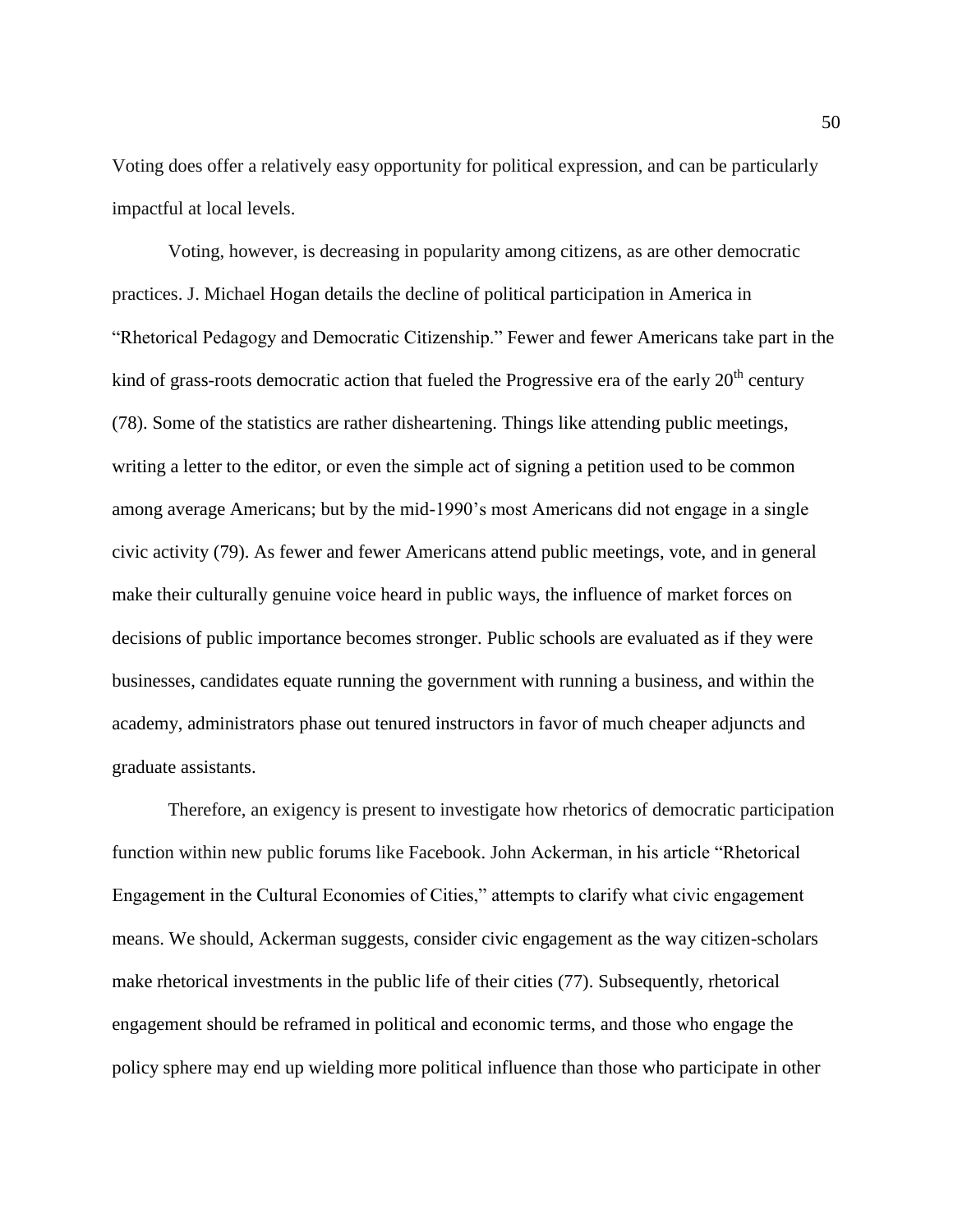Voting does offer a relatively easy opportunity for political expression, and can be particularly impactful at local levels.

Voting, however, is decreasing in popularity among citizens, as are other democratic practices. J. Michael Hogan details the decline of political participation in America in "Rhetorical Pedagogy and Democratic Citizenship." Fewer and fewer Americans take part in the kind of grass-roots democratic action that fueled the Progressive era of the early 20th century (78). Some of the statistics are rather disheartening. Things like attending public meetings, writing a letter to the editor, or even the simple act of signing a petition used to be common among average Americans; but by the mid-1990's most Americans did not engage in a single civic activity (79). As fewer and fewer Americans attend public meetings, vote, and in general make their culturally genuine voice heard in public ways, the influence of market forces on decisions of public importance becomes stronger. Public schools are evaluated as if they were businesses, candidates equate running the government with running a business, and within the academy, administrators phase out tenured instructors in favor of much cheaper adjuncts and graduate assistants.

Therefore, an exigency is present to investigate how rhetorics of democratic participation function within new public forums like Facebook. John Ackerman, in his article "Rhetorical Engagement in the Cultural Economies of Cities," attempts to clarify what civic engagement means. We should, Ackerman suggests, consider civic engagement as the way citizen-scholars make rhetorical investments in the public life of their cities (77). Subsequently, rhetorical engagement should be reframed in political and economic terms, and those who engage the policy sphere may end up wielding more political influence than those who participate in other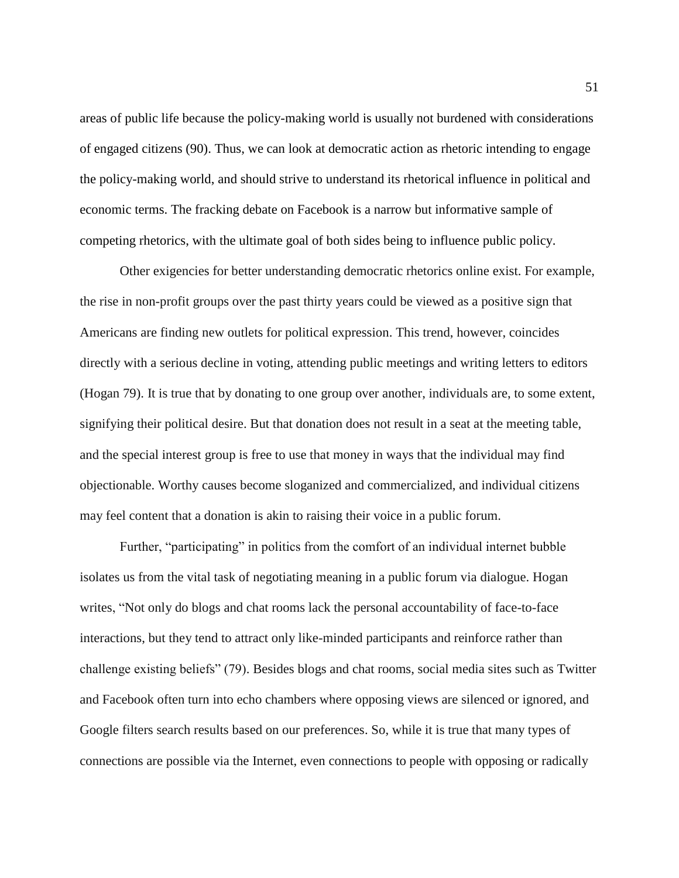areas of public life because the policy-making world is usually not burdened with considerations of engaged citizens (90). Thus, we can look at democratic action as rhetoric intending to engage the policy-making world, and should strive to understand its rhetorical influence in political and economic terms. The fracking debate on Facebook is a narrow but informative sample of competing rhetorics, with the ultimate goal of both sides being to influence public policy.

Other exigencies for better understanding democratic rhetorics online exist. For example, the rise in non-profit groups over the past thirty years could be viewed as a positive sign that Americans are finding new outlets for political expression. This trend, however, coincides directly with a serious decline in voting, attending public meetings and writing letters to editors (Hogan 79). It is true that by donating to one group over another, individuals are, to some extent, signifying their political desire. But that donation does not result in a seat at the meeting table, and the special interest group is free to use that money in ways that the individual may find objectionable. Worthy causes become sloganized and commercialized, and individual citizens may feel content that a donation is akin to raising their voice in a public forum.

Further, "participating" in politics from the comfort of an individual internet bubble isolates us from the vital task of negotiating meaning in a public forum via dialogue. Hogan writes, "Not only do blogs and chat rooms lack the personal accountability of face-to-face interactions, but they tend to attract only like-minded participants and reinforce rather than challenge existing beliefs" (79). Besides blogs and chat rooms, social media sites such as Twitter and Facebook often turn into echo chambers where opposing views are silenced or ignored, and Google filters search results based on our preferences. So, while it is true that many types of connections are possible via the Internet, even connections to people with opposing or radically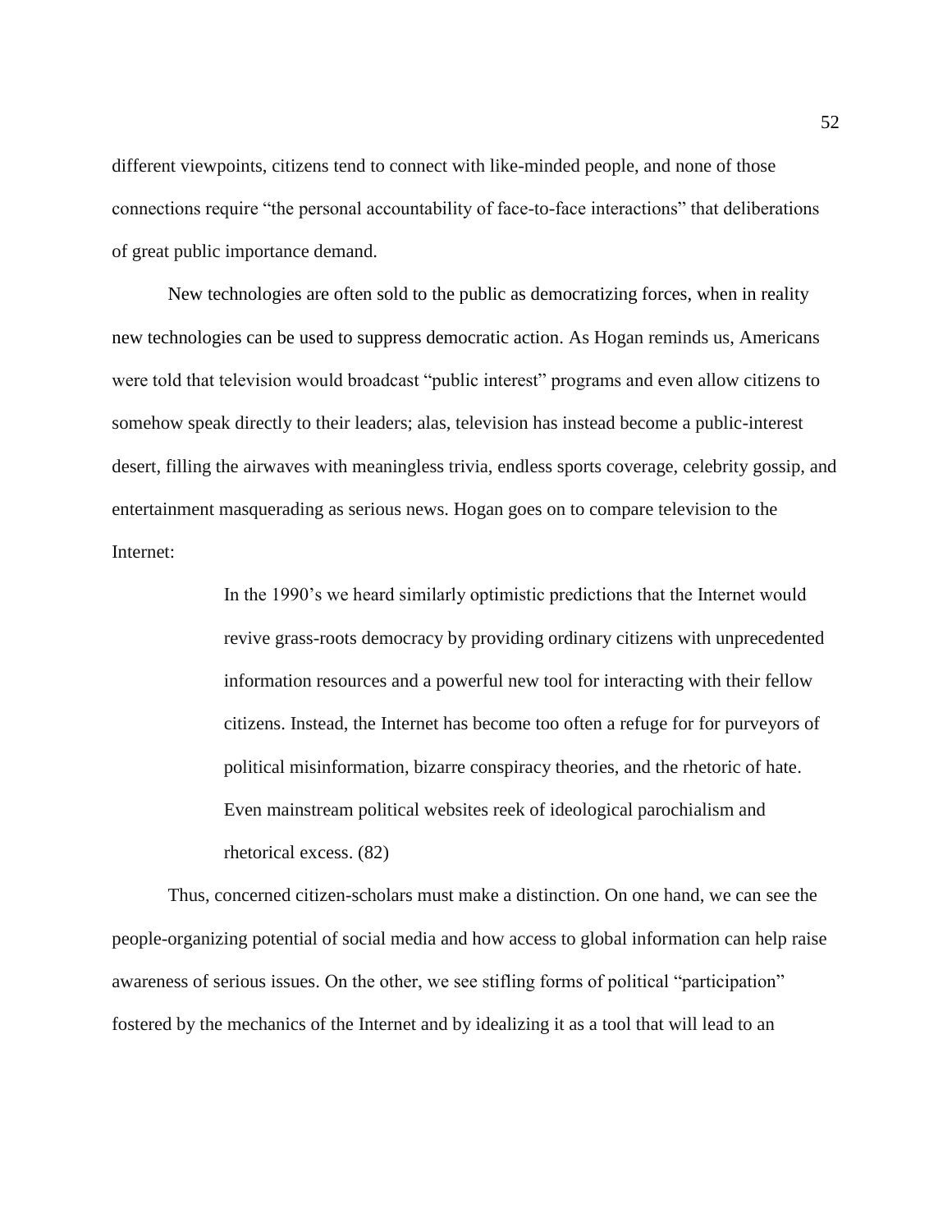different viewpoints, citizens tend to connect with like-minded people, and none of those connections require "the personal accountability of face-to-face interactions" that deliberations of great public importance demand.

New technologies are often sold to the public as democratizing forces, when in reality new technologies can be used to suppress democratic action. As Hogan reminds us, Americans were told that television would broadcast "public interest" programs and even allow citizens to somehow speak directly to their leaders; alas, television has instead become a public-interest desert, filling the airwaves with meaningless trivia, endless sports coverage, celebrity gossip, and entertainment masquerading as serious news. Hogan goes on to compare television to the Internet:

> In the 1990's we heard similarly optimistic predictions that the Internet would revive grass-roots democracy by providing ordinary citizens with unprecedented information resources and a powerful new tool for interacting with their fellow citizens. Instead, the Internet has become too often a refuge for for purveyors of political misinformation, bizarre conspiracy theories, and the rhetoric of hate. Even mainstream political websites reek of ideological parochialism and rhetorical excess. (82)

Thus, concerned citizen-scholars must make a distinction. On one hand, we can see the people-organizing potential of social media and how access to global information can help raise awareness of serious issues. On the other, we see stifling forms of political "participation" fostered by the mechanics of the Internet and by idealizing it as a tool that will lead to an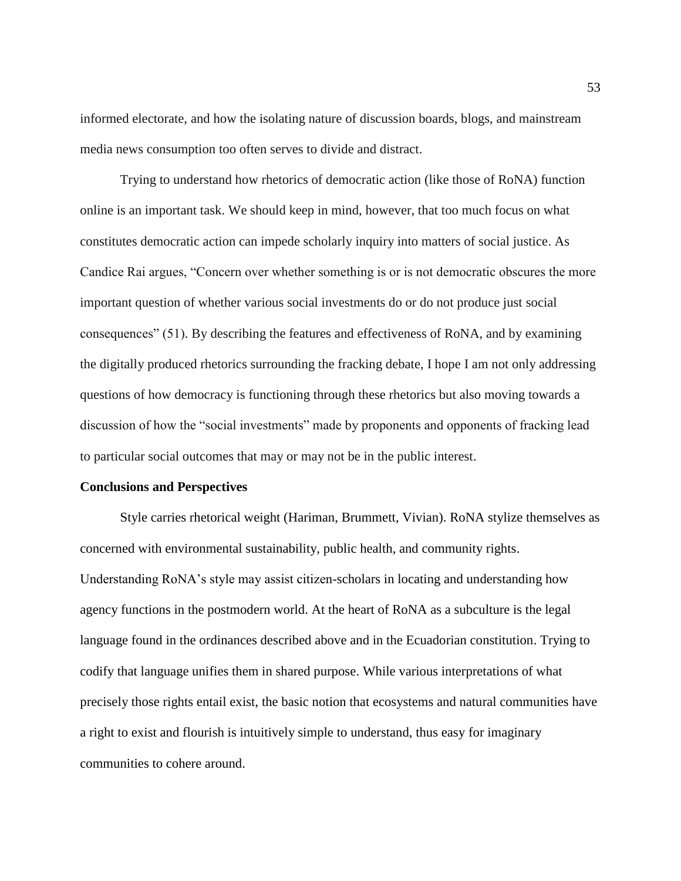informed electorate, and how the isolating nature of discussion boards, blogs, and mainstream media news consumption too often serves to divide and distract.

Trying to understand how rhetorics of democratic action (like those of RoNA) function online is an important task. We should keep in mind, however, that too much focus on what constitutes democratic action can impede scholarly inquiry into matters of social justice. As Candice Rai argues, "Concern over whether something is or is not democratic obscures the more important question of whether various social investments do or do not produce just social consequences" (51). By describing the features and effectiveness of RoNA, and by examining the digitally produced rhetorics surrounding the fracking debate, I hope I am not only addressing questions of how democracy is functioning through these rhetorics but also moving towards a discussion of how the "social investments" made by proponents and opponents of fracking lead to particular social outcomes that may or may not be in the public interest.

**Conclusions and Perspectives**

Style carries rhetorical weight (Hariman, Brummett, Vivian). RoNA stylize themselves as concerned with environmental sustainability, public health, and community rights. Understanding RoNA's style may assist citizen-scholars in locating and understanding how agency functions in the postmodern world. At the heart of RoNA as a subculture is the legal language found in the ordinances described above and in the Ecuadorian constitution. Trying to codify that language unifies them in shared purpose. While various interpretations of what precisely those rights entail exist, the basic notion that ecosystems and natural communities have a right to exist and flourish is intuitively simple to understand, thus easy for imaginary communities to cohere around.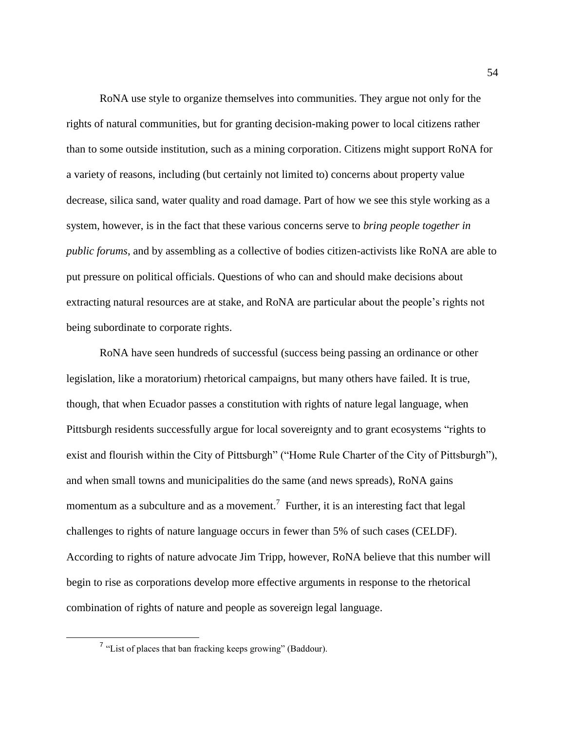RoNA use style to organize themselves into communities. They argue not only for the rights of natural communities, but for granting decision-making power to local citizens rather than to some outside institution, such as a mining corporation. Citizens might support RoNA for a variety of reasons, including (but certainly not limited to) concerns about property value decrease, silica sand, water quality and road damage. Part of how we see this style working as a system, however, is in the fact that these various concerns serve to *bring people together in public forums*, and by assembling as a collective of bodies citizen-activists like RoNA are able to put pressure on political officials. Questions of who can and should make decisions about extracting natural resources are at stake, and RoNA are particular about the people's rights not being subordinate to corporate rights.

RoNA have seen hundreds of successful (success being passing an ordinance or other legislation, like a moratorium) rhetorical campaigns, but many others have failed. It is true, though, that when Ecuador passes a constitution with rights of nature legal language, when Pittsburgh residents successfully argue for local sovereignty and to grant ecosystems "rights to exist and flourish within the City of Pittsburgh" ("Home Rule Charter of the City of Pittsburgh"), and when small towns and municipalities do the same (and news spreads), RoNA gains momentum as a subculture and as a movement.[7] Further, it is an interesting fact that legal challenges to rights of nature language occurs in fewer than 5% of such cases (CELDF). According to rights of nature advocate Jim Tripp, however, RoNA believe that this number will begin to rise as corporations develop more effective arguments in response to the rhetorical combination of rights of nature and people as sovereign legal language.

---

[7] "List of places that ban fracking keeps growing" (Baddour).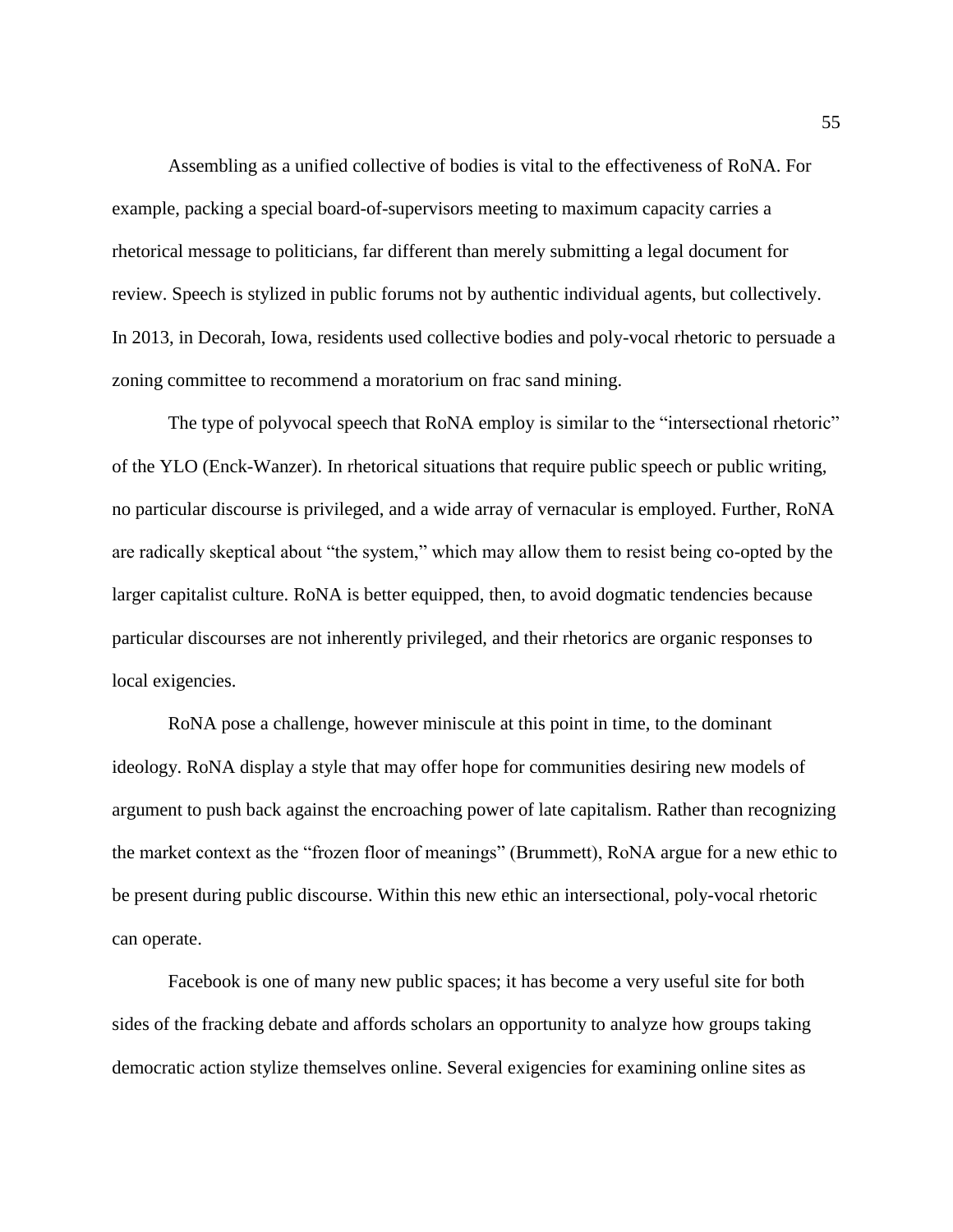Assembling as a unified collective of bodies is vital to the effectiveness of RoNA. For example, packing a special board-of-supervisors meeting to maximum capacity carries a rhetorical message to politicians, far different than merely submitting a legal document for review. Speech is stylized in public forums not by authentic individual agents, but collectively. In 2013, in Decorah, Iowa, residents used collective bodies and poly-vocal rhetoric to persuade a zoning committee to recommend a moratorium on frac sand mining.

The type of polyvocal speech that RoNA employ is similar to the "intersectional rhetoric" of the YLO (Enck-Wanzer). In rhetorical situations that require public speech or public writing, no particular discourse is privileged, and a wide array of vernacular is employed. Further, RoNA are radically skeptical about "the system," which may allow them to resist being co-opted by the larger capitalist culture. RoNA is better equipped, then, to avoid dogmatic tendencies because particular discourses are not inherently privileged, and their rhetorics are organic responses to local exigencies.

RoNA pose a challenge, however miniscule at this point in time, to the dominant ideology. RoNA display a style that may offer hope for communities desiring new models of argument to push back against the encroaching power of late capitalism. Rather than recognizing the market context as the "frozen floor of meanings" (Brummett), RoNA argue for a new ethic to be present during public discourse. Within this new ethic an intersectional, poly-vocal rhetoric can operate.

Facebook is one of many new public spaces; it has become a very useful site for both sides of the fracking debate and affords scholars an opportunity to analyze how groups taking democratic action stylize themselves online. Several exigencies for examining online sites as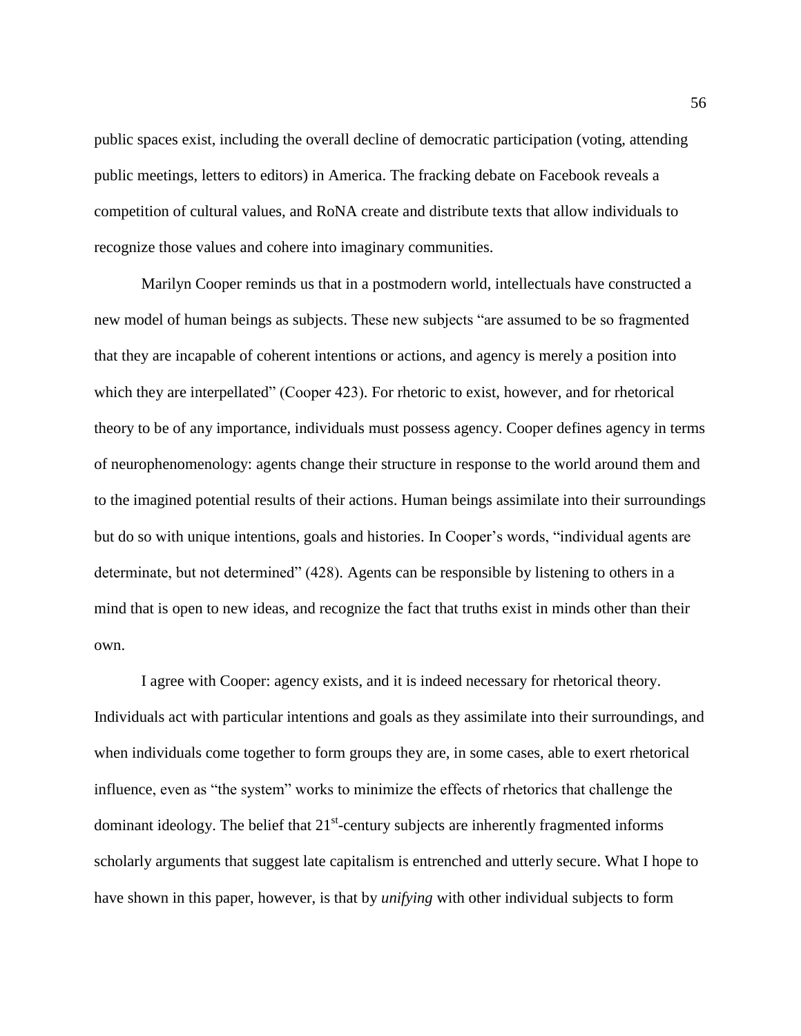public spaces exist, including the overall decline of democratic participation (voting, attending public meetings, letters to editors) in America. The fracking debate on Facebook reveals a competition of cultural values, and RoNA create and distribute texts that allow individuals to recognize those values and cohere into imaginary communities.

Marilyn Cooper reminds us that in a postmodern world, intellectuals have constructed a new model of human beings as subjects. These new subjects "are assumed to be so fragmented that they are incapable of coherent intentions or actions, and agency is merely a position into which they are interpellated" (Cooper 423). For rhetoric to exist, however, and for rhetorical theory to be of any importance, individuals must possess agency. Cooper defines agency in terms of neurophenomenology: agents change their structure in response to the world around them and to the imagined potential results of their actions. Human beings assimilate into their surroundings but do so with unique intentions, goals and histories. In Cooper's words, "individual agents are determinate, but not determined" (428). Agents can be responsible by listening to others in a mind that is open to new ideas, and recognize the fact that truths exist in minds other than their own.

I agree with Cooper: agency exists, and it is indeed necessary for rhetorical theory. Individuals act with particular intentions and goals as they assimilate into their surroundings, and when individuals come together to form groups they are, in some cases, able to exert rhetorical influence, even as "the system" works to minimize the effects of rhetorics that challenge the dominant ideology. The belief that 21st-century subjects are inherently fragmented informs scholarly arguments that suggest late capitalism is entrenched and utterly secure. What I hope to have shown in this paper, however, is that by *unifying* with other individual subjects to form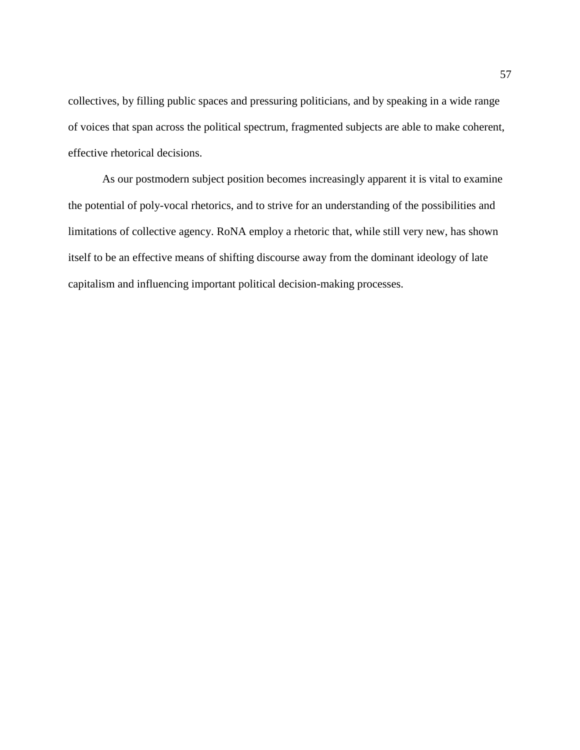collectives, by filling public spaces and pressuring politicians, and by speaking in a wide range of voices that span across the political spectrum, fragmented subjects are able to make coherent, effective rhetorical decisions.

As our postmodern subject position becomes increasingly apparent it is vital to examine the potential of poly-vocal rhetorics, and to strive for an understanding of the possibilities and limitations of collective agency. RoNA employ a rhetoric that, while still very new, has shown itself to be an effective means of shifting discourse away from the dominant ideology of late capitalism and influencing important political decision-making processes.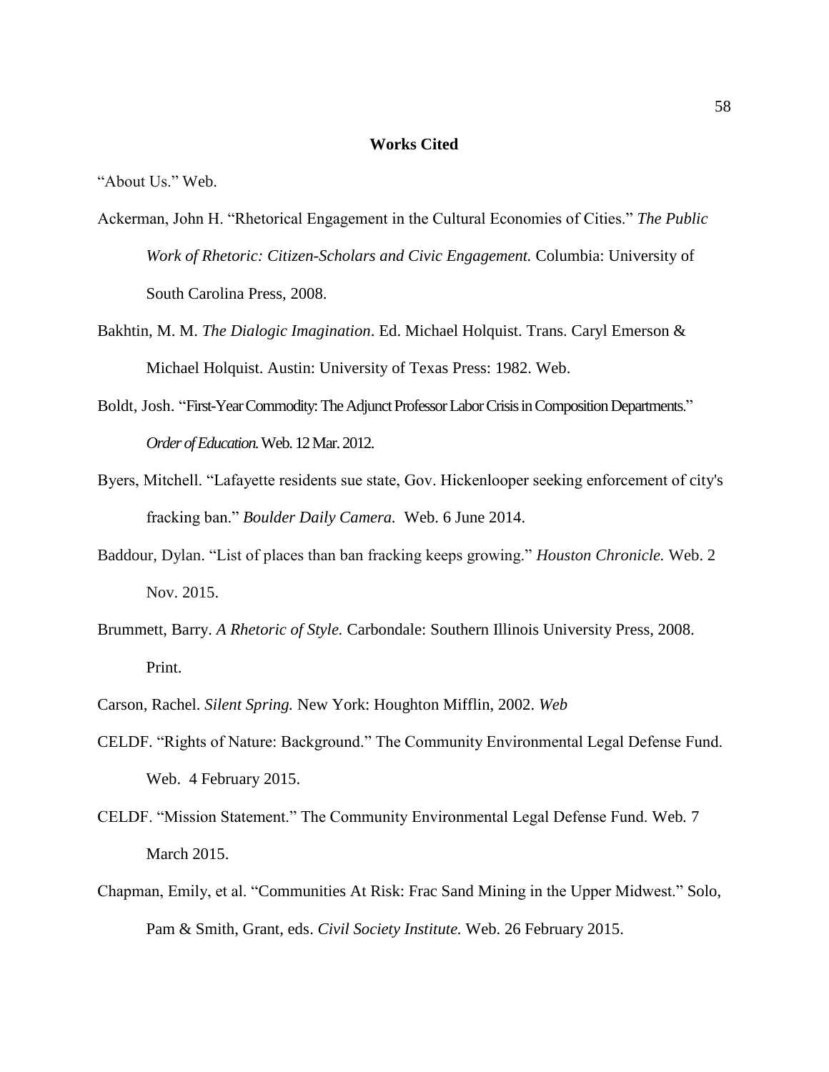## Works Cited

"About Us." Web.

Ackerman, John H. "Rhetorical Engagement in the Cultural Economies of Cities." *The Public Work of Rhetoric: Citizen-Scholars and Civic Engagement.* Columbia: University of South Carolina Press, 2008.

Bakhtin, M. M. *The Dialogic Imagination*. Ed. Michael Holquist. Trans. Caryl Emerson & Michael Holquist. Austin: University of Texas Press: 1982. Web.

Boldt, Josh. "First-Year Commodity: The Adjunct Professor Labor Crisis in Composition Departments." *Order of Education.* Web. 12 Mar. 2012.

Byers, Mitchell. "Lafayette residents sue state, Gov. Hickenlooper seeking enforcement of city's fracking ban." *Boulder Daily Camera.* Web. 6 June 2014.

Baddour, Dylan. "List of places than ban fracking keeps growing." *Houston Chronicle.* Web. 2 Nov. 2015.

Brummett, Barry. *A Rhetoric of Style.* Carbondale: Southern Illinois University Press, 2008. Print.

Carson, Rachel. *Silent Spring.* New York: Houghton Mifflin, 2002. *Web*

CELDF. "Rights of Nature: Background." The Community Environmental Legal Defense Fund. Web. 4 February 2015.

CELDF. "Mission Statement." The Community Environmental Legal Defense Fund. Web. 7 March 2015.

Chapman, Emily, et al. "Communities At Risk: Frac Sand Mining in the Upper Midwest." Solo, Pam & Smith, Grant, eds. *Civil Society Institute.* Web. 26 February 2015.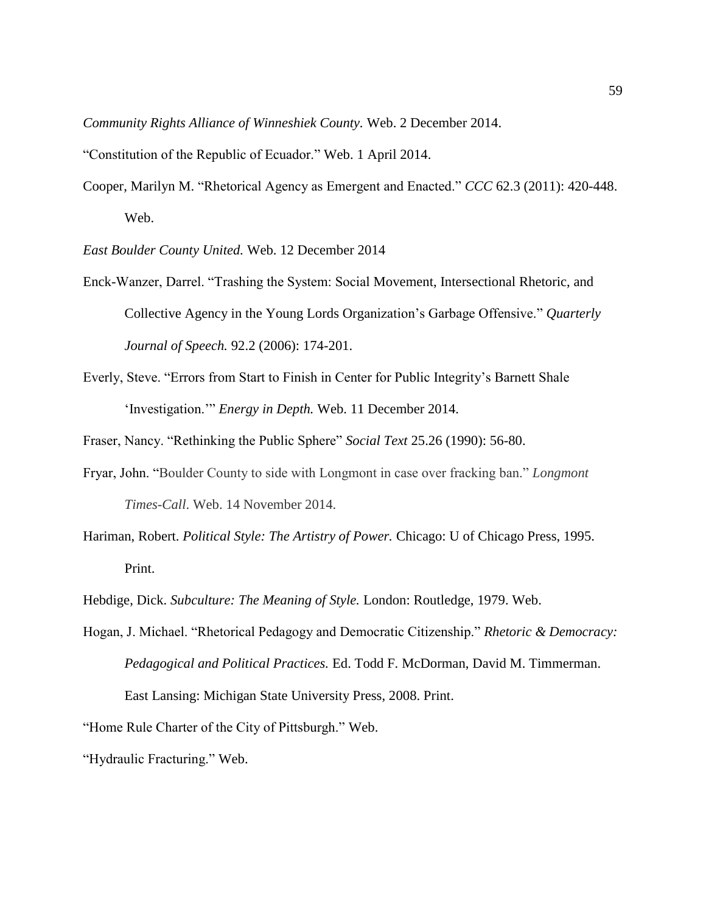*Community Rights Alliance of Winneshiek County.* Web. 2 December 2014.

"Constitution of the Republic of Ecuador." Web. 1 April 2014.

Cooper, Marilyn M. "Rhetorical Agency as Emergent and Enacted." *CCC* 62.3 (2011): 420-448. Web.

*East Boulder County United.* Web. 12 December 2014

Enck-Wanzer, Darrel. "Trashing the System: Social Movement, Intersectional Rhetoric, and Collective Agency in the Young Lords Organization's Garbage Offensive." *Quarterly Journal of Speech.* 92.2 (2006): 174-201.

Everly, Steve. "Errors from Start to Finish in Center for Public Integrity's Barnett Shale 'Investigation.'" *Energy in Depth.* Web. 11 December 2014.

Fraser, Nancy. "Rethinking the Public Sphere" *Social Text* 25.26 (1990): 56-80.

Fryar, John. "Boulder County to side with Longmont in case over fracking ban." *Longmont Times-Call*. Web. 14 November 2014.

Hariman, Robert. *Political Style: The Artistry of Power.* Chicago: U of Chicago Press, 1995. Print.

Hebdige, Dick. *Subculture: The Meaning of Style.* London: Routledge, 1979. Web.

Hogan, J. Michael. "Rhetorical Pedagogy and Democratic Citizenship." *Rhetoric & Democracy: Pedagogical and Political Practices.* Ed. Todd F. McDorman, David M. Timmerman. East Lansing: Michigan State University Press, 2008. Print.

"Home Rule Charter of the City of Pittsburgh." Web.

"Hydraulic Fracturing." Web.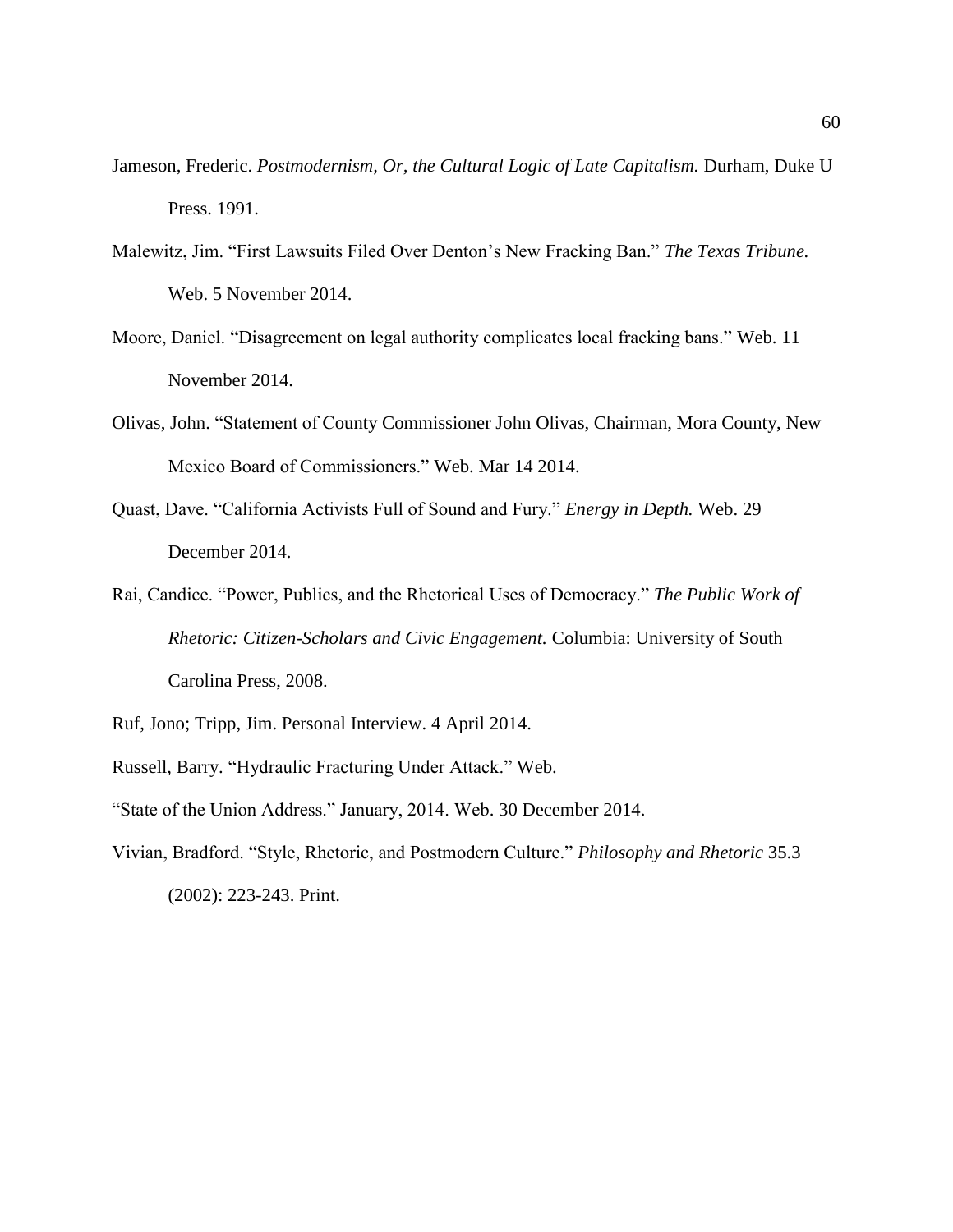Jameson, Frederic. *Postmodernism, Or, the Cultural Logic of Late Capitalism.* Durham, Duke U Press. 1991.

Malewitz, Jim. "First Lawsuits Filed Over Denton's New Fracking Ban." *The Texas Tribune.* Web. 5 November 2014.

Moore, Daniel. "Disagreement on legal authority complicates local fracking bans." Web. 11 November 2014.

Olivas, John. "Statement of County Commissioner John Olivas, Chairman, Mora County, New Mexico Board of Commissioners." Web. Mar 14 2014.

Quast, Dave. "California Activists Full of Sound and Fury." *Energy in Depth.* Web. 29 December 2014.

Rai, Candice. "Power, Publics, and the Rhetorical Uses of Democracy." *The Public Work of Rhetoric: Citizen-Scholars and Civic Engagement.* Columbia: University of South Carolina Press, 2008.

Ruf, Jono; Tripp, Jim. Personal Interview. 4 April 2014.

Russell, Barry. "Hydraulic Fracturing Under Attack." Web.

"State of the Union Address." January, 2014. Web. 30 December 2014.

Vivian, Bradford. "Style, Rhetoric, and Postmodern Culture." *Philosophy and Rhetoric* 35.3 (2002): 223-243. Print.